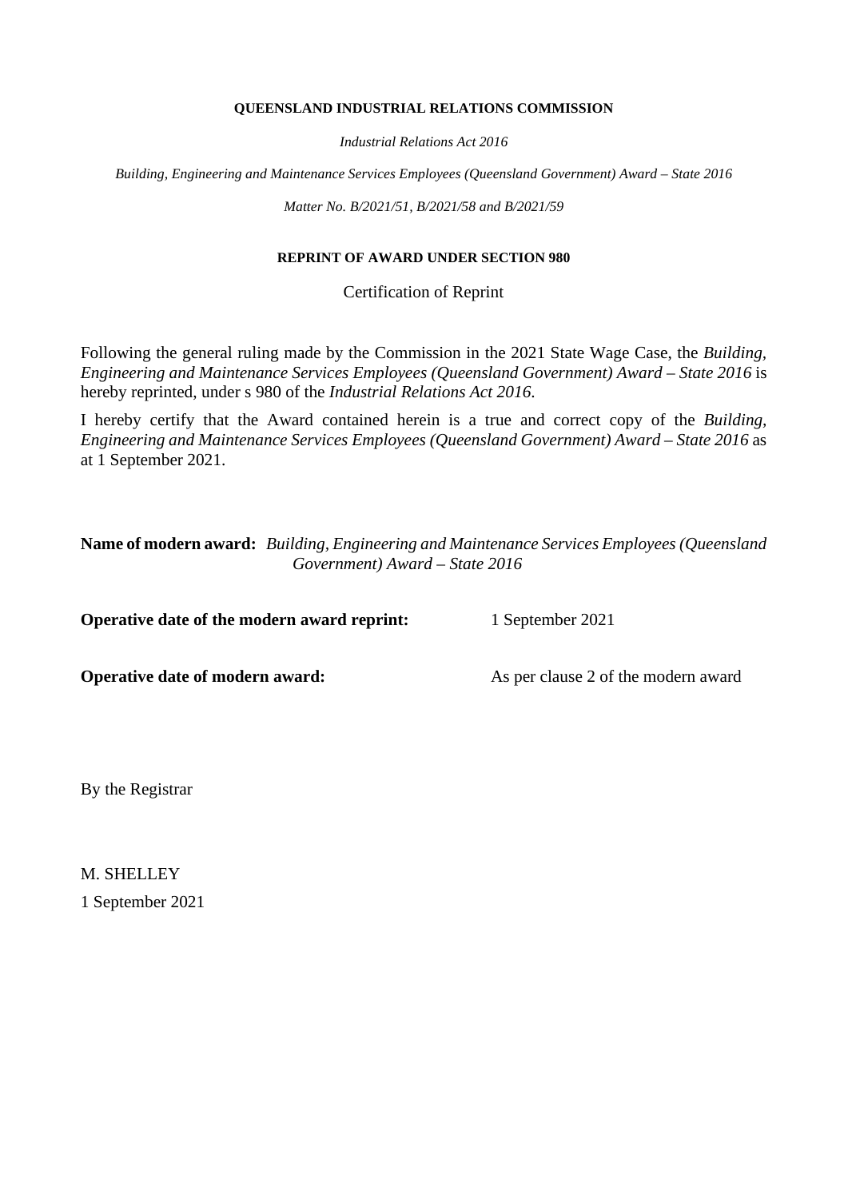**QUEENSLAND INDUSTRIAL RELATIONS COMMISSION**

*Industrial Relations Act 2016*

*Building, Engineering and Maintenance Services Employees (Queensland Government) Award – State 2016*

*Matter No. B/2021/51, B/2021/58 and B/2021/59*

**REPRINT OF AWARD UNDER SECTION 980**

Certification of Reprint

Following the general ruling made by the Commission in the 2021 State Wage Case, the *Building, Engineering and Maintenance Services Employees (Queensland Government) Award – State 2016* is hereby reprinted, under s 980 of the *Industrial Relations Act 2016*.

I hereby certify that the Award contained herein is a true and correct copy of the *Building, Engineering and Maintenance Services Employees (Queensland Government) Award – State 2016* as at 1 September 2021.

**Name of modern award:** *Building, Engineering and Maintenance Services Employees (Queensland Government) Award – State 2016*

**Operative date of the modern award reprint:** 1 September 2021

**Operative date of modern award:** As per clause 2 of the modern award

By the Registrar

M. SHELLEY

1 September 2021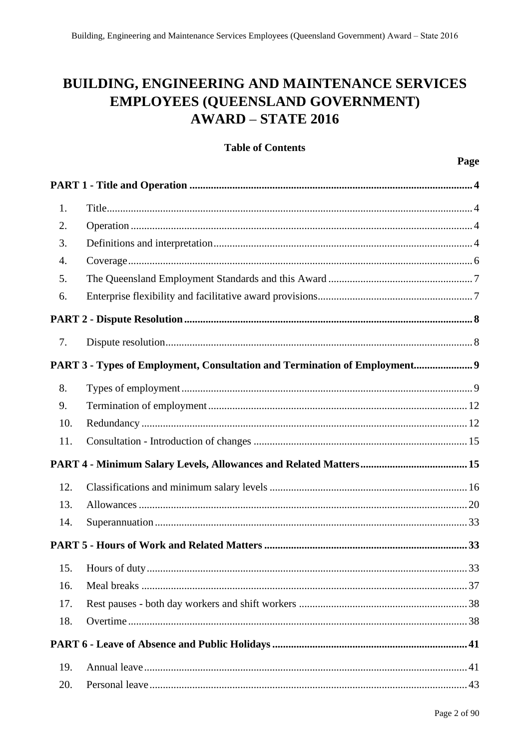# BUILDING, ENGINEERING AND MAINTENANCE SERVICES EMPLOYEES (QUEENSLAND GOVERNMENT) AWARD – STATE 2016

**Table of Contents**

| | | **Page** |
|---|---|---|
| **PART 1 - Title and Operation** | | **4** |
| 1. | Title | 4 |
| 2. | Operation | 4 |
| 3. | Definitions and interpretation | 4 |
| 4. | Coverage | 6 |
| 5. | The Queensland Employment Standards and this Award | 7 |
| 6. | Enterprise flexibility and facilitative award provisions | 7 |
| **PART 2 - Dispute Resolution** | | **8** |
| 7. | Dispute resolution | 8 |
| **PART 3 - Types of Employment, Consultation and Termination of Employment** | | **9** |
| 8. | Types of employment | 9 |
| 9. | Termination of employment | 12 |
| 10. | Redundancy | 12 |
| 11. | Consultation - Introduction of changes | 15 |
| **PART 4 - Minimum Salary Levels, Allowances and Related Matters** | | **15** |
| 12. | Classifications and minimum salary levels | 16 |
| 13. | Allowances | 20 |
| 14. | Superannuation | 33 |
| **PART 5 - Hours of Work and Related Matters** | | **33** |
| 15. | Hours of duty | 33 |
| 16. | Meal breaks | 37 |
| 17. | Rest pauses - both day workers and shift workers | 38 |
| 18. | Overtime | 38 |
| **PART 6 - Leave of Absence and Public Holidays** | | **41** |
| 19. | Annual leave | 41 |
| 20. | Personal leave | 43 |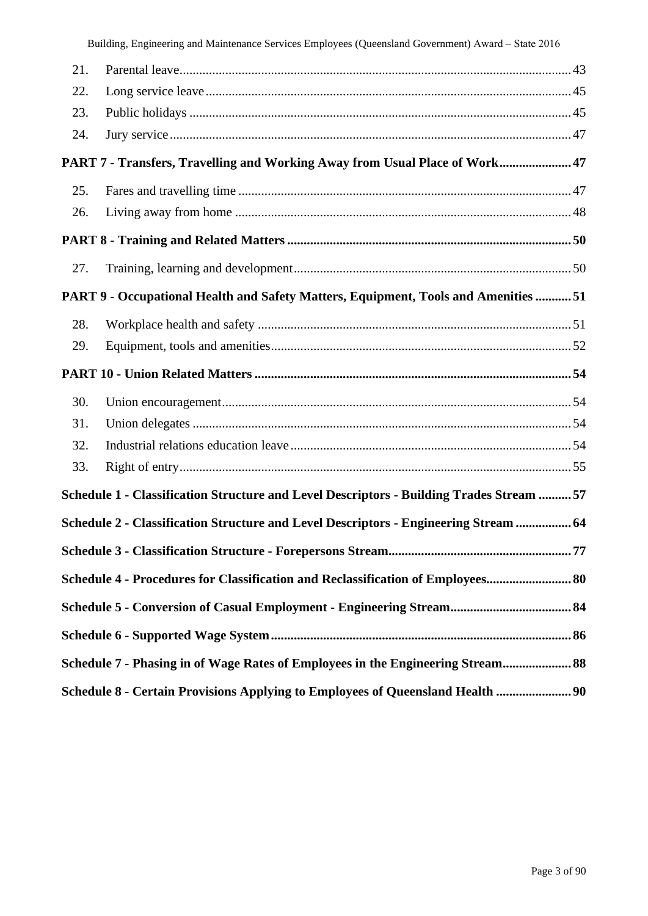21. Parental leave 43
22. Long service leave 45
23. Public holidays 45
24. Jury service 47

**PART 7 - Transfers, Travelling and Working Away from Usual Place of Work 47**

25. Fares and travelling time 47
26. Living away from home 48

**PART 8 - Training and Related Matters 50**

27. Training, learning and development 50

**PART 9 - Occupational Health and Safety Matters, Equipment, Tools and Amenities 51**

28. Workplace health and safety 51
29. Equipment, tools and amenities 52

**PART 10 - Union Related Matters 54**

30. Union encouragement 54
31. Union delegates 54
32. Industrial relations education leave 54
33. Right of entry 55

**Schedule 1 - Classification Structure and Level Descriptors - Building Trades Stream 57**

**Schedule 2 - Classification Structure and Level Descriptors - Engineering Stream 64**

**Schedule 3 - Classification Structure - Forepersons Stream 77**

**Schedule 4 - Procedures for Classification and Reclassification of Employees 80**

**Schedule 5 - Conversion of Casual Employment - Engineering Stream 84**

**Schedule 6 - Supported Wage System 86**

**Schedule 7 - Phasing in of Wage Rates of Employees in the Engineering Stream 88**

**Schedule 8 - Certain Provisions Applying to Employees of Queensland Health 90**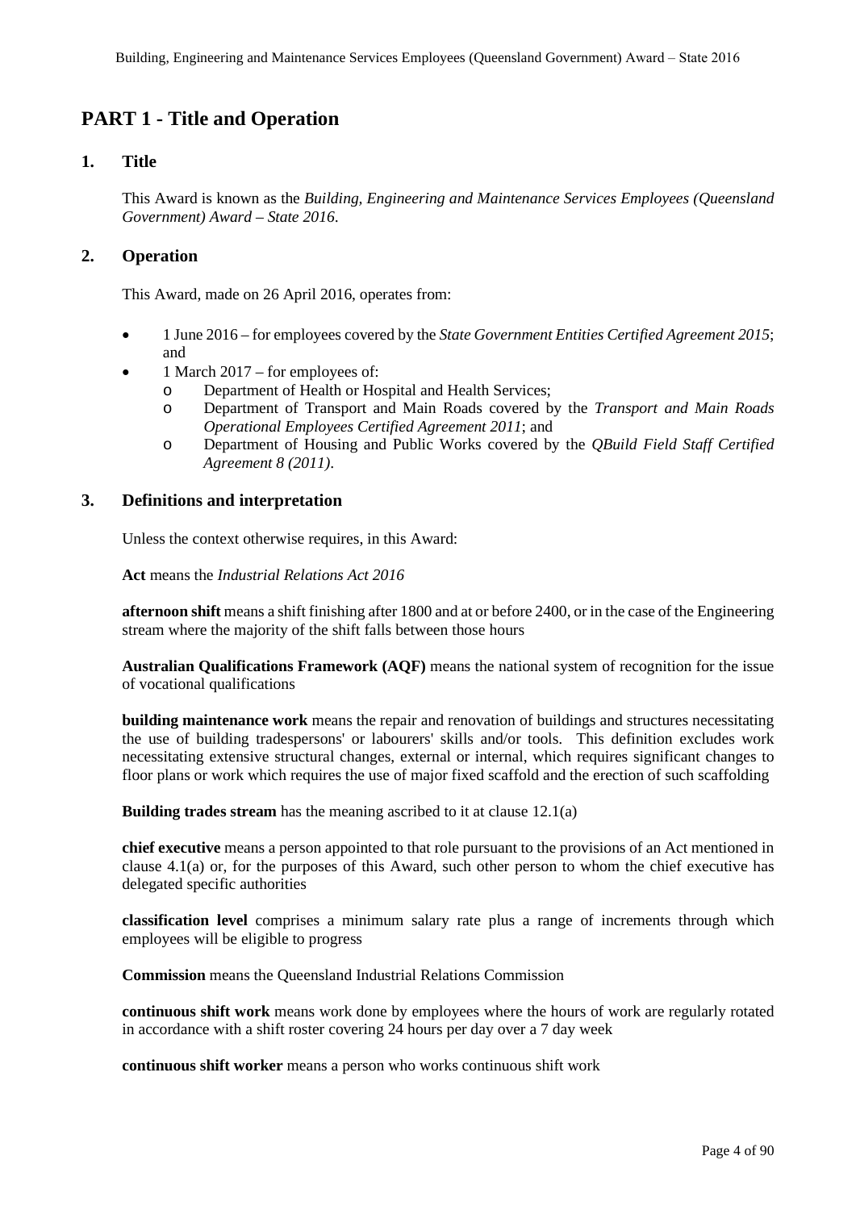# PART 1 - Title and Operation

## 1. Title

This Award is known as the *Building, Engineering and Maintenance Services Employees (Queensland Government) Award – State 2016*.

## 2. Operation

This Award, made on 26 April 2016, operates from:

- 1 June 2016 – for employees covered by the *State Government Entities Certified Agreement 2015*; and
- 1 March 2017 – for employees of:
  - Department of Health or Hospital and Health Services;
  - Department of Transport and Main Roads covered by the *Transport and Main Roads Operational Employees Certified Agreement 2011*; and
  - Department of Housing and Public Works covered by the *QBuild Field Staff Certified Agreement 8 (2011)*.

## 3. Definitions and interpretation

Unless the context otherwise requires, in this Award:

**Act** means the *Industrial Relations Act 2016*

**afternoon shift** means a shift finishing after 1800 and at or before 2400, or in the case of the Engineering stream where the majority of the shift falls between those hours

**Australian Qualifications Framework (AQF)** means the national system of recognition for the issue of vocational qualifications

**building maintenance work** means the repair and renovation of buildings and structures necessitating the use of building tradespersons' or labourers' skills and/or tools. This definition excludes work necessitating extensive structural changes, external or internal, which requires significant changes to floor plans or work which requires the use of major fixed scaffold and the erection of such scaffolding

**Building trades stream** has the meaning ascribed to it at clause 12.1(a)

**chief executive** means a person appointed to that role pursuant to the provisions of an Act mentioned in clause 4.1(a) or, for the purposes of this Award, such other person to whom the chief executive has delegated specific authorities

**classification level** comprises a minimum salary rate plus a range of increments through which employees will be eligible to progress

**Commission** means the Queensland Industrial Relations Commission

**continuous shift work** means work done by employees where the hours of work are regularly rotated in accordance with a shift roster covering 24 hours per day over a 7 day week

**continuous shift worker** means a person who works continuous shift work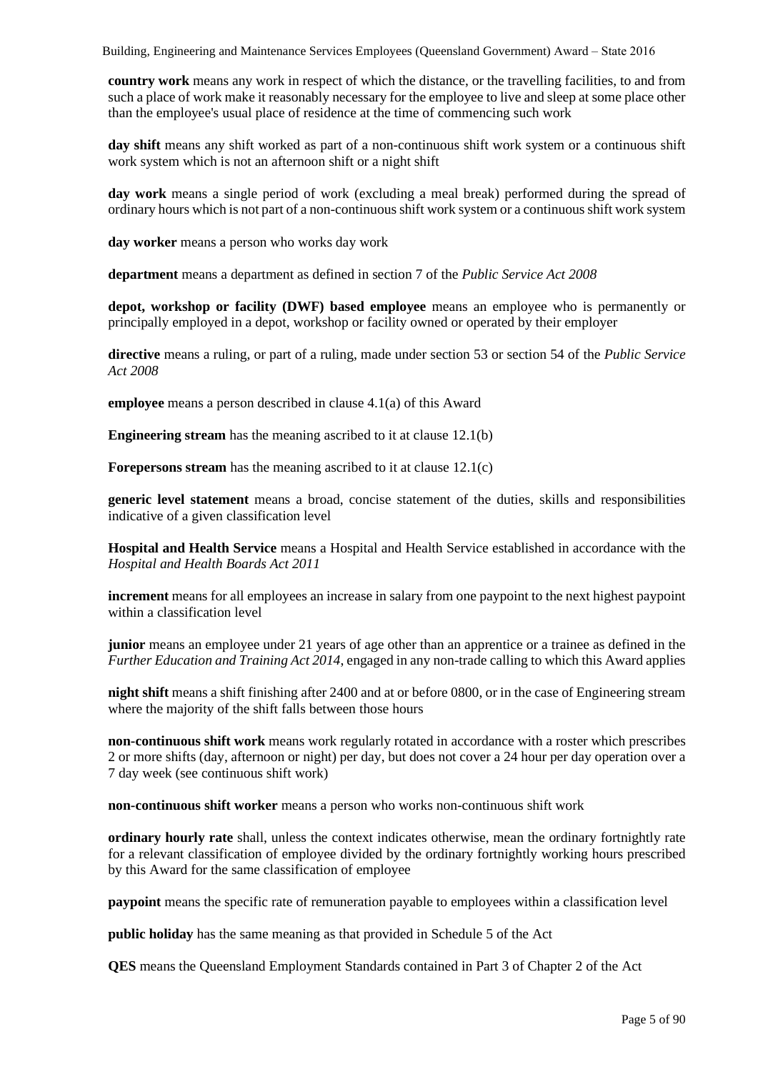**country work** means any work in respect of which the distance, or the travelling facilities, to and from such a place of work make it reasonably necessary for the employee to live and sleep at some place other than the employee's usual place of residence at the time of commencing such work

**day shift** means any shift worked as part of a non-continuous shift work system or a continuous shift work system which is not an afternoon shift or a night shift

**day work** means a single period of work (excluding a meal break) performed during the spread of ordinary hours which is not part of a non-continuous shift work system or a continuous shift work system

**day worker** means a person who works day work

**department** means a department as defined in section 7 of the *Public Service Act 2008*

**depot, workshop or facility (DWF) based employee** means an employee who is permanently or principally employed in a depot, workshop or facility owned or operated by their employer

**directive** means a ruling, or part of a ruling, made under section 53 or section 54 of the *Public Service Act 2008*

**employee** means a person described in clause 4.1(a) of this Award

**Engineering stream** has the meaning ascribed to it at clause 12.1(b)

**Forepersons stream** has the meaning ascribed to it at clause 12.1(c)

**generic level statement** means a broad, concise statement of the duties, skills and responsibilities indicative of a given classification level

**Hospital and Health Service** means a Hospital and Health Service established in accordance with the *Hospital and Health Boards Act 2011*

**increment** means for all employees an increase in salary from one paypoint to the next highest paypoint within a classification level

**junior** means an employee under 21 years of age other than an apprentice or a trainee as defined in the *Further Education and Training Act 2014,* engaged in any non-trade calling to which this Award applies

**night shift** means a shift finishing after 2400 and at or before 0800, or in the case of Engineering stream where the majority of the shift falls between those hours

**non-continuous shift work** means work regularly rotated in accordance with a roster which prescribes 2 or more shifts (day, afternoon or night) per day, but does not cover a 24 hour per day operation over a 7 day week (see continuous shift work)

**non-continuous shift worker** means a person who works non-continuous shift work

**ordinary hourly rate** shall, unless the context indicates otherwise, mean the ordinary fortnightly rate for a relevant classification of employee divided by the ordinary fortnightly working hours prescribed by this Award for the same classification of employee

**paypoint** means the specific rate of remuneration payable to employees within a classification level

**public holiday** has the same meaning as that provided in Schedule 5 of the Act

**QES** means the Queensland Employment Standards contained in Part 3 of Chapter 2 of the Act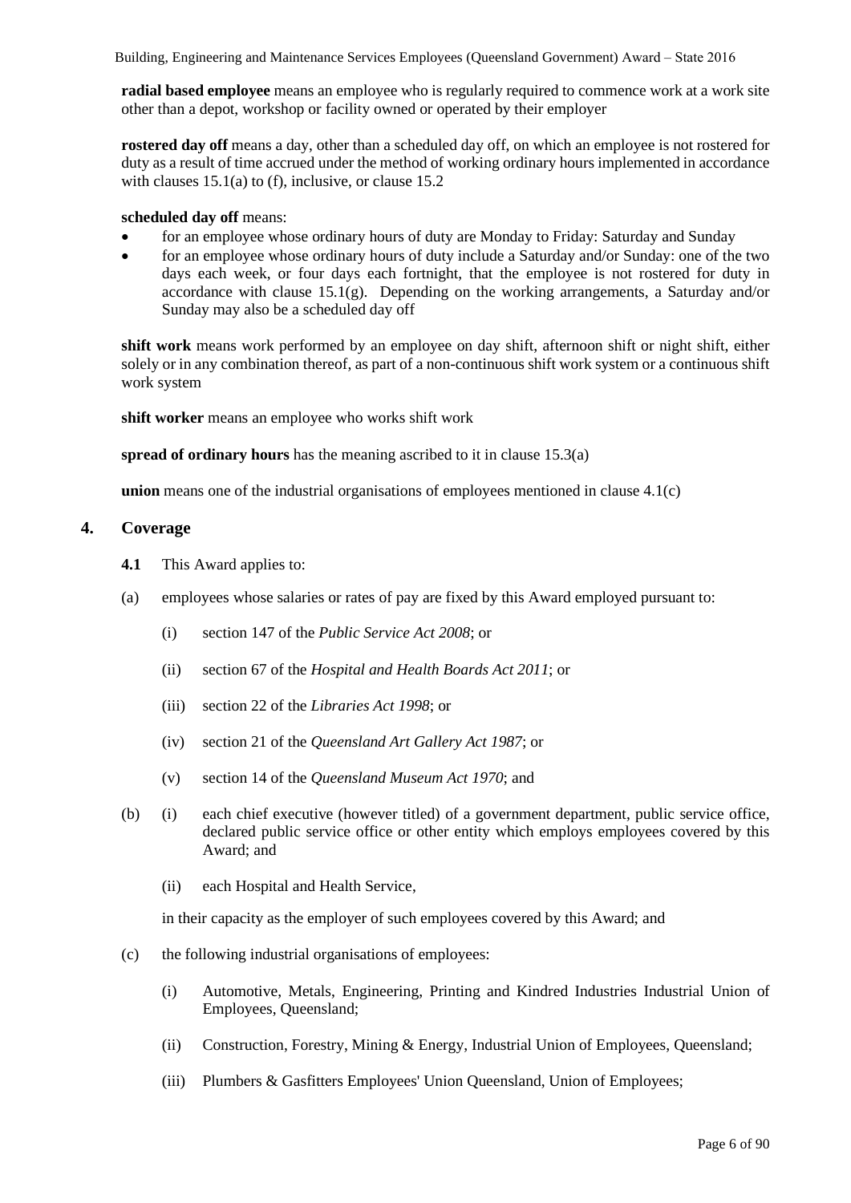**radial based employee** means an employee who is regularly required to commence work at a work site other than a depot, workshop or facility owned or operated by their employer

**rostered day off** means a day, other than a scheduled day off, on which an employee is not rostered for duty as a result of time accrued under the method of working ordinary hours implemented in accordance with clauses 15.1(a) to (f), inclusive, or clause 15.2

**scheduled day off** means:

- for an employee whose ordinary hours of duty are Monday to Friday: Saturday and Sunday
- for an employee whose ordinary hours of duty include a Saturday and/or Sunday: one of the two days each week, or four days each fortnight, that the employee is not rostered for duty in accordance with clause 15.1(g). Depending on the working arrangements, a Saturday and/or Sunday may also be a scheduled day off

**shift work** means work performed by an employee on day shift, afternoon shift or night shift, either solely or in any combination thereof, as part of a non-continuous shift work system or a continuous shift work system

**shift worker** means an employee who works shift work

**spread of ordinary hours** has the meaning ascribed to it in clause 15.3(a)

**union** means one of the industrial organisations of employees mentioned in clause 4.1(c)

## 4. Coverage

**4.1** This Award applies to:

(a) employees whose salaries or rates of pay are fixed by this Award employed pursuant to:

(i) section 147 of the *Public Service Act 2008*; or

(ii) section 67 of the *Hospital and Health Boards Act 2011*; or

(iii) section 22 of the *Libraries Act 1998*; or

(iv) section 21 of the *Queensland Art Gallery Act 1987*; or

(v) section 14 of the *Queensland Museum Act 1970*; and

(b) (i) each chief executive (however titled) of a government department, public service office, declared public service office or other entity which employs employees covered by this Award; and

(ii) each Hospital and Health Service,

in their capacity as the employer of such employees covered by this Award; and

(c) the following industrial organisations of employees:

(i) Automotive, Metals, Engineering, Printing and Kindred Industries Industrial Union of Employees, Queensland;

(ii) Construction, Forestry, Mining & Energy, Industrial Union of Employees, Queensland;

(iii) Plumbers & Gasfitters Employees' Union Queensland, Union of Employees;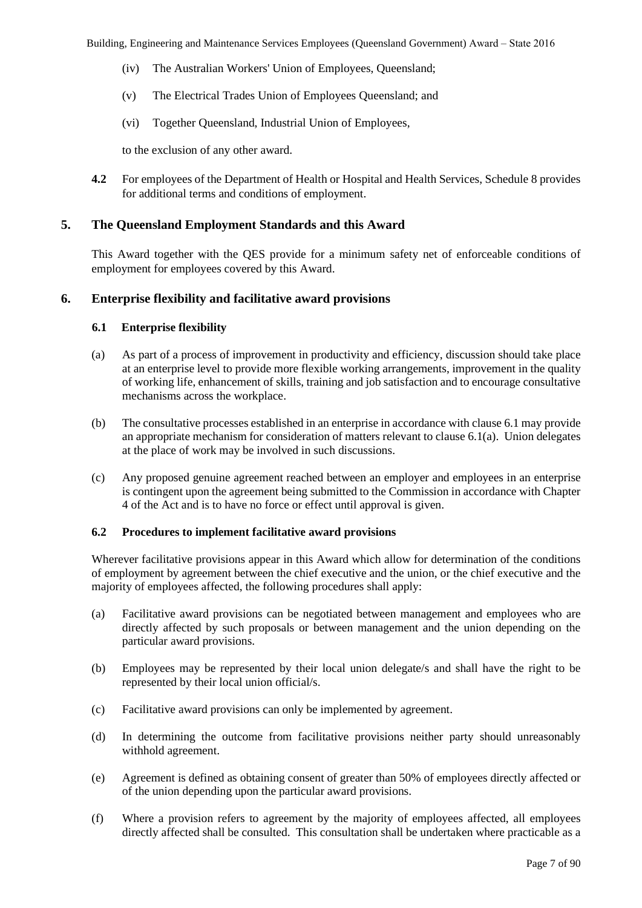(iv) The Australian Workers' Union of Employees, Queensland;

(v) The Electrical Trades Union of Employees Queensland; and

(vi) Together Queensland, Industrial Union of Employees,

to the exclusion of any other award.

**4.2** For employees of the Department of Health or Hospital and Health Services, Schedule 8 provides for additional terms and conditions of employment.

## 5. The Queensland Employment Standards and this Award

This Award together with the QES provide for a minimum safety net of enforceable conditions of employment for employees covered by this Award.

## 6. Enterprise flexibility and facilitative award provisions

### 6.1 Enterprise flexibility

(a) As part of a process of improvement in productivity and efficiency, discussion should take place at an enterprise level to provide more flexible working arrangements, improvement in the quality of working life, enhancement of skills, training and job satisfaction and to encourage consultative mechanisms across the workplace.

(b) The consultative processes established in an enterprise in accordance with clause 6.1 may provide an appropriate mechanism for consideration of matters relevant to clause 6.1(a). Union delegates at the place of work may be involved in such discussions.

(c) Any proposed genuine agreement reached between an employer and employees in an enterprise is contingent upon the agreement being submitted to the Commission in accordance with Chapter 4 of the Act and is to have no force or effect until approval is given.

### 6.2 Procedures to implement facilitative award provisions

Wherever facilitative provisions appear in this Award which allow for determination of the conditions of employment by agreement between the chief executive and the union, or the chief executive and the majority of employees affected, the following procedures shall apply:

(a) Facilitative award provisions can be negotiated between management and employees who are directly affected by such proposals or between management and the union depending on the particular award provisions.

(b) Employees may be represented by their local union delegate/s and shall have the right to be represented by their local union official/s.

(c) Facilitative award provisions can only be implemented by agreement.

(d) In determining the outcome from facilitative provisions neither party should unreasonably withhold agreement.

(e) Agreement is defined as obtaining consent of greater than 50% of employees directly affected or of the union depending upon the particular award provisions.

(f) Where a provision refers to agreement by the majority of employees affected, all employees directly affected shall be consulted. This consultation shall be undertaken where practicable as a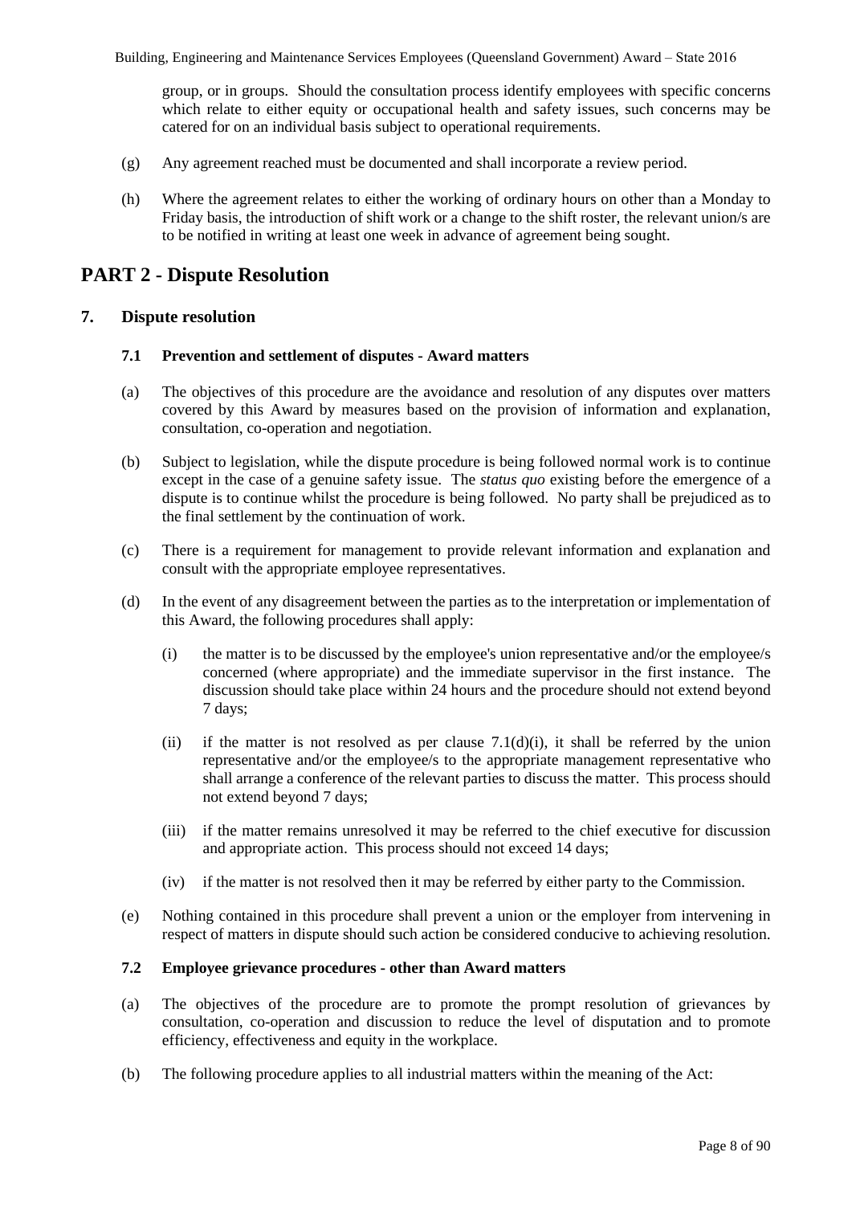group, or in groups. Should the consultation process identify employees with specific concerns which relate to either equity or occupational health and safety issues, such concerns may be catered for on an individual basis subject to operational requirements.

(g) Any agreement reached must be documented and shall incorporate a review period.

(h) Where the agreement relates to either the working of ordinary hours on other than a Monday to Friday basis, the introduction of shift work or a change to the shift roster, the relevant union/s are to be notified in writing at least one week in advance of agreement being sought.

# PART 2 - Dispute Resolution

## 7. Dispute resolution

### 7.1 Prevention and settlement of disputes - Award matters

(a) The objectives of this procedure are the avoidance and resolution of any disputes over matters covered by this Award by measures based on the provision of information and explanation, consultation, co-operation and negotiation.

(b) Subject to legislation, while the dispute procedure is being followed normal work is to continue except in the case of a genuine safety issue. The *status quo* existing before the emergence of a dispute is to continue whilst the procedure is being followed. No party shall be prejudiced as to the final settlement by the continuation of work.

(c) There is a requirement for management to provide relevant information and explanation and consult with the appropriate employee representatives.

(d) In the event of any disagreement between the parties as to the interpretation or implementation of this Award, the following procedures shall apply:

(i) the matter is to be discussed by the employee's union representative and/or the employee/s concerned (where appropriate) and the immediate supervisor in the first instance. The discussion should take place within 24 hours and the procedure should not extend beyond 7 days;

(ii) if the matter is not resolved as per clause 7.1(d)(i), it shall be referred by the union representative and/or the employee/s to the appropriate management representative who shall arrange a conference of the relevant parties to discuss the matter. This process should not extend beyond 7 days;

(iii) if the matter remains unresolved it may be referred to the chief executive for discussion and appropriate action. This process should not exceed 14 days;

(iv) if the matter is not resolved then it may be referred by either party to the Commission.

(e) Nothing contained in this procedure shall prevent a union or the employer from intervening in respect of matters in dispute should such action be considered conducive to achieving resolution.

### 7.2 Employee grievance procedures - other than Award matters

(a) The objectives of the procedure are to promote the prompt resolution of grievances by consultation, co-operation and discussion to reduce the level of disputation and to promote efficiency, effectiveness and equity in the workplace.

(b) The following procedure applies to all industrial matters within the meaning of the Act: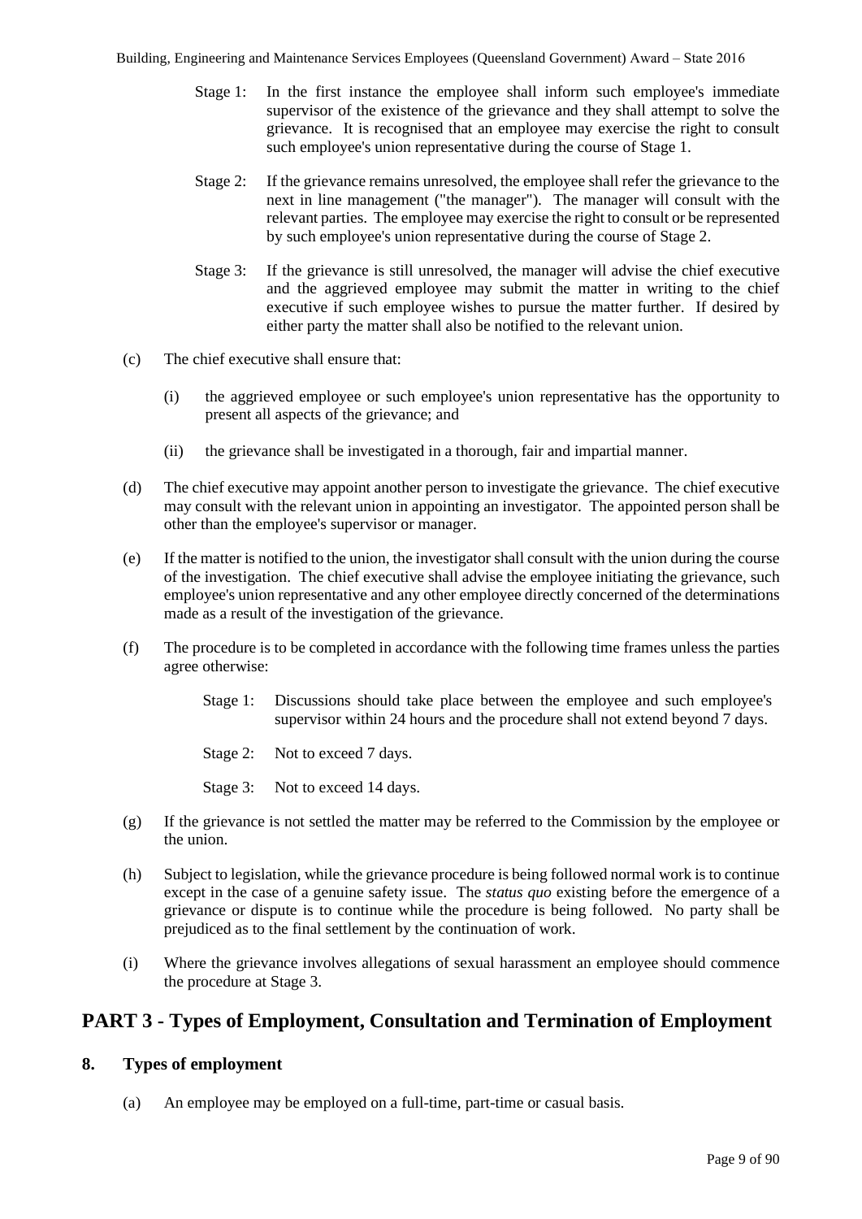Stage 1: In the first instance the employee shall inform such employee's immediate supervisor of the existence of the grievance and they shall attempt to solve the grievance. It is recognised that an employee may exercise the right to consult such employee's union representative during the course of Stage 1.

Stage 2: If the grievance remains unresolved, the employee shall refer the grievance to the next in line management ("the manager"). The manager will consult with the relevant parties. The employee may exercise the right to consult or be represented by such employee's union representative during the course of Stage 2.

Stage 3: If the grievance is still unresolved, the manager will advise the chief executive and the aggrieved employee may submit the matter in writing to the chief executive if such employee wishes to pursue the matter further. If desired by either party the matter shall also be notified to the relevant union.

(c) The chief executive shall ensure that:

(i) the aggrieved employee or such employee's union representative has the opportunity to present all aspects of the grievance; and

(ii) the grievance shall be investigated in a thorough, fair and impartial manner.

(d) The chief executive may appoint another person to investigate the grievance. The chief executive may consult with the relevant union in appointing an investigator. The appointed person shall be other than the employee's supervisor or manager.

(e) If the matter is notified to the union, the investigator shall consult with the union during the course of the investigation. The chief executive shall advise the employee initiating the grievance, such employee's union representative and any other employee directly concerned of the determinations made as a result of the investigation of the grievance.

(f) The procedure is to be completed in accordance with the following time frames unless the parties agree otherwise:

Stage 1: Discussions should take place between the employee and such employee's supervisor within 24 hours and the procedure shall not extend beyond 7 days.

Stage 2: Not to exceed 7 days.

Stage 3: Not to exceed 14 days.

(g) If the grievance is not settled the matter may be referred to the Commission by the employee or the union.

(h) Subject to legislation, while the grievance procedure is being followed normal work is to continue except in the case of a genuine safety issue. The *status quo* existing before the emergence of a grievance or dispute is to continue while the procedure is being followed. No party shall be prejudiced as to the final settlement by the continuation of work.

(i) Where the grievance involves allegations of sexual harassment an employee should commence the procedure at Stage 3.

# PART 3 - Types of Employment, Consultation and Termination of Employment

## 8. Types of employment

(a) An employee may be employed on a full-time, part-time or casual basis.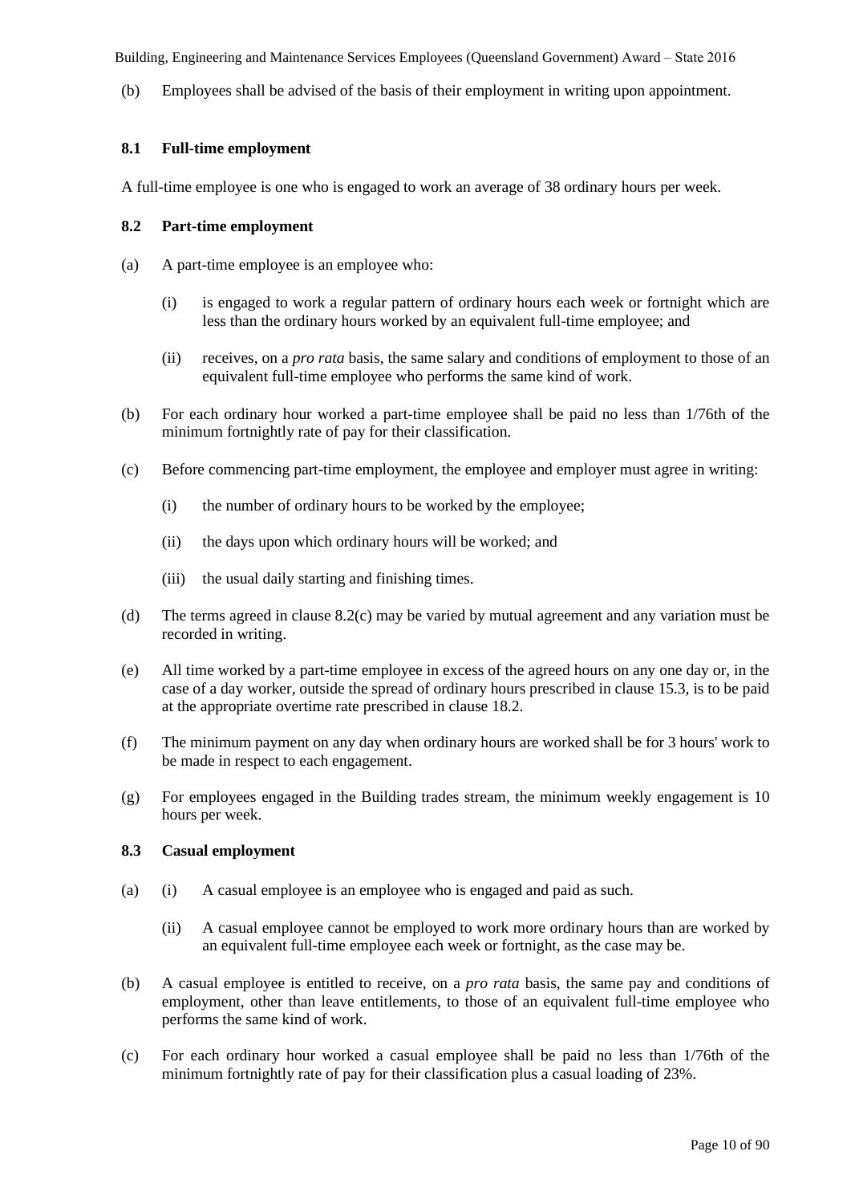(b) Employees shall be advised of the basis of their employment in writing upon appointment.

### 8.1 Full-time employment

A full-time employee is one who is engaged to work an average of 38 ordinary hours per week.

### 8.2 Part-time employment

(a) A part-time employee is an employee who:

(i) is engaged to work a regular pattern of ordinary hours each week or fortnight which are less than the ordinary hours worked by an equivalent full-time employee; and

(ii) receives, on a *pro rata* basis, the same salary and conditions of employment to those of an equivalent full-time employee who performs the same kind of work.

(b) For each ordinary hour worked a part-time employee shall be paid no less than 1/76th of the minimum fortnightly rate of pay for their classification.

(c) Before commencing part-time employment, the employee and employer must agree in writing:

(i) the number of ordinary hours to be worked by the employee;

(ii) the days upon which ordinary hours will be worked; and

(iii) the usual daily starting and finishing times.

(d) The terms agreed in clause 8.2(c) may be varied by mutual agreement and any variation must be recorded in writing.

(e) All time worked by a part-time employee in excess of the agreed hours on any one day or, in the case of a day worker, outside the spread of ordinary hours prescribed in clause 15.3, is to be paid at the appropriate overtime rate prescribed in clause 18.2.

(f) The minimum payment on any day when ordinary hours are worked shall be for 3 hours' work to be made in respect to each engagement.

(g) For employees engaged in the Building trades stream, the minimum weekly engagement is 10 hours per week.

### 8.3 Casual employment

(a) (i) A casual employee is an employee who is engaged and paid as such.

(ii) A casual employee cannot be employed to work more ordinary hours than are worked by an equivalent full-time employee each week or fortnight, as the case may be.

(b) A casual employee is entitled to receive, on a *pro rata* basis, the same pay and conditions of employment, other than leave entitlements, to those of an equivalent full-time employee who performs the same kind of work.

(c) For each ordinary hour worked a casual employee shall be paid no less than 1/76th of the minimum fortnightly rate of pay for their classification plus a casual loading of 23%.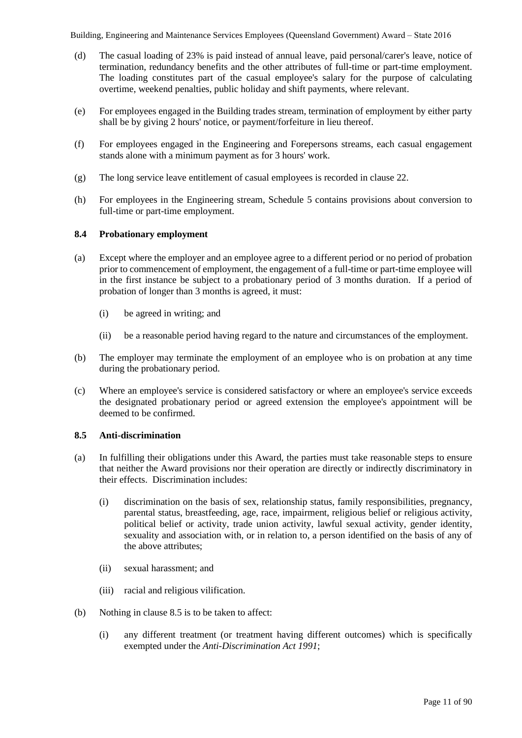(d) The casual loading of 23% is paid instead of annual leave, paid personal/carer's leave, notice of termination, redundancy benefits and the other attributes of full-time or part-time employment. The loading constitutes part of the casual employee's salary for the purpose of calculating overtime, weekend penalties, public holiday and shift payments, where relevant.

(e) For employees engaged in the Building trades stream, termination of employment by either party shall be by giving 2 hours' notice, or payment/forfeiture in lieu thereof.

(f) For employees engaged in the Engineering and Forepersons streams, each casual engagement stands alone with a minimum payment as for 3 hours' work.

(g) The long service leave entitlement of casual employees is recorded in clause 22.

(h) For employees in the Engineering stream, Schedule 5 contains provisions about conversion to full-time or part-time employment.

### 8.4 Probationary employment

(a) Except where the employer and an employee agree to a different period or no period of probation prior to commencement of employment, the engagement of a full-time or part-time employee will in the first instance be subject to a probationary period of 3 months duration. If a period of probation of longer than 3 months is agreed, it must:

  (i) be agreed in writing; and

  (ii) be a reasonable period having regard to the nature and circumstances of the employment.

(b) The employer may terminate the employment of an employee who is on probation at any time during the probationary period.

(c) Where an employee's service is considered satisfactory or where an employee's service exceeds the designated probationary period or agreed extension the employee's appointment will be deemed to be confirmed.

### 8.5 Anti-discrimination

(a) In fulfilling their obligations under this Award, the parties must take reasonable steps to ensure that neither the Award provisions nor their operation are directly or indirectly discriminatory in their effects. Discrimination includes:

  (i) discrimination on the basis of sex, relationship status, family responsibilities, pregnancy, parental status, breastfeeding, age, race, impairment, religious belief or religious activity, political belief or activity, trade union activity, lawful sexual activity, gender identity, sexuality and association with, or in relation to, a person identified on the basis of any of the above attributes;

  (ii) sexual harassment; and

  (iii) racial and religious vilification.

(b) Nothing in clause 8.5 is to be taken to affect:

  (i) any different treatment (or treatment having different outcomes) which is specifically exempted under the *Anti-Discrimination Act 1991*;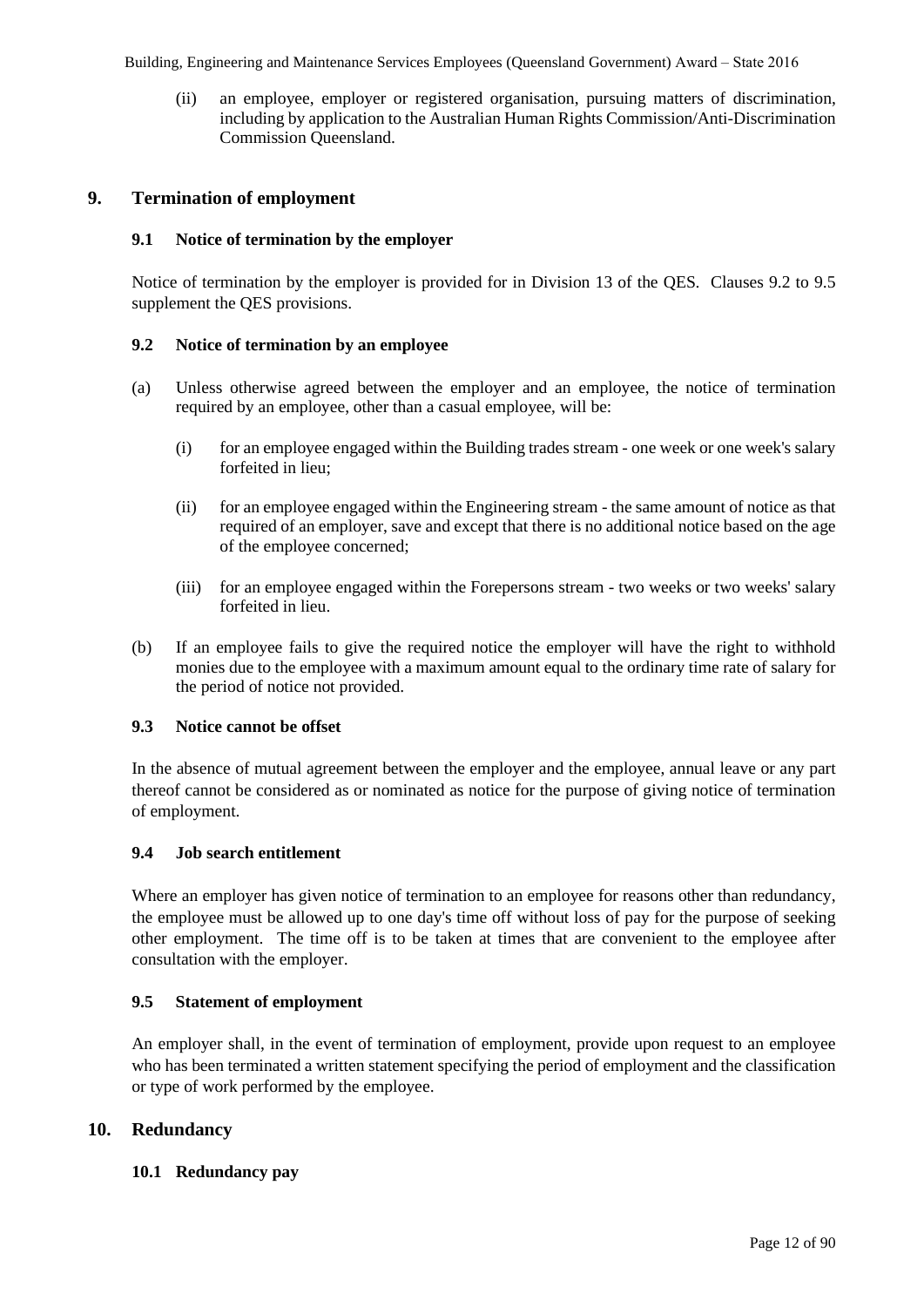(ii) an employee, employer or registered organisation, pursuing matters of discrimination, including by application to the Australian Human Rights Commission/Anti-Discrimination Commission Queensland.

## 9. Termination of employment

### 9.1 Notice of termination by the employer

Notice of termination by the employer is provided for in Division 13 of the QES. Clauses 9.2 to 9.5 supplement the QES provisions.

### 9.2 Notice of termination by an employee

(a) Unless otherwise agreed between the employer and an employee, the notice of termination required by an employee, other than a casual employee, will be:

   (i) for an employee engaged within the Building trades stream - one week or one week's salary forfeited in lieu;

   (ii) for an employee engaged within the Engineering stream - the same amount of notice as that required of an employer, save and except that there is no additional notice based on the age of the employee concerned;

   (iii) for an employee engaged within the Forepersons stream - two weeks or two weeks' salary forfeited in lieu.

(b) If an employee fails to give the required notice the employer will have the right to withhold monies due to the employee with a maximum amount equal to the ordinary time rate of salary for the period of notice not provided.

### 9.3 Notice cannot be offset

In the absence of mutual agreement between the employer and the employee, annual leave or any part thereof cannot be considered as or nominated as notice for the purpose of giving notice of termination of employment.

### 9.4 Job search entitlement

Where an employer has given notice of termination to an employee for reasons other than redundancy, the employee must be allowed up to one day's time off without loss of pay for the purpose of seeking other employment. The time off is to be taken at times that are convenient to the employee after consultation with the employer.

### 9.5 Statement of employment

An employer shall, in the event of termination of employment, provide upon request to an employee who has been terminated a written statement specifying the period of employment and the classification or type of work performed by the employee.

## 10. Redundancy

### 10.1 Redundancy pay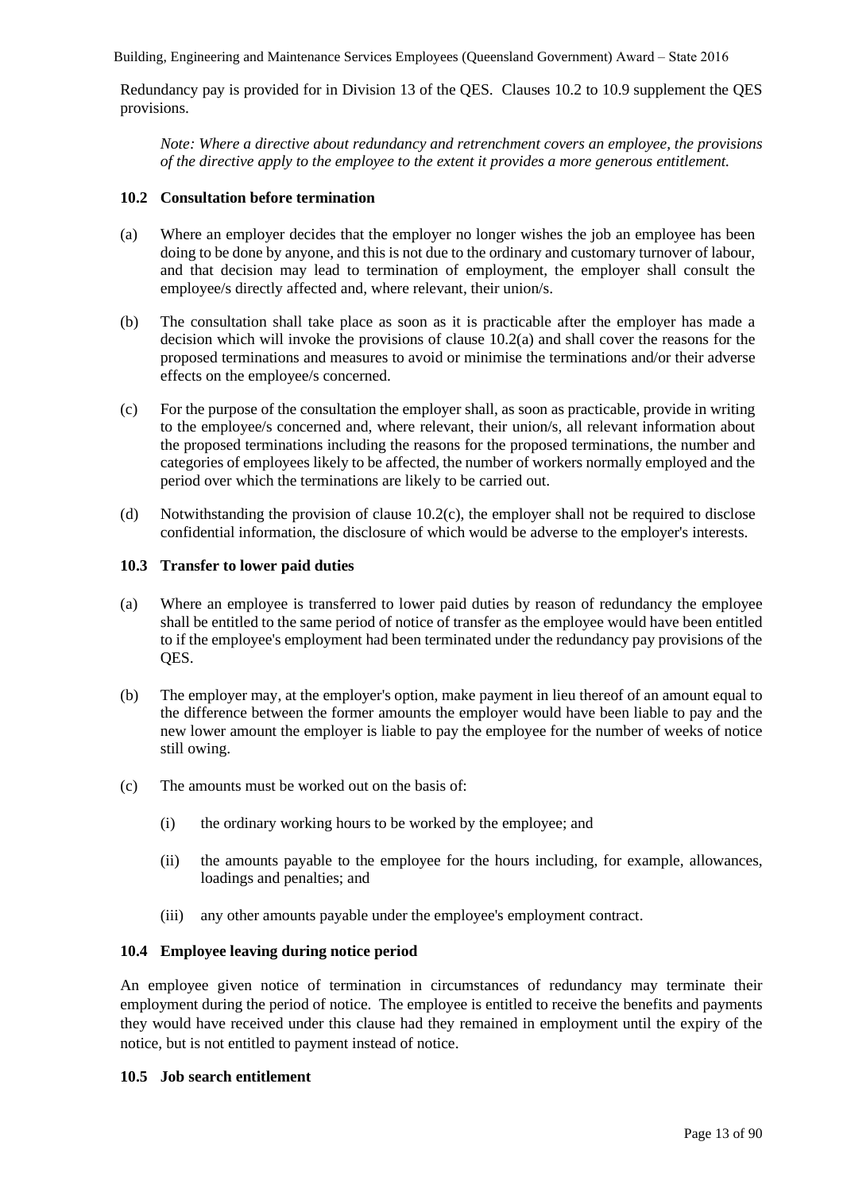Redundancy pay is provided for in Division 13 of the QES. Clauses 10.2 to 10.9 supplement the QES provisions.

*Note: Where a directive about redundancy and retrenchment covers an employee, the provisions of the directive apply to the employee to the extent it provides a more generous entitlement.*

### 10.2 Consultation before termination

(a) Where an employer decides that the employer no longer wishes the job an employee has been doing to be done by anyone, and this is not due to the ordinary and customary turnover of labour, and that decision may lead to termination of employment, the employer shall consult the employee/s directly affected and, where relevant, their union/s.

(b) The consultation shall take place as soon as it is practicable after the employer has made a decision which will invoke the provisions of clause 10.2(a) and shall cover the reasons for the proposed terminations and measures to avoid or minimise the terminations and/or their adverse effects on the employee/s concerned.

(c) For the purpose of the consultation the employer shall, as soon as practicable, provide in writing to the employee/s concerned and, where relevant, their union/s, all relevant information about the proposed terminations including the reasons for the proposed terminations, the number and categories of employees likely to be affected, the number of workers normally employed and the period over which the terminations are likely to be carried out.

(d) Notwithstanding the provision of clause 10.2(c), the employer shall not be required to disclose confidential information, the disclosure of which would be adverse to the employer's interests.

### 10.3 Transfer to lower paid duties

(a) Where an employee is transferred to lower paid duties by reason of redundancy the employee shall be entitled to the same period of notice of transfer as the employee would have been entitled to if the employee's employment had been terminated under the redundancy pay provisions of the QES.

(b) The employer may, at the employer's option, make payment in lieu thereof of an amount equal to the difference between the former amounts the employer would have been liable to pay and the new lower amount the employer is liable to pay the employee for the number of weeks of notice still owing.

(c) The amounts must be worked out on the basis of:

  (i) the ordinary working hours to be worked by the employee; and

  (ii) the amounts payable to the employee for the hours including, for example, allowances, loadings and penalties; and

  (iii) any other amounts payable under the employee's employment contract.

### 10.4 Employee leaving during notice period

An employee given notice of termination in circumstances of redundancy may terminate their employment during the period of notice. The employee is entitled to receive the benefits and payments they would have received under this clause had they remained in employment until the expiry of the notice, but is not entitled to payment instead of notice.

### 10.5 Job search entitlement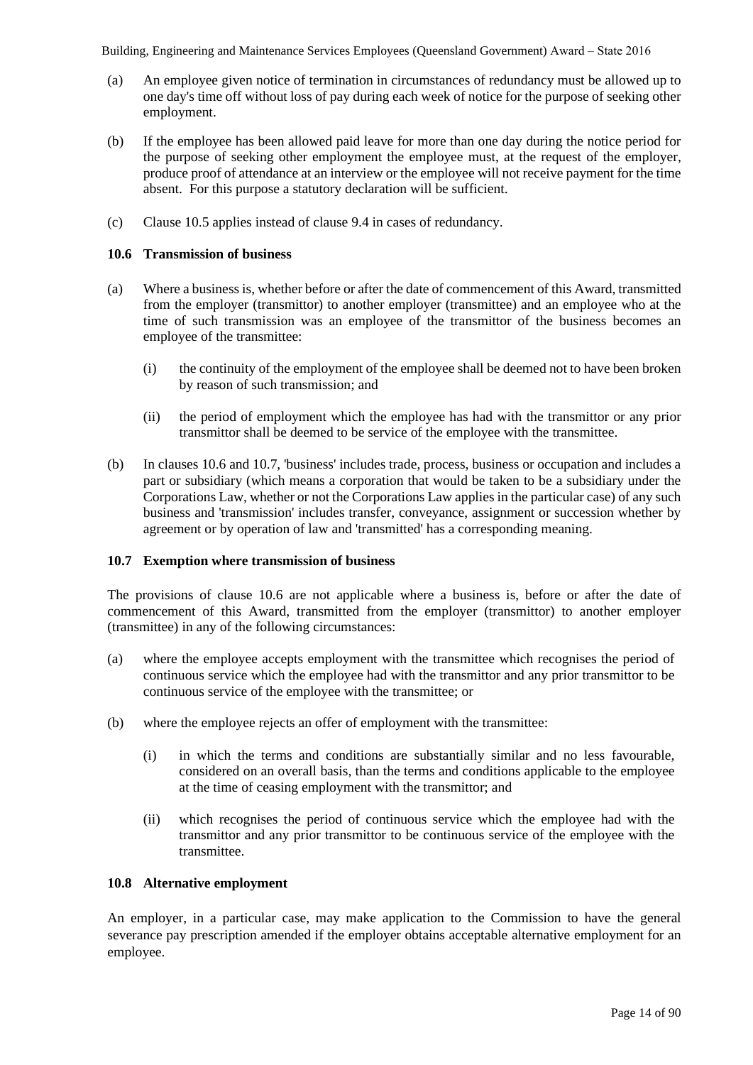(a) An employee given notice of termination in circumstances of redundancy must be allowed up to one day's time off without loss of pay during each week of notice for the purpose of seeking other employment.

(b) If the employee has been allowed paid leave for more than one day during the notice period for the purpose of seeking other employment the employee must, at the request of the employer, produce proof of attendance at an interview or the employee will not receive payment for the time absent. For this purpose a statutory declaration will be sufficient.

(c) Clause 10.5 applies instead of clause 9.4 in cases of redundancy.

### 10.6 Transmission of business

(a) Where a business is, whether before or after the date of commencement of this Award, transmitted from the employer (transmittor) to another employer (transmittee) and an employee who at the time of such transmission was an employee of the transmittor of the business becomes an employee of the transmittee:

 (i) the continuity of the employment of the employee shall be deemed not to have been broken by reason of such transmission; and

 (ii) the period of employment which the employee has had with the transmittor or any prior transmittor shall be deemed to be service of the employee with the transmittee.

(b) In clauses 10.6 and 10.7, 'business' includes trade, process, business or occupation and includes a part or subsidiary (which means a corporation that would be taken to be a subsidiary under the Corporations Law, whether or not the Corporations Law applies in the particular case) of any such business and 'transmission' includes transfer, conveyance, assignment or succession whether by agreement or by operation of law and 'transmitted' has a corresponding meaning.

### 10.7 Exemption where transmission of business

The provisions of clause 10.6 are not applicable where a business is, before or after the date of commencement of this Award, transmitted from the employer (transmittor) to another employer (transmittee) in any of the following circumstances:

(a) where the employee accepts employment with the transmittee which recognises the period of continuous service which the employee had with the transmittor and any prior transmittor to be continuous service of the employee with the transmittee; or

(b) where the employee rejects an offer of employment with the transmittee:

 (i) in which the terms and conditions are substantially similar and no less favourable, considered on an overall basis, than the terms and conditions applicable to the employee at the time of ceasing employment with the transmittor; and

 (ii) which recognises the period of continuous service which the employee had with the transmittor and any prior transmittor to be continuous service of the employee with the transmittee.

### 10.8 Alternative employment

An employer, in a particular case, may make application to the Commission to have the general severance pay prescription amended if the employer obtains acceptable alternative employment for an employee.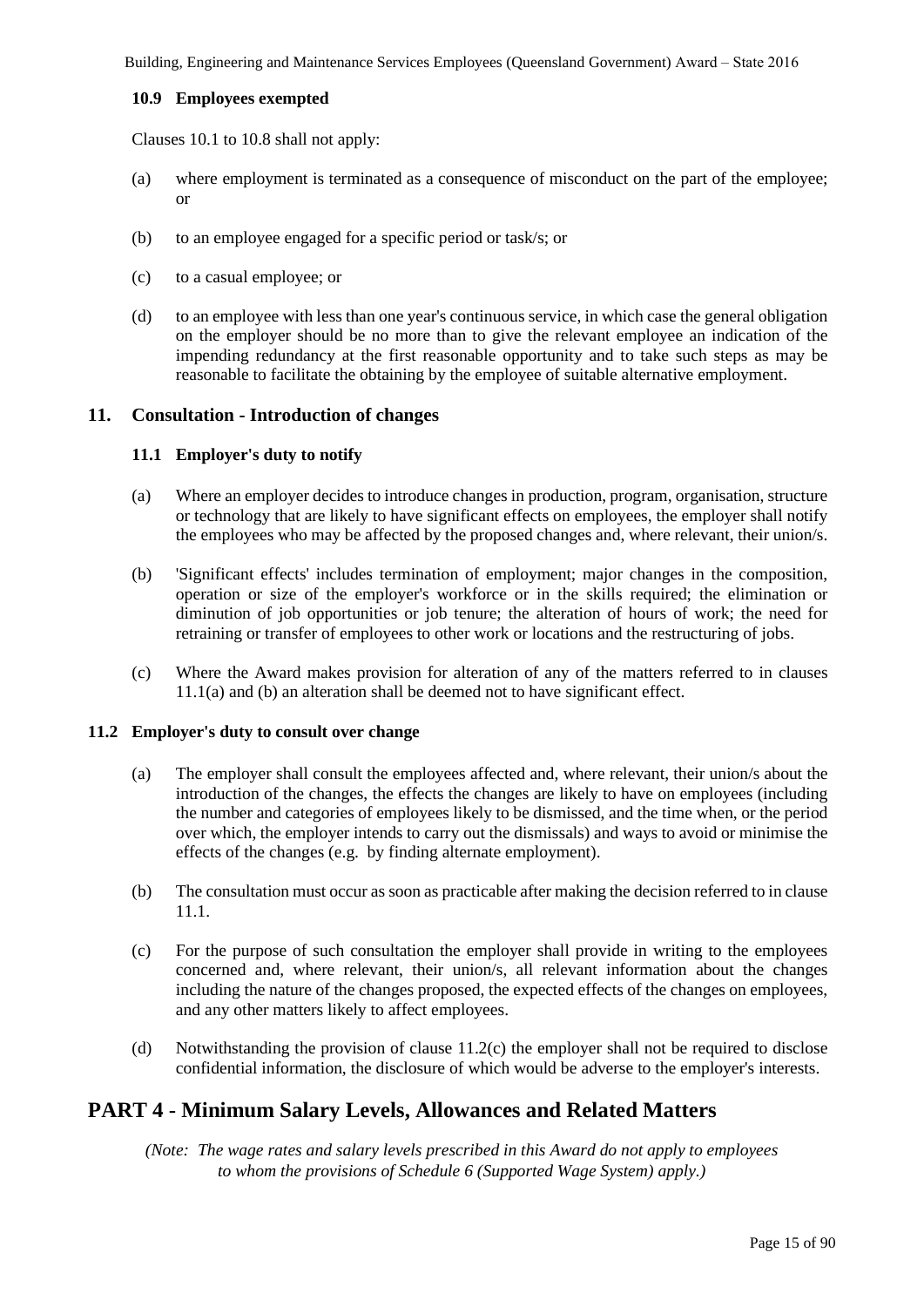#### 10.9 Employees exempted

Clauses 10.1 to 10.8 shall not apply:

(a) where employment is terminated as a consequence of misconduct on the part of the employee; or

(b) to an employee engaged for a specific period or task/s; or

(c) to a casual employee; or

(d) to an employee with less than one year's continuous service, in which case the general obligation on the employer should be no more than to give the relevant employee an indication of the impending redundancy at the first reasonable opportunity and to take such steps as may be reasonable to facilitate the obtaining by the employee of suitable alternative employment.

### 11. Consultation - Introduction of changes

#### 11.1 Employer's duty to notify

(a) Where an employer decides to introduce changes in production, program, organisation, structure or technology that are likely to have significant effects on employees, the employer shall notify the employees who may be affected by the proposed changes and, where relevant, their union/s.

(b) 'Significant effects' includes termination of employment; major changes in the composition, operation or size of the employer's workforce or in the skills required; the elimination or diminution of job opportunities or job tenure; the alteration of hours of work; the need for retraining or transfer of employees to other work or locations and the restructuring of jobs.

(c) Where the Award makes provision for alteration of any of the matters referred to in clauses 11.1(a) and (b) an alteration shall be deemed not to have significant effect.

#### 11.2 Employer's duty to consult over change

(a) The employer shall consult the employees affected and, where relevant, their union/s about the introduction of the changes, the effects the changes are likely to have on employees (including the number and categories of employees likely to be dismissed, and the time when, or the period over which, the employer intends to carry out the dismissals) and ways to avoid or minimise the effects of the changes (e.g. by finding alternate employment).

(b) The consultation must occur as soon as practicable after making the decision referred to in clause 11.1.

(c) For the purpose of such consultation the employer shall provide in writing to the employees concerned and, where relevant, their union/s, all relevant information about the changes including the nature of the changes proposed, the expected effects of the changes on employees, and any other matters likely to affect employees.

(d) Notwithstanding the provision of clause 11.2(c) the employer shall not be required to disclose confidential information, the disclosure of which would be adverse to the employer's interests.

## PART 4 - Minimum Salary Levels, Allowances and Related Matters

*(Note: The wage rates and salary levels prescribed in this Award do not apply to employees to whom the provisions of Schedule 6 (Supported Wage System) apply.)*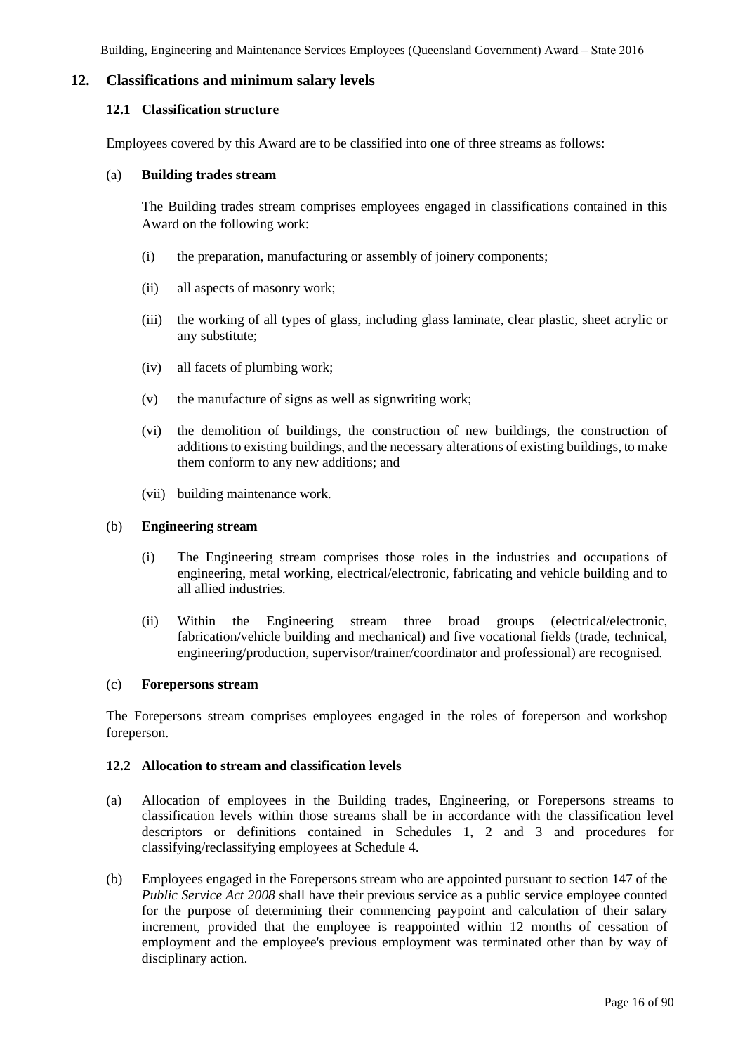## 12. Classifications and minimum salary levels

### 12.1 Classification structure

Employees covered by this Award are to be classified into one of three streams as follows:

(a) **Building trades stream**

The Building trades stream comprises employees engaged in classifications contained in this Award on the following work:

(i) the preparation, manufacturing or assembly of joinery components;

(ii) all aspects of masonry work;

(iii) the working of all types of glass, including glass laminate, clear plastic, sheet acrylic or any substitute;

(iv) all facets of plumbing work;

(v) the manufacture of signs as well as signwriting work;

(vi) the demolition of buildings, the construction of new buildings, the construction of additions to existing buildings, and the necessary alterations of existing buildings, to make them conform to any new additions; and

(vii) building maintenance work.

(b) **Engineering stream**

(i) The Engineering stream comprises those roles in the industries and occupations of engineering, metal working, electrical/electronic, fabricating and vehicle building and to all allied industries.

(ii) Within the Engineering stream three broad groups (electrical/electronic, fabrication/vehicle building and mechanical) and five vocational fields (trade, technical, engineering/production, supervisor/trainer/coordinator and professional) are recognised.

(c) **Forepersons stream**

The Forepersons stream comprises employees engaged in the roles of foreperson and workshop foreperson.

### 12.2 Allocation to stream and classification levels

(a) Allocation of employees in the Building trades, Engineering, or Forepersons streams to classification levels within those streams shall be in accordance with the classification level descriptors or definitions contained in Schedules 1, 2 and 3 and procedures for classifying/reclassifying employees at Schedule 4.

(b) Employees engaged in the Forepersons stream who are appointed pursuant to section 147 of the *Public Service Act 2008* shall have their previous service as a public service employee counted for the purpose of determining their commencing paypoint and calculation of their salary increment, provided that the employee is reappointed within 12 months of cessation of employment and the employee's previous employment was terminated other than by way of disciplinary action.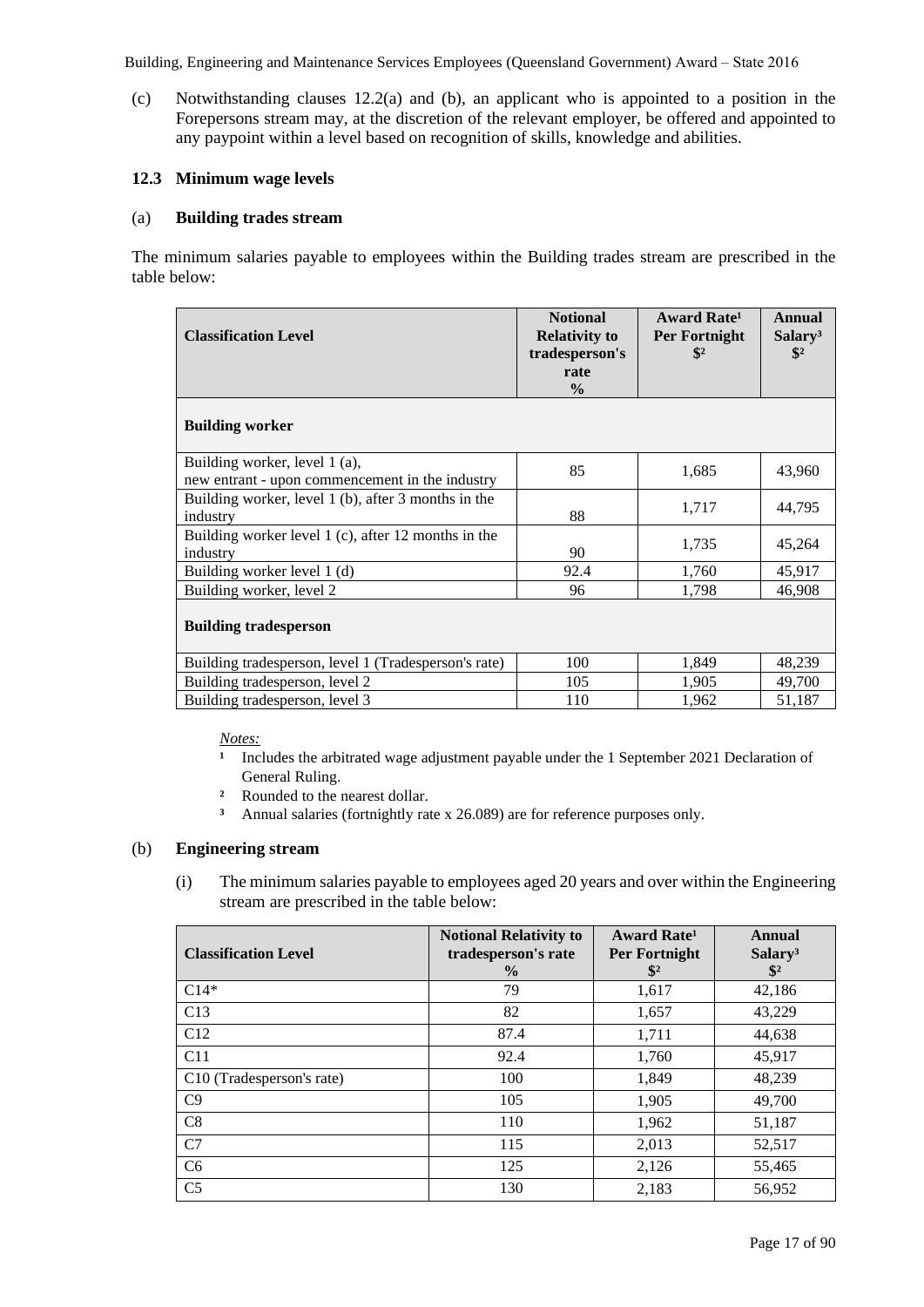(c) Notwithstanding clauses 12.2(a) and (b), an applicant who is appointed to a position in the Forepersons stream may, at the discretion of the relevant employer, be offered and appointed to any paypoint within a level based on recognition of skills, knowledge and abilities.

### 12.3 Minimum wage levels

#### (a) Building trades stream

The minimum salaries payable to employees within the Building trades stream are prescribed in the table below:

| Classification Level | Notional Relativity to tradesperson's rate % | Award Rate[1] Per Fortnight $[2] | Annual Salary[3] $[2] |
|---|---|---|---|
| **Building worker** | | | |
| Building worker, level 1 (a), new entrant - upon commencement in the industry | 85 | 1,685 | 43,960 |
| Building worker, level 1 (b), after 3 months in the industry | 88 | 1,717 | 44,795 |
| Building worker level 1 (c), after 12 months in the industry | 90 | 1,735 | 45,264 |
| Building worker level 1 (d) | 92.4 | 1,760 | 45,917 |
| Building worker, level 2 | 96 | 1,798 | 46,908 |
| **Building tradesperson** | | | |
| Building tradesperson, level 1 (Tradesperson's rate) | 100 | 1,849 | 48,239 |
| Building tradesperson, level 2 | 105 | 1,905 | 49,700 |
| Building tradesperson, level 3 | 110 | 1,962 | 51,187 |

*Notes:*

[1] Includes the arbitrated wage adjustment payable under the 1 September 2021 Declaration of General Ruling.

[2] Rounded to the nearest dollar.

[3] Annual salaries (fortnightly rate x 26.089) are for reference purposes only.

#### (b) Engineering stream

(i) The minimum salaries payable to employees aged 20 years and over within the Engineering stream are prescribed in the table below:

| Classification Level | Notional Relativity to tradesperson's rate % | Award Rate[1] Per Fortnight $[2] | Annual Salary[3] $[2] |
|---|---|---|---|
| C14* | 79 | 1,617 | 42,186 |
| C13 | 82 | 1,657 | 43,229 |
| C12 | 87.4 | 1,711 | 44,638 |
| C11 | 92.4 | 1,760 | 45,917 |
| C10 (Tradesperson's rate) | 100 | 1,849 | 48,239 |
| C9 | 105 | 1,905 | 49,700 |
| C8 | 110 | 1,962 | 51,187 |
| C7 | 115 | 2,013 | 52,517 |
| C6 | 125 | 2,126 | 55,465 |
| C5 | 130 | 2,183 | 56,952 |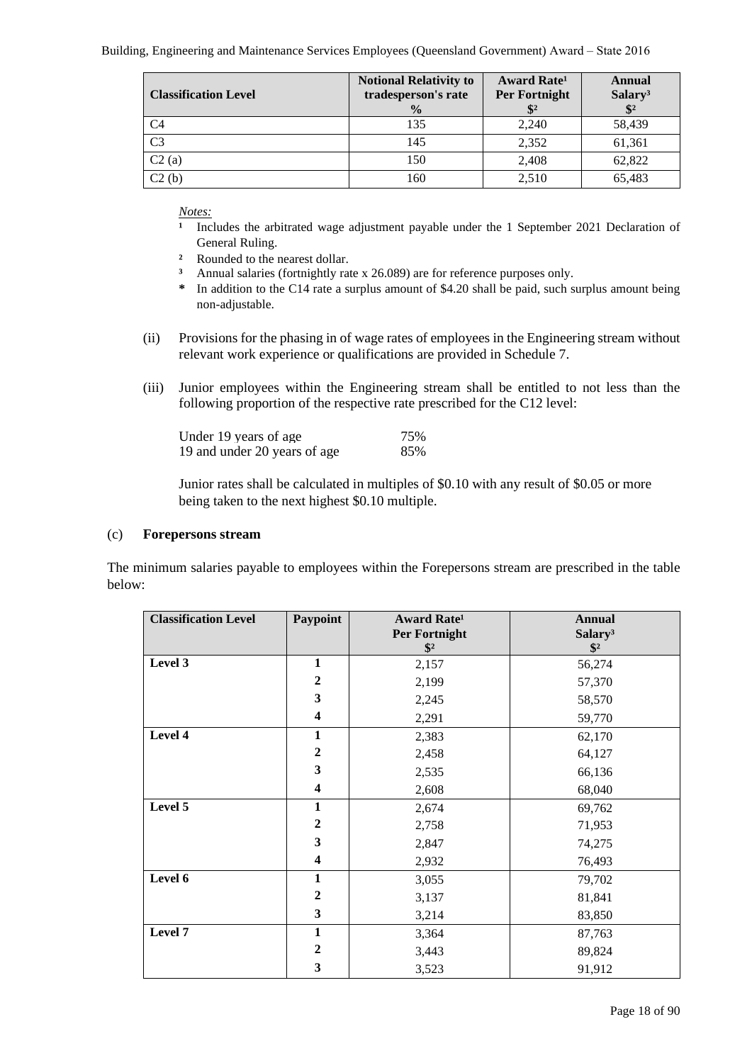| Classification Level | Notional Relativity to tradesperson's rate % | Award Rate[1] Per Fortnight $[2] | Annual Salary[3] $[2] |
|---|---|---|---|
| C4 | 135 | 2,240 | 58,439 |
| C3 | 145 | 2,352 | 61,361 |
| C2 (a) | 150 | 2,408 | 62,822 |
| C2 (b) | 160 | 2,510 | 65,483 |

*Notes:*

[1] Includes the arbitrated wage adjustment payable under the 1 September 2021 Declaration of General Ruling.

[2] Rounded to the nearest dollar.

[3] Annual salaries (fortnightly rate x 26.089) are for reference purposes only.

\* In addition to the C14 rate a surplus amount of $4.20 shall be paid, such surplus amount being non-adjustable.

(ii) Provisions for the phasing in of wage rates of employees in the Engineering stream without relevant work experience or qualifications are provided in Schedule 7.

(iii) Junior employees within the Engineering stream shall be entitled to not less than the following proportion of the respective rate prescribed for the C12 level:

| | |
|---|---|
| Under 19 years of age | 75% |
| 19 and under 20 years of age | 85% |

Junior rates shall be calculated in multiples of $0.10 with any result of $0.05 or more being taken to the next highest $0.10 multiple.

(c) **Forepersons stream**

The minimum salaries payable to employees within the Forepersons stream are prescribed in the table below:

| Classification Level | Paypoint | Award Rate[1] Per Fortnight $[2] | Annual Salary[3] $[2] |
|---|---|---|---|
| **Level 3** | **1** | 2,157 | 56,274 |
| | **2** | 2,199 | 57,370 |
| | **3** | 2,245 | 58,570 |
| | **4** | 2,291 | 59,770 |
| **Level 4** | **1** | 2,383 | 62,170 |
| | **2** | 2,458 | 64,127 |
| | **3** | 2,535 | 66,136 |
| | **4** | 2,608 | 68,040 |
| **Level 5** | **1** | 2,674 | 69,762 |
| | **2** | 2,758 | 71,953 |
| | **3** | 2,847 | 74,275 |
| | **4** | 2,932 | 76,493 |
| **Level 6** | **1** | 3,055 | 79,702 |
| | **2** | 3,137 | 81,841 |
| | **3** | 3,214 | 83,850 |
| **Level 7** | **1** | 3,364 | 87,763 |
| | **2** | 3,443 | 89,824 |
| | **3** | 3,523 | 91,912 |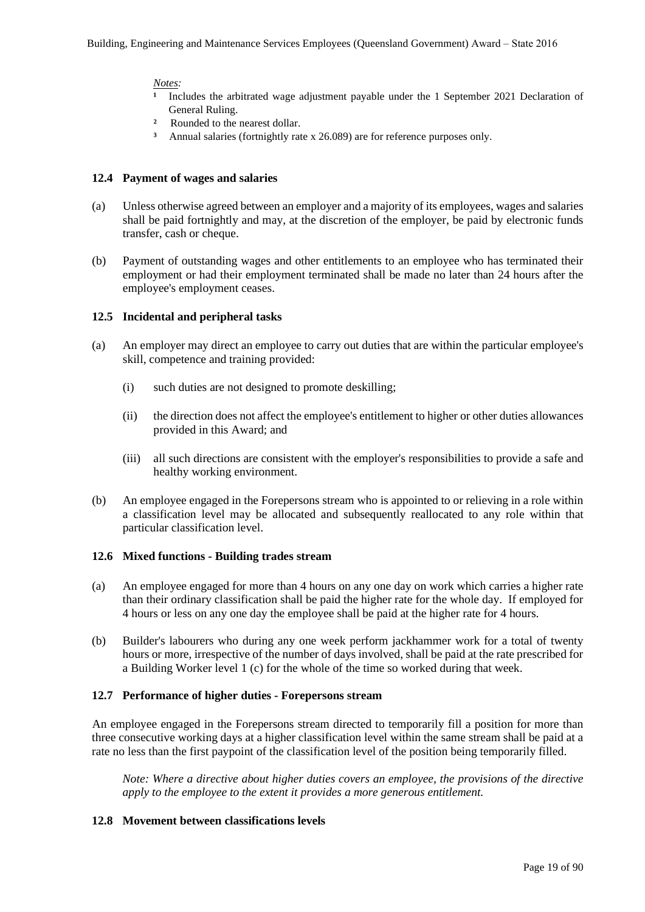*Notes:*

[1] Includes the arbitrated wage adjustment payable under the 1 September 2021 Declaration of General Ruling.

[2] Rounded to the nearest dollar.

[3] Annual salaries (fortnightly rate x 26.089) are for reference purposes only.

### 12.4 Payment of wages and salaries

(a) Unless otherwise agreed between an employer and a majority of its employees, wages and salaries shall be paid fortnightly and may, at the discretion of the employer, be paid by electronic funds transfer, cash or cheque.

(b) Payment of outstanding wages and other entitlements to an employee who has terminated their employment or had their employment terminated shall be made no later than 24 hours after the employee's employment ceases.

### 12.5 Incidental and peripheral tasks

(a) An employer may direct an employee to carry out duties that are within the particular employee's skill, competence and training provided:

(i) such duties are not designed to promote deskilling;

(ii) the direction does not affect the employee's entitlement to higher or other duties allowances provided in this Award; and

(iii) all such directions are consistent with the employer's responsibilities to provide a safe and healthy working environment.

(b) An employee engaged in the Forepersons stream who is appointed to or relieving in a role within a classification level may be allocated and subsequently reallocated to any role within that particular classification level.

### 12.6 Mixed functions - Building trades stream

(a) An employee engaged for more than 4 hours on any one day on work which carries a higher rate than their ordinary classification shall be paid the higher rate for the whole day. If employed for 4 hours or less on any one day the employee shall be paid at the higher rate for 4 hours.

(b) Builder's labourers who during any one week perform jackhammer work for a total of twenty hours or more, irrespective of the number of days involved, shall be paid at the rate prescribed for a Building Worker level 1 (c) for the whole of the time so worked during that week.

### 12.7 Performance of higher duties - Forepersons stream

An employee engaged in the Forepersons stream directed to temporarily fill a position for more than three consecutive working days at a higher classification level within the same stream shall be paid at a rate no less than the first paypoint of the classification level of the position being temporarily filled.

*Note: Where a directive about higher duties covers an employee, the provisions of the directive apply to the employee to the extent it provides a more generous entitlement.*

### 12.8 Movement between classifications levels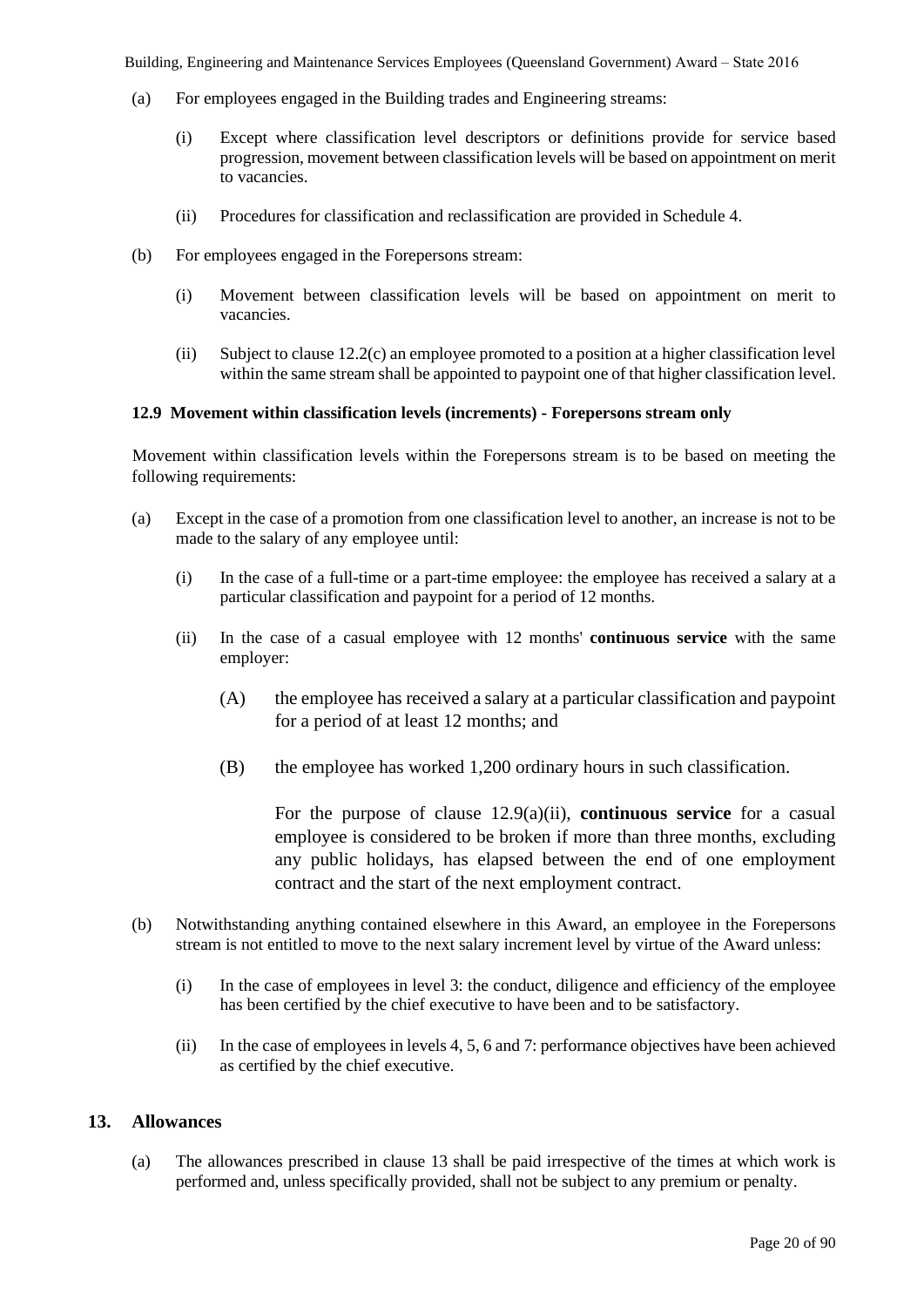(a) For employees engaged in the Building trades and Engineering streams:

   (i) Except where classification level descriptors or definitions provide for service based progression, movement between classification levels will be based on appointment on merit to vacancies.

   (ii) Procedures for classification and reclassification are provided in Schedule 4.

(b) For employees engaged in the Forepersons stream:

   (i) Movement between classification levels will be based on appointment on merit to vacancies.

   (ii) Subject to clause 12.2(c) an employee promoted to a position at a higher classification level within the same stream shall be appointed to paypoint one of that higher classification level.

### 12.9 Movement within classification levels (increments) - Forepersons stream only

Movement within classification levels within the Forepersons stream is to be based on meeting the following requirements:

(a) Except in the case of a promotion from one classification level to another, an increase is not to be made to the salary of any employee until:

   (i) In the case of a full-time or a part-time employee: the employee has received a salary at a particular classification and paypoint for a period of 12 months.

   (ii) In the case of a casual employee with 12 months' **continuous service** with the same employer:

      (A) the employee has received a salary at a particular classification and paypoint for a period of at least 12 months; and

      (B) the employee has worked 1,200 ordinary hours in such classification.

      For the purpose of clause 12.9(a)(ii), **continuous service** for a casual employee is considered to be broken if more than three months, excluding any public holidays, has elapsed between the end of one employment contract and the start of the next employment contract.

(b) Notwithstanding anything contained elsewhere in this Award, an employee in the Forepersons stream is not entitled to move to the next salary increment level by virtue of the Award unless:

   (i) In the case of employees in level 3: the conduct, diligence and efficiency of the employee has been certified by the chief executive to have been and to be satisfactory.

   (ii) In the case of employees in levels 4, 5, 6 and 7: performance objectives have been achieved as certified by the chief executive.

## 13. Allowances

(a) The allowances prescribed in clause 13 shall be paid irrespective of the times at which work is performed and, unless specifically provided, shall not be subject to any premium or penalty.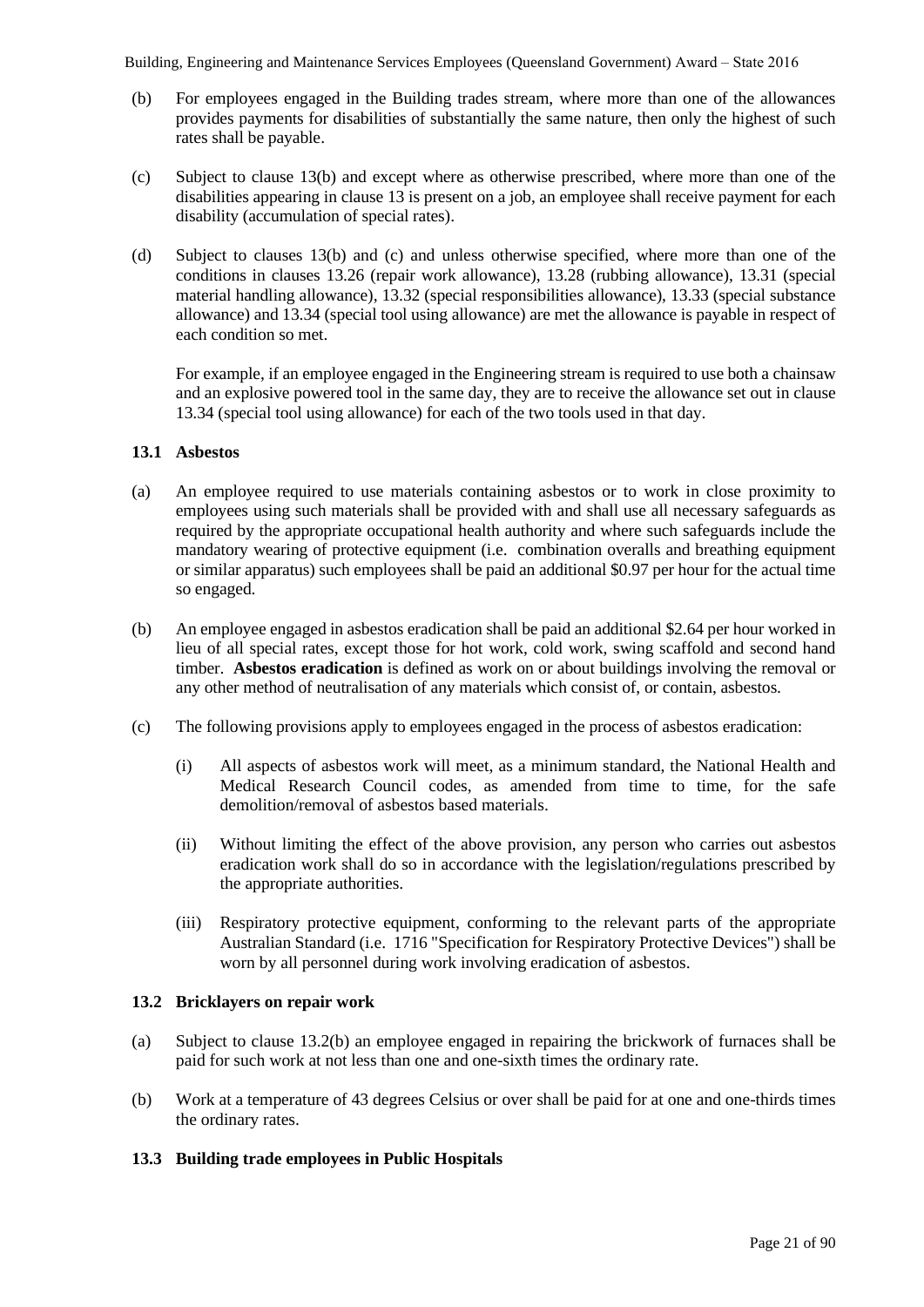(b) For employees engaged in the Building trades stream, where more than one of the allowances provides payments for disabilities of substantially the same nature, then only the highest of such rates shall be payable.

(c) Subject to clause 13(b) and except where as otherwise prescribed, where more than one of the disabilities appearing in clause 13 is present on a job, an employee shall receive payment for each disability (accumulation of special rates).

(d) Subject to clauses 13(b) and (c) and unless otherwise specified, where more than one of the conditions in clauses 13.26 (repair work allowance), 13.28 (rubbing allowance), 13.31 (special material handling allowance), 13.32 (special responsibilities allowance), 13.33 (special substance allowance) and 13.34 (special tool using allowance) are met the allowance is payable in respect of each condition so met.

For example, if an employee engaged in the Engineering stream is required to use both a chainsaw and an explosive powered tool in the same day, they are to receive the allowance set out in clause 13.34 (special tool using allowance) for each of the two tools used in that day.

### 13.1 Asbestos

(a) An employee required to use materials containing asbestos or to work in close proximity to employees using such materials shall be provided with and shall use all necessary safeguards as required by the appropriate occupational health authority and where such safeguards include the mandatory wearing of protective equipment (i.e. combination overalls and breathing equipment or similar apparatus) such employees shall be paid an additional $0.97 per hour for the actual time so engaged.

(b) An employee engaged in asbestos eradication shall be paid an additional $2.64 per hour worked in lieu of all special rates, except those for hot work, cold work, swing scaffold and second hand timber. **Asbestos eradication** is defined as work on or about buildings involving the removal or any other method of neutralisation of any materials which consist of, or contain, asbestos.

(c) The following provisions apply to employees engaged in the process of asbestos eradication:

(i) All aspects of asbestos work will meet, as a minimum standard, the National Health and Medical Research Council codes, as amended from time to time, for the safe demolition/removal of asbestos based materials.

(ii) Without limiting the effect of the above provision, any person who carries out asbestos eradication work shall do so in accordance with the legislation/regulations prescribed by the appropriate authorities.

(iii) Respiratory protective equipment, conforming to the relevant parts of the appropriate Australian Standard (i.e. 1716 "Specification for Respiratory Protective Devices") shall be worn by all personnel during work involving eradication of asbestos.

### 13.2 Bricklayers on repair work

(a) Subject to clause 13.2(b) an employee engaged in repairing the brickwork of furnaces shall be paid for such work at not less than one and one-sixth times the ordinary rate.

(b) Work at a temperature of 43 degrees Celsius or over shall be paid for at one and one-thirds times the ordinary rates.

### 13.3 Building trade employees in Public Hospitals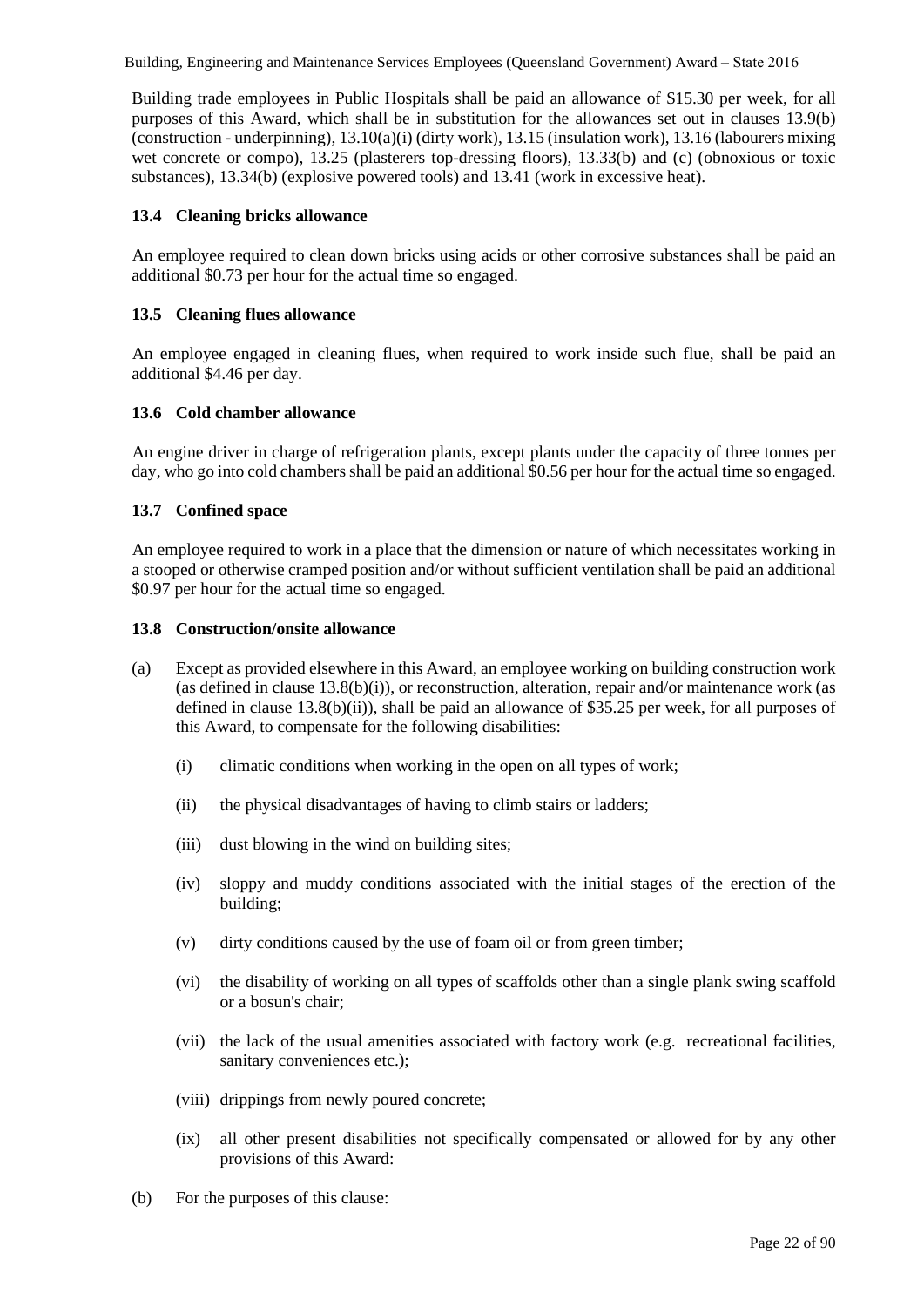Building trade employees in Public Hospitals shall be paid an allowance of $15.30 per week, for all purposes of this Award, which shall be in substitution for the allowances set out in clauses 13.9(b) (construction - underpinning), 13.10(a)(i) (dirty work), 13.15 (insulation work), 13.16 (labourers mixing wet concrete or compo), 13.25 (plasterers top-dressing floors), 13.33(b) and (c) (obnoxious or toxic substances), 13.34(b) (explosive powered tools) and 13.41 (work in excessive heat).

### 13.4 Cleaning bricks allowance

An employee required to clean down bricks using acids or other corrosive substances shall be paid an additional $0.73 per hour for the actual time so engaged.

### 13.5 Cleaning flues allowance

An employee engaged in cleaning flues, when required to work inside such flue, shall be paid an additional $4.46 per day.

### 13.6 Cold chamber allowance

An engine driver in charge of refrigeration plants, except plants under the capacity of three tonnes per day, who go into cold chambers shall be paid an additional $0.56 per hour for the actual time so engaged.

### 13.7 Confined space

An employee required to work in a place that the dimension or nature of which necessitates working in a stooped or otherwise cramped position and/or without sufficient ventilation shall be paid an additional $0.97 per hour for the actual time so engaged.

### 13.8 Construction/onsite allowance

(a) Except as provided elsewhere in this Award, an employee working on building construction work (as defined in clause 13.8(b)(i)), or reconstruction, alteration, repair and/or maintenance work (as defined in clause 13.8(b)(ii)), shall be paid an allowance of $35.25 per week, for all purposes of this Award, to compensate for the following disabilities:

   (i) climatic conditions when working in the open on all types of work;

   (ii) the physical disadvantages of having to climb stairs or ladders;

   (iii) dust blowing in the wind on building sites;

   (iv) sloppy and muddy conditions associated with the initial stages of the erection of the building;

   (v) dirty conditions caused by the use of foam oil or from green timber;

   (vi) the disability of working on all types of scaffolds other than a single plank swing scaffold or a bosun's chair;

   (vii) the lack of the usual amenities associated with factory work (e.g. recreational facilities, sanitary conveniences etc.);

   (viii) drippings from newly poured concrete;

   (ix) all other present disabilities not specifically compensated or allowed for by any other provisions of this Award:

(b) For the purposes of this clause: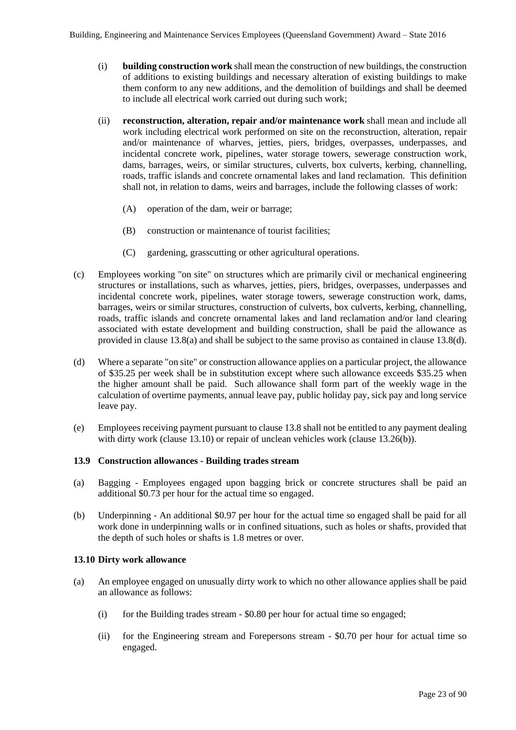(i) **building construction work** shall mean the construction of new buildings, the construction of additions to existing buildings and necessary alteration of existing buildings to make them conform to any new additions, and the demolition of buildings and shall be deemed to include all electrical work carried out during such work;

(ii) **reconstruction, alteration, repair and/or maintenance work** shall mean and include all work including electrical work performed on site on the reconstruction, alteration, repair and/or maintenance of wharves, jetties, piers, bridges, overpasses, underpasses, and incidental concrete work, pipelines, water storage towers, sewerage construction work, dams, barrages, weirs, or similar structures, culverts, box culverts, kerbing, channelling, roads, traffic islands and concrete ornamental lakes and land reclamation. This definition shall not, in relation to dams, weirs and barrages, include the following classes of work:

(A) operation of the dam, weir or barrage;

(B) construction or maintenance of tourist facilities;

(C) gardening, grasscutting or other agricultural operations.

(c) Employees working "on site" on structures which are primarily civil or mechanical engineering structures or installations, such as wharves, jetties, piers, bridges, overpasses, underpasses and incidental concrete work, pipelines, water storage towers, sewerage construction work, dams, barrages, weirs or similar structures, construction of culverts, box culverts, kerbing, channelling, roads, traffic islands and concrete ornamental lakes and land reclamation and/or land clearing associated with estate development and building construction, shall be paid the allowance as provided in clause 13.8(a) and shall be subject to the same proviso as contained in clause 13.8(d).

(d) Where a separate "on site" or construction allowance applies on a particular project, the allowance of $35.25 per week shall be in substitution except where such allowance exceeds $35.25 when the higher amount shall be paid. Such allowance shall form part of the weekly wage in the calculation of overtime payments, annual leave pay, public holiday pay, sick pay and long service leave pay.

(e) Employees receiving payment pursuant to clause 13.8 shall not be entitled to any payment dealing with dirty work (clause 13.10) or repair of unclean vehicles work (clause 13.26(b)).

**13.9 Construction allowances - Building trades stream**

(a) Bagging - Employees engaged upon bagging brick or concrete structures shall be paid an additional $0.73 per hour for the actual time so engaged.

(b) Underpinning - An additional $0.97 per hour for the actual time so engaged shall be paid for all work done in underpinning walls or in confined situations, such as holes or shafts, provided that the depth of such holes or shafts is 1.8 metres or over.

**13.10 Dirty work allowance**

(a) An employee engaged on unusually dirty work to which no other allowance applies shall be paid an allowance as follows:

(i) for the Building trades stream - $0.80 per hour for actual time so engaged;

(ii) for the Engineering stream and Forepersons stream - $0.70 per hour for actual time so engaged.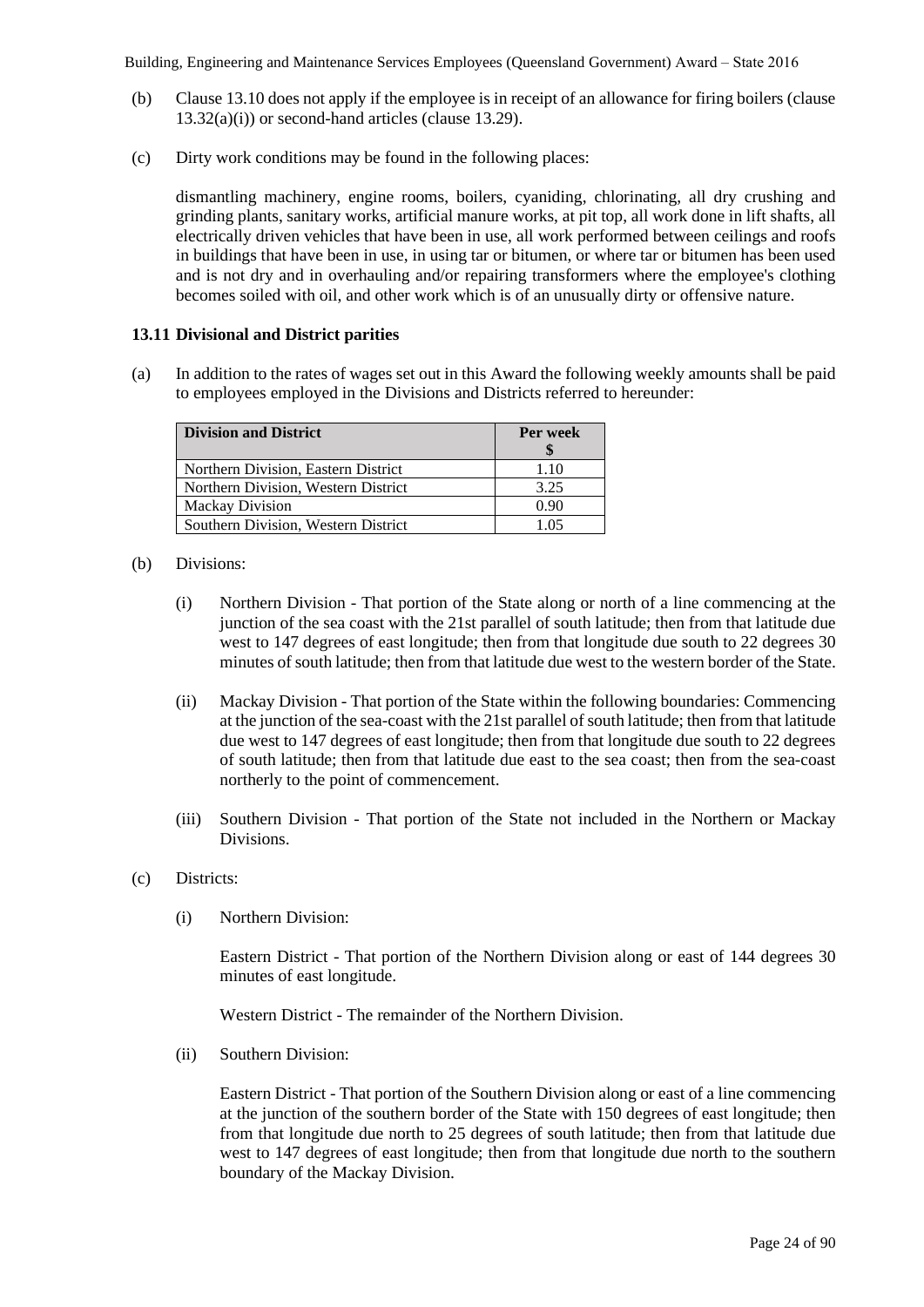(b) Clause 13.10 does not apply if the employee is in receipt of an allowance for firing boilers (clause 13.32(a)(i)) or second-hand articles (clause 13.29).

(c) Dirty work conditions may be found in the following places:

dismantling machinery, engine rooms, boilers, cyaniding, chlorinating, all dry crushing and grinding plants, sanitary works, artificial manure works, at pit top, all work done in lift shafts, all electrically driven vehicles that have been in use, all work performed between ceilings and roofs in buildings that have been in use, in using tar or bitumen, or where tar or bitumen has been used and is not dry and in overhauling and/or repairing transformers where the employee's clothing becomes soiled with oil, and other work which is of an unusually dirty or offensive nature.

### 13.11 Divisional and District parities

(a) In addition to the rates of wages set out in this Award the following weekly amounts shall be paid to employees employed in the Divisions and Districts referred to hereunder:

| Division and District | Per week $ |
|---|---|
| Northern Division, Eastern District | 1.10 |
| Northern Division, Western District | 3.25 |
| Mackay Division | 0.90 |
| Southern Division, Western District | 1.05 |

(b) Divisions:

(i) Northern Division - That portion of the State along or north of a line commencing at the junction of the sea coast with the 21st parallel of south latitude; then from that latitude due west to 147 degrees of east longitude; then from that longitude due south to 22 degrees 30 minutes of south latitude; then from that latitude due west to the western border of the State.

(ii) Mackay Division - That portion of the State within the following boundaries: Commencing at the junction of the sea-coast with the 21st parallel of south latitude; then from that latitude due west to 147 degrees of east longitude; then from that longitude due south to 22 degrees of south latitude; then from that latitude due east to the sea coast; then from the sea-coast northerly to the point of commencement.

(iii) Southern Division - That portion of the State not included in the Northern or Mackay Divisions.

(c) Districts:

(i) Northern Division:

Eastern District - That portion of the Northern Division along or east of 144 degrees 30 minutes of east longitude.

Western District - The remainder of the Northern Division.

(ii) Southern Division:

Eastern District - That portion of the Southern Division along or east of a line commencing at the junction of the southern border of the State with 150 degrees of east longitude; then from that longitude due north to 25 degrees of south latitude; then from that latitude due west to 147 degrees of east longitude; then from that longitude due north to the southern boundary of the Mackay Division.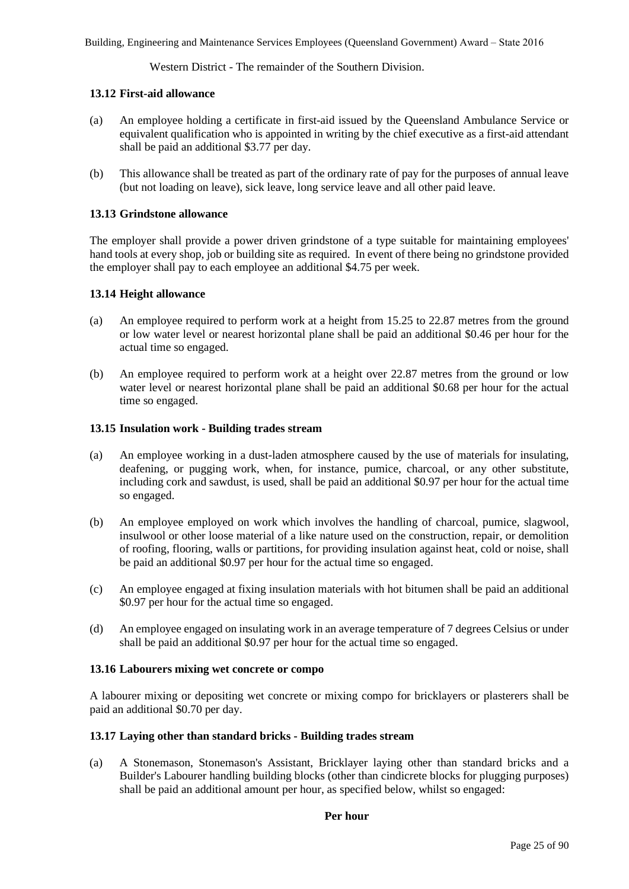Western District - The remainder of the Southern Division.

### 13.12 First-aid allowance

(a) An employee holding a certificate in first-aid issued by the Queensland Ambulance Service or equivalent qualification who is appointed in writing by the chief executive as a first-aid attendant shall be paid an additional \$3.77 per day.

(b) This allowance shall be treated as part of the ordinary rate of pay for the purposes of annual leave (but not loading on leave), sick leave, long service leave and all other paid leave.

### 13.13 Grindstone allowance

The employer shall provide a power driven grindstone of a type suitable for maintaining employees' hand tools at every shop, job or building site as required. In event of there being no grindstone provided the employer shall pay to each employee an additional \$4.75 per week.

### 13.14 Height allowance

(a) An employee required to perform work at a height from 15.25 to 22.87 metres from the ground or low water level or nearest horizontal plane shall be paid an additional \$0.46 per hour for the actual time so engaged.

(b) An employee required to perform work at a height over 22.87 metres from the ground or low water level or nearest horizontal plane shall be paid an additional \$0.68 per hour for the actual time so engaged.

### 13.15 Insulation work - Building trades stream

(a) An employee working in a dust-laden atmosphere caused by the use of materials for insulating, deafening, or pugging work, when, for instance, pumice, charcoal, or any other substitute, including cork and sawdust, is used, shall be paid an additional \$0.97 per hour for the actual time so engaged.

(b) An employee employed on work which involves the handling of charcoal, pumice, slagwool, insulwool or other loose material of a like nature used on the construction, repair, or demolition of roofing, flooring, walls or partitions, for providing insulation against heat, cold or noise, shall be paid an additional \$0.97 per hour for the actual time so engaged.

(c) An employee engaged at fixing insulation materials with hot bitumen shall be paid an additional \$0.97 per hour for the actual time so engaged.

(d) An employee engaged on insulating work in an average temperature of 7 degrees Celsius or under shall be paid an additional \$0.97 per hour for the actual time so engaged.

### 13.16 Labourers mixing wet concrete or compo

A labourer mixing or depositing wet concrete or mixing compo for bricklayers or plasterers shall be paid an additional \$0.70 per day.

### 13.17 Laying other than standard bricks - Building trades stream

(a) A Stonemason, Stonemason's Assistant, Bricklayer laying other than standard bricks and a Builder's Labourer handling building blocks (other than cindicrete blocks for plugging purposes) shall be paid an additional amount per hour, as specified below, whilst so engaged:

**Per hour**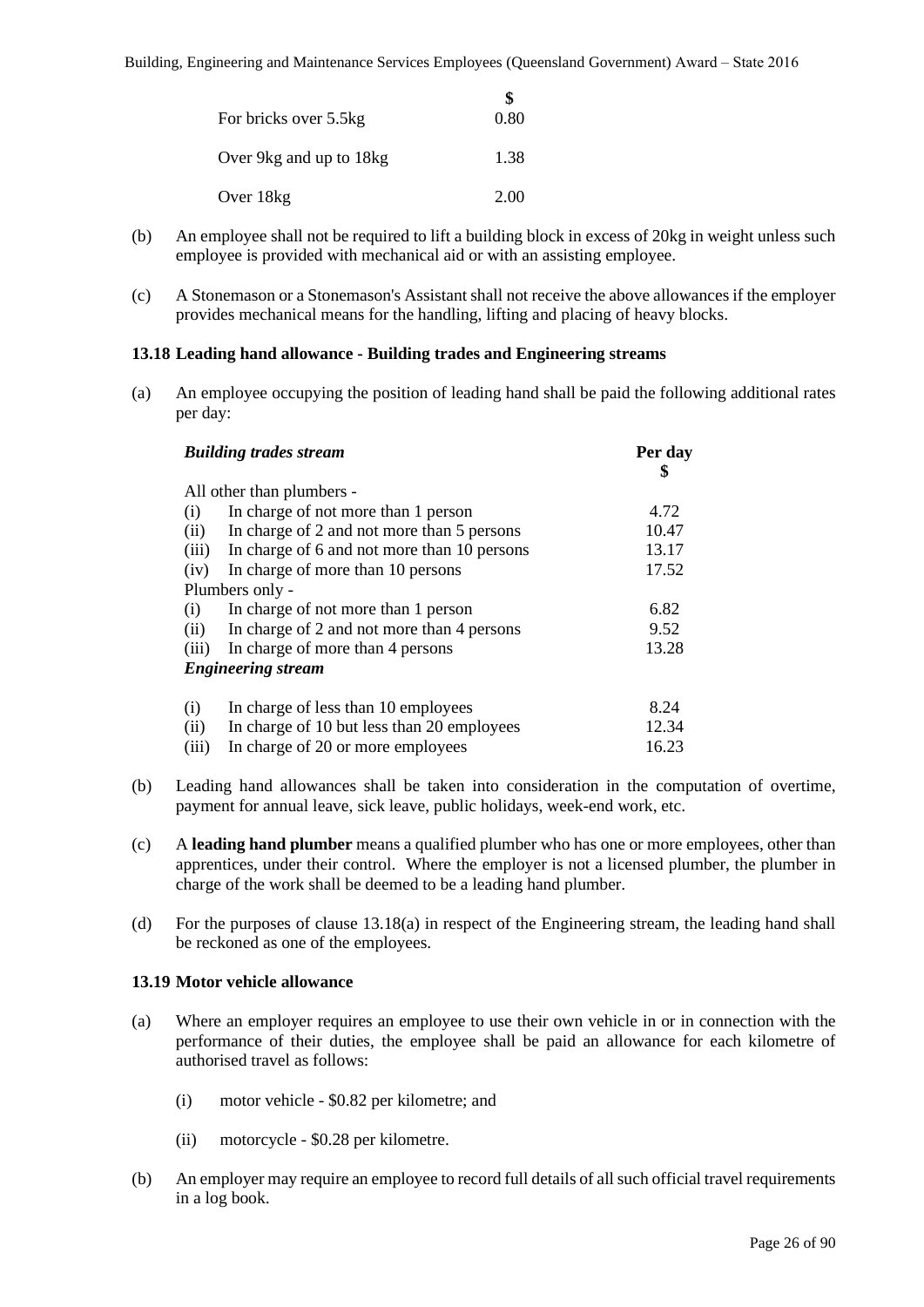| | $ |
|---|---|
| For bricks over 5.5kg | 0.80 |
| Over 9kg and up to 18kg | 1.38 |
| Over 18kg | 2.00 |

(b) An employee shall not be required to lift a building block in excess of 20kg in weight unless such employee is provided with mechanical aid or with an assisting employee.

(c) A Stonemason or a Stonemason's Assistant shall not receive the above allowances if the employer provides mechanical means for the handling, lifting and placing of heavy blocks.

### 13.18 Leading hand allowance - Building trades and Engineering streams

(a) An employee occupying the position of leading hand shall be paid the following additional rates per day:

| ***Building trades stream*** | **Per day $** |
|---|---|
| All other than plumbers - | |
| (i) In charge of not more than 1 person | 4.72 |
| (ii) In charge of 2 and not more than 5 persons | 10.47 |
| (iii) In charge of 6 and not more than 10 persons | 13.17 |
| (iv) In charge of more than 10 persons | 17.52 |
| Plumbers only - | |
| (i) In charge of not more than 1 person | 6.82 |
| (ii) In charge of 2 and not more than 4 persons | 9.52 |
| (iii) In charge of more than 4 persons | 13.28 |
| ***Engineering stream*** | |
| (i) In charge of less than 10 employees | 8.24 |
| (ii) In charge of 10 but less than 20 employees | 12.34 |
| (iii) In charge of 20 or more employees | 16.23 |

(b) Leading hand allowances shall be taken into consideration in the computation of overtime, payment for annual leave, sick leave, public holidays, week-end work, etc.

(c) A **leading hand plumber** means a qualified plumber who has one or more employees, other than apprentices, under their control. Where the employer is not a licensed plumber, the plumber in charge of the work shall be deemed to be a leading hand plumber.

(d) For the purposes of clause 13.18(a) in respect of the Engineering stream, the leading hand shall be reckoned as one of the employees.

### 13.19 Motor vehicle allowance

(a) Where an employer requires an employee to use their own vehicle in or in connection with the performance of their duties, the employee shall be paid an allowance for each kilometre of authorised travel as follows:

(i) motor vehicle - $0.82 per kilometre; and

(ii) motorcycle - $0.28 per kilometre.

(b) An employer may require an employee to record full details of all such official travel requirements in a log book.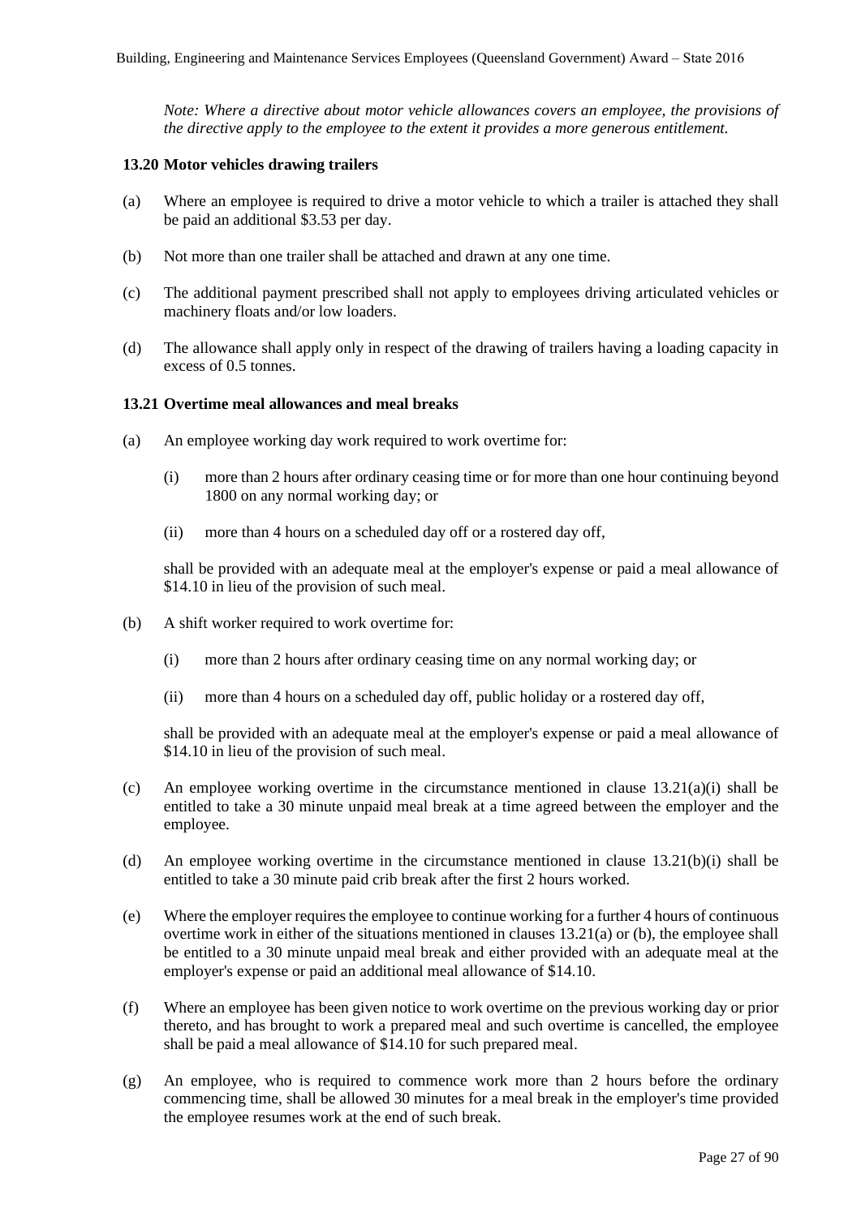*Note: Where a directive about motor vehicle allowances covers an employee, the provisions of the directive apply to the employee to the extent it provides a more generous entitlement.*

### 13.20 Motor vehicles drawing trailers

(a) Where an employee is required to drive a motor vehicle to which a trailer is attached they shall be paid an additional $3.53 per day.

(b) Not more than one trailer shall be attached and drawn at any one time.

(c) The additional payment prescribed shall not apply to employees driving articulated vehicles or machinery floats and/or low loaders.

(d) The allowance shall apply only in respect of the drawing of trailers having a loading capacity in excess of 0.5 tonnes.

### 13.21 Overtime meal allowances and meal breaks

(a) An employee working day work required to work overtime for:

(i) more than 2 hours after ordinary ceasing time or for more than one hour continuing beyond 1800 on any normal working day; or

(ii) more than 4 hours on a scheduled day off or a rostered day off,

shall be provided with an adequate meal at the employer's expense or paid a meal allowance of $14.10 in lieu of the provision of such meal.

(b) A shift worker required to work overtime for:

(i) more than 2 hours after ordinary ceasing time on any normal working day; or

(ii) more than 4 hours on a scheduled day off, public holiday or a rostered day off,

shall be provided with an adequate meal at the employer's expense or paid a meal allowance of $14.10 in lieu of the provision of such meal.

(c) An employee working overtime in the circumstance mentioned in clause 13.21(a)(i) shall be entitled to take a 30 minute unpaid meal break at a time agreed between the employer and the employee.

(d) An employee working overtime in the circumstance mentioned in clause 13.21(b)(i) shall be entitled to take a 30 minute paid crib break after the first 2 hours worked.

(e) Where the employer requires the employee to continue working for a further 4 hours of continuous overtime work in either of the situations mentioned in clauses 13.21(a) or (b), the employee shall be entitled to a 30 minute unpaid meal break and either provided with an adequate meal at the employer's expense or paid an additional meal allowance of $14.10.

(f) Where an employee has been given notice to work overtime on the previous working day or prior thereto, and has brought to work a prepared meal and such overtime is cancelled, the employee shall be paid a meal allowance of $14.10 for such prepared meal.

(g) An employee, who is required to commence work more than 2 hours before the ordinary commencing time, shall be allowed 30 minutes for a meal break in the employer's time provided the employee resumes work at the end of such break.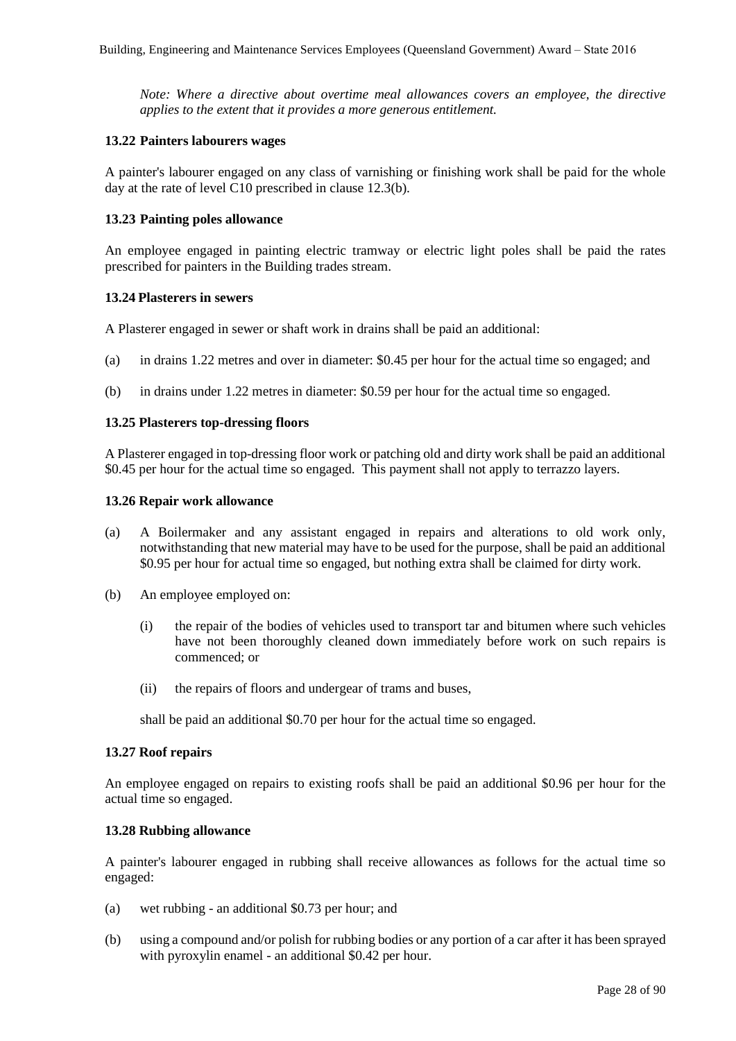*Note: Where a directive about overtime meal allowances covers an employee, the directive applies to the extent that it provides a more generous entitlement.*

### 13.22 Painters labourers wages

A painter's labourer engaged on any class of varnishing or finishing work shall be paid for the whole day at the rate of level C10 prescribed in clause 12.3(b).

### 13.23 Painting poles allowance

An employee engaged in painting electric tramway or electric light poles shall be paid the rates prescribed for painters in the Building trades stream.

### 13.24 Plasterers in sewers

A Plasterer engaged in sewer or shaft work in drains shall be paid an additional:

(a) in drains 1.22 metres and over in diameter: $0.45 per hour for the actual time so engaged; and

(b) in drains under 1.22 metres in diameter: $0.59 per hour for the actual time so engaged.

### 13.25 Plasterers top-dressing floors

A Plasterer engaged in top-dressing floor work or patching old and dirty work shall be paid an additional $0.45 per hour for the actual time so engaged. This payment shall not apply to terrazzo layers.

### 13.26 Repair work allowance

(a) A Boilermaker and any assistant engaged in repairs and alterations to old work only, notwithstanding that new material may have to be used for the purpose, shall be paid an additional $0.95 per hour for actual time so engaged, but nothing extra shall be claimed for dirty work.

(b) An employee employed on:

(i) the repair of the bodies of vehicles used to transport tar and bitumen where such vehicles have not been thoroughly cleaned down immediately before work on such repairs is commenced; or

(ii) the repairs of floors and undergear of trams and buses,

shall be paid an additional $0.70 per hour for the actual time so engaged.

### 13.27 Roof repairs

An employee engaged on repairs to existing roofs shall be paid an additional $0.96 per hour for the actual time so engaged.

### 13.28 Rubbing allowance

A painter's labourer engaged in rubbing shall receive allowances as follows for the actual time so engaged:

(a) wet rubbing - an additional $0.73 per hour; and

(b) using a compound and/or polish for rubbing bodies or any portion of a car after it has been sprayed with pyroxylin enamel - an additional $0.42 per hour.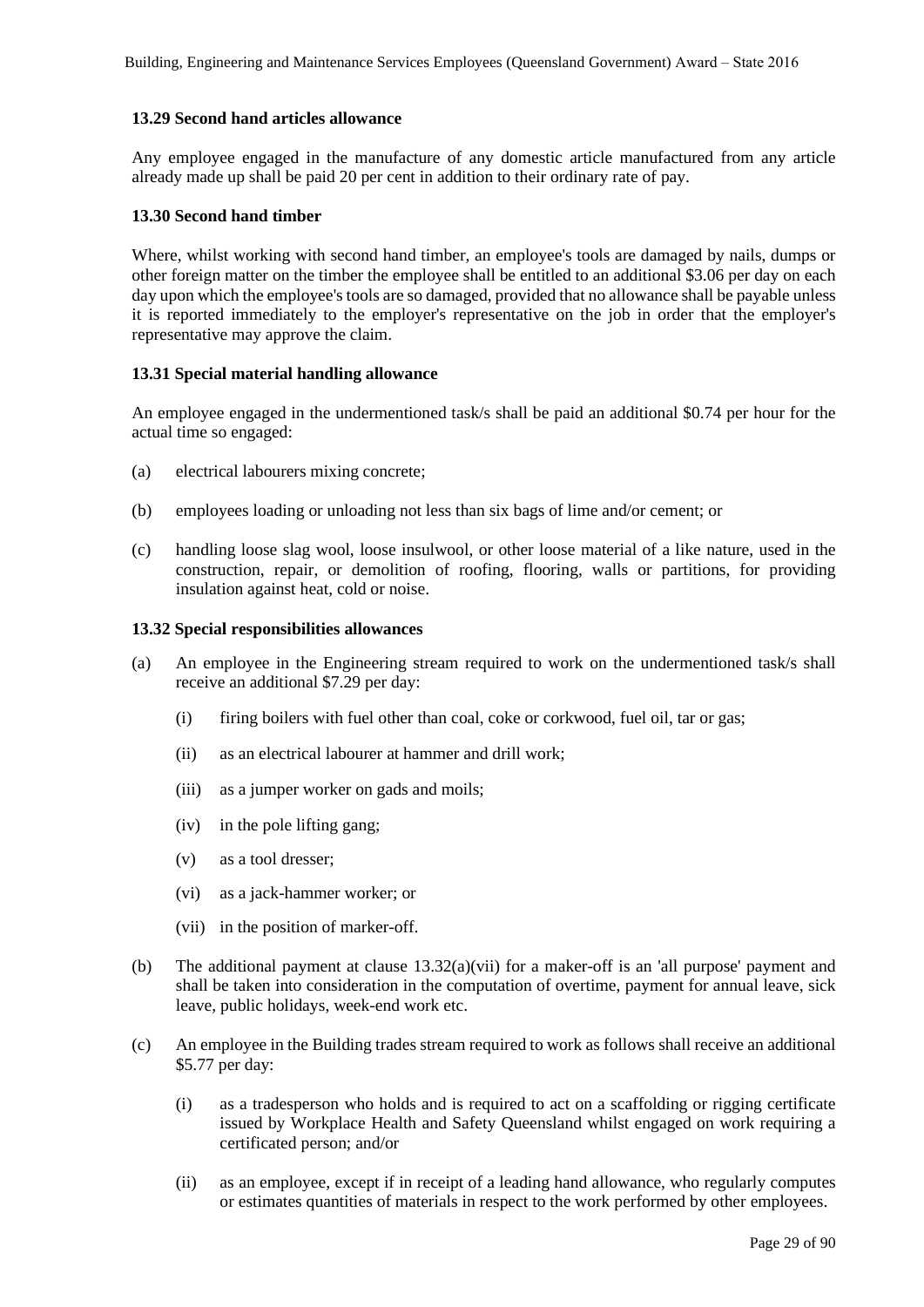#### 13.29 Second hand articles allowance

Any employee engaged in the manufacture of any domestic article manufactured from any article already made up shall be paid 20 per cent in addition to their ordinary rate of pay.

#### 13.30 Second hand timber

Where, whilst working with second hand timber, an employee's tools are damaged by nails, dumps or other foreign matter on the timber the employee shall be entitled to an additional $3.06 per day on each day upon which the employee's tools are so damaged, provided that no allowance shall be payable unless it is reported immediately to the employer's representative on the job in order that the employer's representative may approve the claim.

#### 13.31 Special material handling allowance

An employee engaged in the undermentioned task/s shall be paid an additional $0.74 per hour for the actual time so engaged:

(a) electrical labourers mixing concrete;

(b) employees loading or unloading not less than six bags of lime and/or cement; or

(c) handling loose slag wool, loose insulwool, or other loose material of a like nature, used in the construction, repair, or demolition of roofing, flooring, walls or partitions, for providing insulation against heat, cold or noise.

#### 13.32 Special responsibilities allowances

(a) An employee in the Engineering stream required to work on the undermentioned task/s shall receive an additional $7.29 per day:

  (i) firing boilers with fuel other than coal, coke or corkwood, fuel oil, tar or gas;

  (ii) as an electrical labourer at hammer and drill work;

  (iii) as a jumper worker on gads and moils;

  (iv) in the pole lifting gang;

  (v) as a tool dresser;

  (vi) as a jack-hammer worker; or

  (vii) in the position of marker-off.

(b) The additional payment at clause 13.32(a)(vii) for a maker-off is an 'all purpose' payment and shall be taken into consideration in the computation of overtime, payment for annual leave, sick leave, public holidays, week-end work etc.

(c) An employee in the Building trades stream required to work as follows shall receive an additional $5.77 per day:

  (i) as a tradesperson who holds and is required to act on a scaffolding or rigging certificate issued by Workplace Health and Safety Queensland whilst engaged on work requiring a certificated person; and/or

  (ii) as an employee, except if in receipt of a leading hand allowance, who regularly computes or estimates quantities of materials in respect to the work performed by other employees.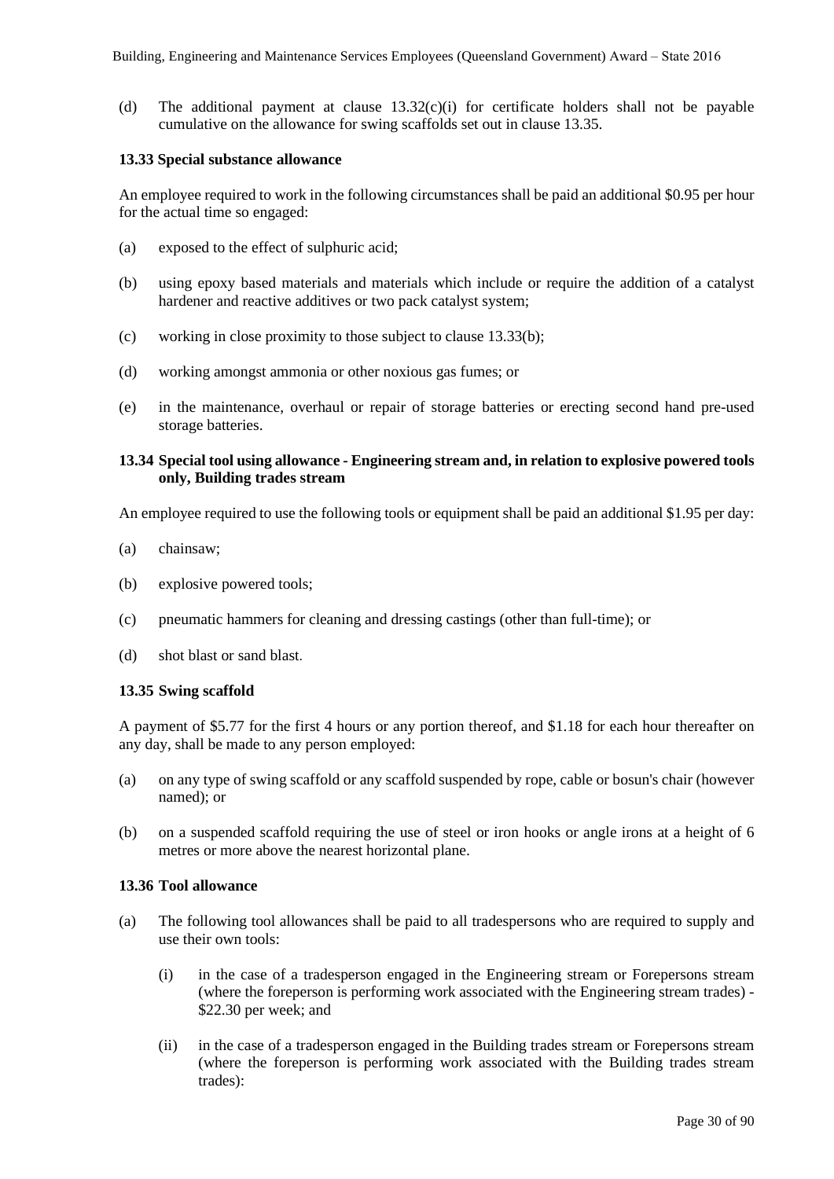(d) The additional payment at clause 13.32(c)(i) for certificate holders shall not be payable cumulative on the allowance for swing scaffolds set out in clause 13.35.

### 13.33 Special substance allowance

An employee required to work in the following circumstances shall be paid an additional $0.95 per hour for the actual time so engaged:

(a) exposed to the effect of sulphuric acid;

(b) using epoxy based materials and materials which include or require the addition of a catalyst hardener and reactive additives or two pack catalyst system;

(c) working in close proximity to those subject to clause 13.33(b);

(d) working amongst ammonia or other noxious gas fumes; or

(e) in the maintenance, overhaul or repair of storage batteries or erecting second hand pre-used storage batteries.

### 13.34 Special tool using allowance - Engineering stream and, in relation to explosive powered tools only, Building trades stream

An employee required to use the following tools or equipment shall be paid an additional $1.95 per day:

(a) chainsaw;

(b) explosive powered tools;

(c) pneumatic hammers for cleaning and dressing castings (other than full-time); or

(d) shot blast or sand blast.

### 13.35 Swing scaffold

A payment of $5.77 for the first 4 hours or any portion thereof, and $1.18 for each hour thereafter on any day, shall be made to any person employed:

(a) on any type of swing scaffold or any scaffold suspended by rope, cable or bosun's chair (however named); or

(b) on a suspended scaffold requiring the use of steel or iron hooks or angle irons at a height of 6 metres or more above the nearest horizontal plane.

### 13.36 Tool allowance

(a) The following tool allowances shall be paid to all tradespersons who are required to supply and use their own tools:

  (i) in the case of a tradesperson engaged in the Engineering stream or Forepersons stream (where the foreperson is performing work associated with the Engineering stream trades) - $22.30 per week; and

  (ii) in the case of a tradesperson engaged in the Building trades stream or Forepersons stream (where the foreperson is performing work associated with the Building trades stream trades):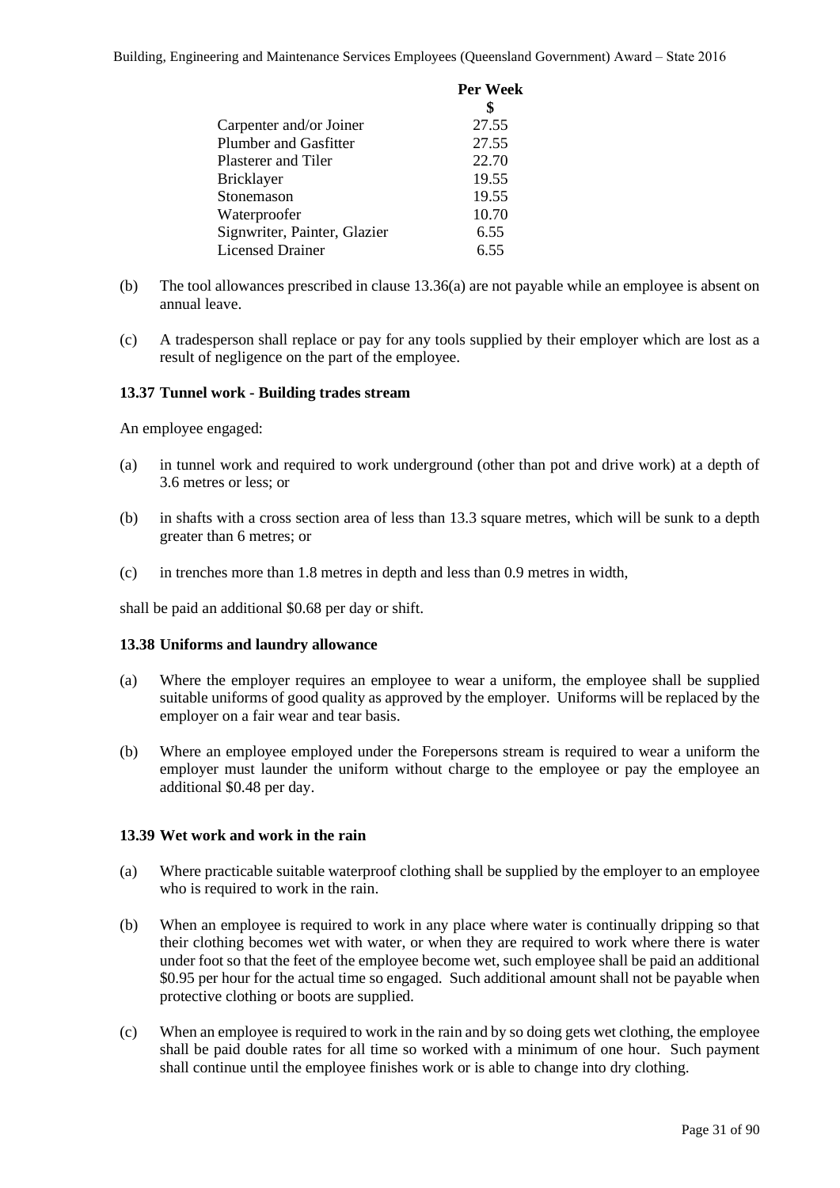| | Per Week |
|---|---|
| | $ |
| Carpenter and/or Joiner | 27.55 |
| Plumber and Gasfitter | 27.55 |
| Plasterer and Tiler | 22.70 |
| Bricklayer | 19.55 |
| Stonemason | 19.55 |
| Waterproofer | 10.70 |
| Signwriter, Painter, Glazier | 6.55 |
| Licensed Drainer | 6.55 |

(b) The tool allowances prescribed in clause 13.36(a) are not payable while an employee is absent on annual leave.

(c) A tradesperson shall replace or pay for any tools supplied by their employer which are lost as a result of negligence on the part of the employee.

**13.37 Tunnel work - Building trades stream**

An employee engaged:

(a) in tunnel work and required to work underground (other than pot and drive work) at a depth of 3.6 metres or less; or

(b) in shafts with a cross section area of less than 13.3 square metres, which will be sunk to a depth greater than 6 metres; or

(c) in trenches more than 1.8 metres in depth and less than 0.9 metres in width,

shall be paid an additional $0.68 per day or shift.

**13.38 Uniforms and laundry allowance**

(a) Where the employer requires an employee to wear a uniform, the employee shall be supplied suitable uniforms of good quality as approved by the employer. Uniforms will be replaced by the employer on a fair wear and tear basis.

(b) Where an employee employed under the Forepersons stream is required to wear a uniform the employer must launder the uniform without charge to the employee or pay the employee an additional $0.48 per day.

**13.39 Wet work and work in the rain**

(a) Where practicable suitable waterproof clothing shall be supplied by the employer to an employee who is required to work in the rain.

(b) When an employee is required to work in any place where water is continually dripping so that their clothing becomes wet with water, or when they are required to work where there is water under foot so that the feet of the employee become wet, such employee shall be paid an additional $0.95 per hour for the actual time so engaged. Such additional amount shall not be payable when protective clothing or boots are supplied.

(c) When an employee is required to work in the rain and by so doing gets wet clothing, the employee shall be paid double rates for all time so worked with a minimum of one hour. Such payment shall continue until the employee finishes work or is able to change into dry clothing.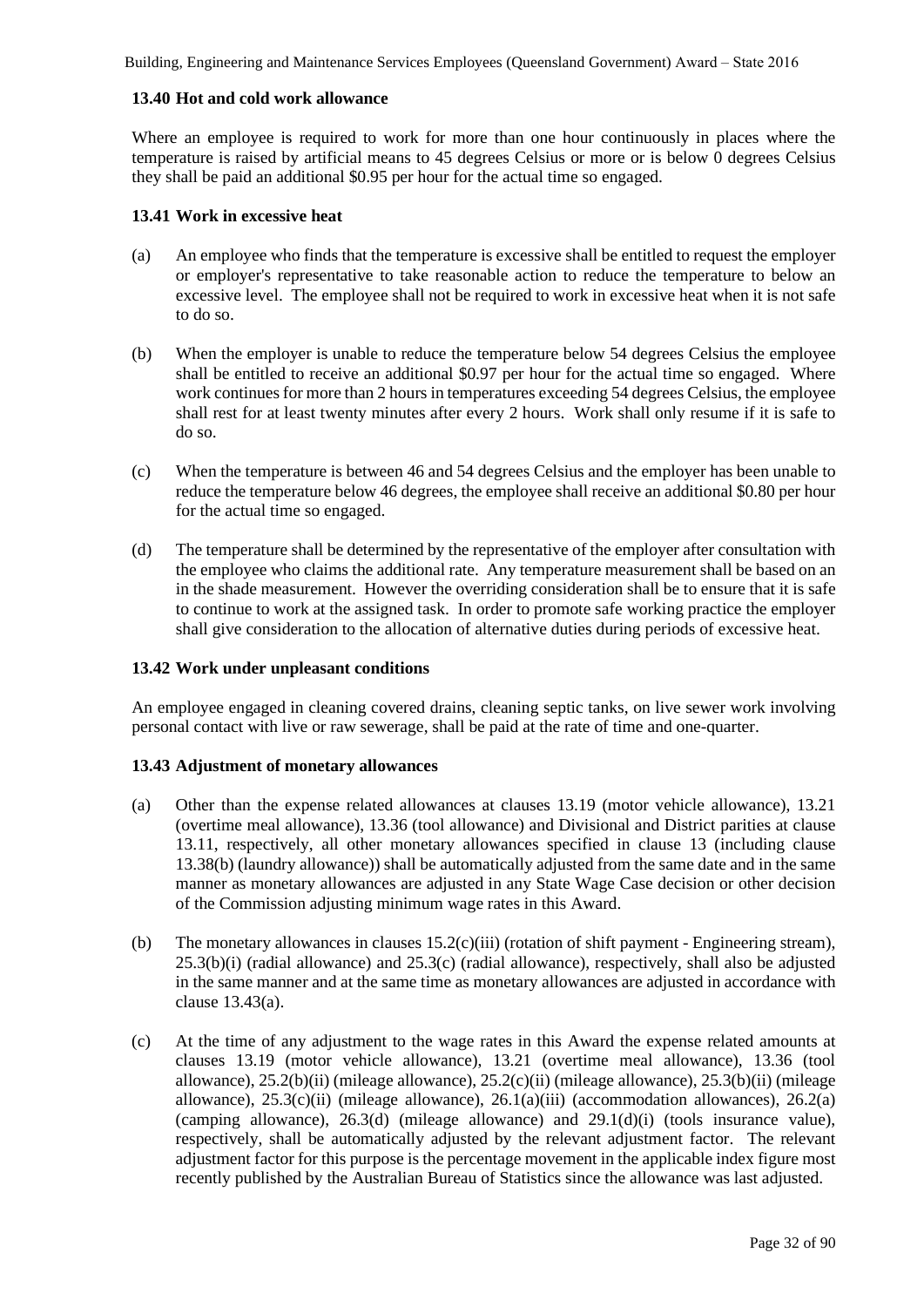### 13.40 Hot and cold work allowance

Where an employee is required to work for more than one hour continuously in places where the temperature is raised by artificial means to 45 degrees Celsius or more or is below 0 degrees Celsius they shall be paid an additional $0.95 per hour for the actual time so engaged.

### 13.41 Work in excessive heat

(a) An employee who finds that the temperature is excessive shall be entitled to request the employer or employer's representative to take reasonable action to reduce the temperature to below an excessive level. The employee shall not be required to work in excessive heat when it is not safe to do so.

(b) When the employer is unable to reduce the temperature below 54 degrees Celsius the employee shall be entitled to receive an additional $0.97 per hour for the actual time so engaged. Where work continues for more than 2 hours in temperatures exceeding 54 degrees Celsius, the employee shall rest for at least twenty minutes after every 2 hours. Work shall only resume if it is safe to do so.

(c) When the temperature is between 46 and 54 degrees Celsius and the employer has been unable to reduce the temperature below 46 degrees, the employee shall receive an additional $0.80 per hour for the actual time so engaged.

(d) The temperature shall be determined by the representative of the employer after consultation with the employee who claims the additional rate. Any temperature measurement shall be based on an in the shade measurement. However the overriding consideration shall be to ensure that it is safe to continue to work at the assigned task. In order to promote safe working practice the employer shall give consideration to the allocation of alternative duties during periods of excessive heat.

### 13.42 Work under unpleasant conditions

An employee engaged in cleaning covered drains, cleaning septic tanks, on live sewer work involving personal contact with live or raw sewerage, shall be paid at the rate of time and one-quarter.

### 13.43 Adjustment of monetary allowances

(a) Other than the expense related allowances at clauses 13.19 (motor vehicle allowance), 13.21 (overtime meal allowance), 13.36 (tool allowance) and Divisional and District parities at clause 13.11, respectively, all other monetary allowances specified in clause 13 (including clause 13.38(b) (laundry allowance)) shall be automatically adjusted from the same date and in the same manner as monetary allowances are adjusted in any State Wage Case decision or other decision of the Commission adjusting minimum wage rates in this Award.

(b) The monetary allowances in clauses 15.2(c)(iii) (rotation of shift payment - Engineering stream), 25.3(b)(i) (radial allowance) and 25.3(c) (radial allowance), respectively, shall also be adjusted in the same manner and at the same time as monetary allowances are adjusted in accordance with clause 13.43(a).

(c) At the time of any adjustment to the wage rates in this Award the expense related amounts at clauses 13.19 (motor vehicle allowance), 13.21 (overtime meal allowance), 13.36 (tool allowance), 25.2(b)(ii) (mileage allowance), 25.2(c)(ii) (mileage allowance), 25.3(b)(ii) (mileage allowance), 25.3(c)(ii) (mileage allowance), 26.1(a)(iii) (accommodation allowances), 26.2(a) (camping allowance), 26.3(d) (mileage allowance) and 29.1(d)(i) (tools insurance value), respectively, shall be automatically adjusted by the relevant adjustment factor. The relevant adjustment factor for this purpose is the percentage movement in the applicable index figure most recently published by the Australian Bureau of Statistics since the allowance was last adjusted.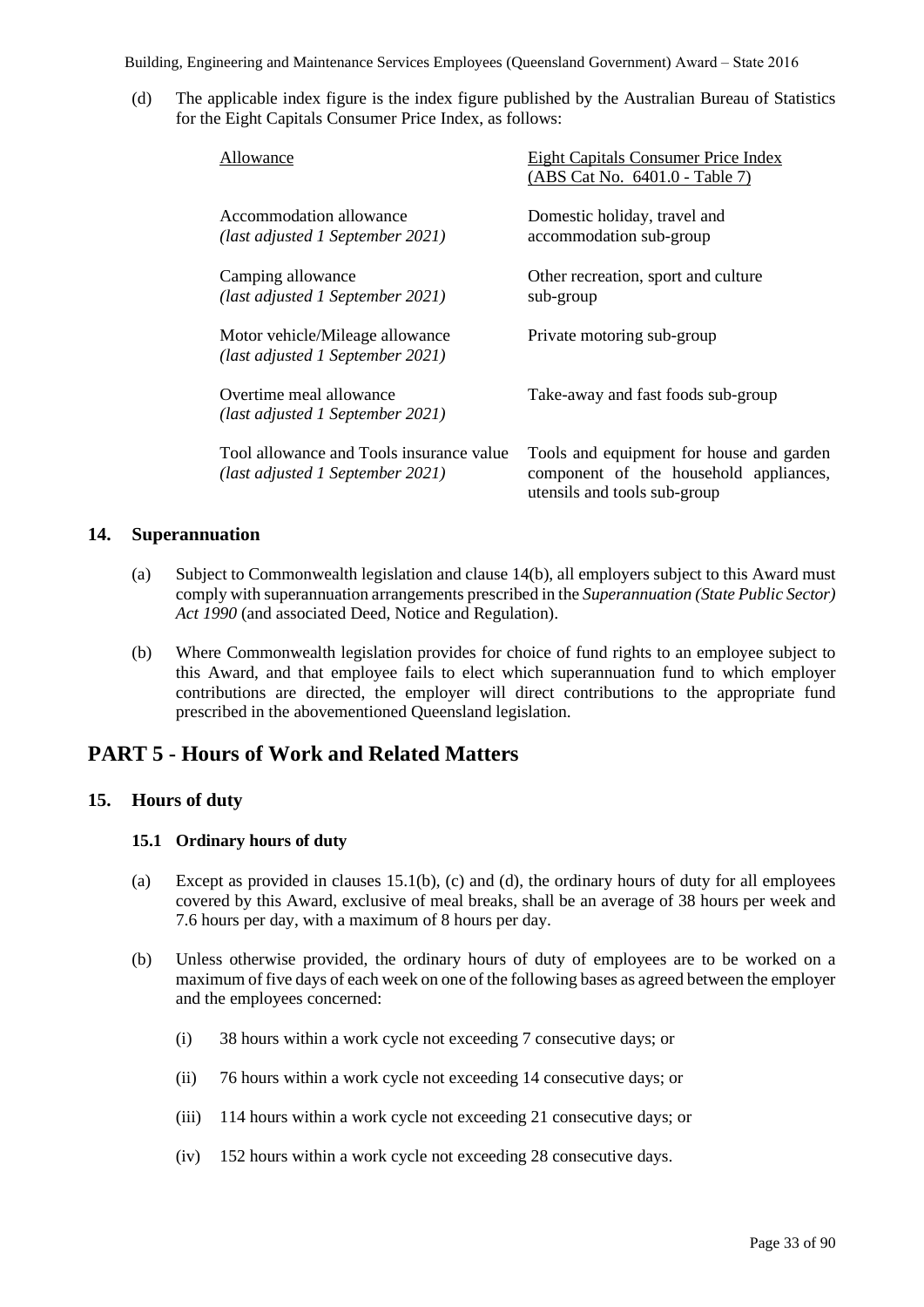(d) The applicable index figure is the index figure published by the Australian Bureau of Statistics for the Eight Capitals Consumer Price Index, as follows:

| Allowance | Eight Capitals Consumer Price Index (ABS Cat No. 6401.0 - Table 7) |
|---|---|
| Accommodation allowance *(last adjusted 1 September 2021)* | Domestic holiday, travel and accommodation sub-group |
| Camping allowance *(last adjusted 1 September 2021)* | Other recreation, sport and culture sub-group |
| Motor vehicle/Mileage allowance *(last adjusted 1 September 2021)* | Private motoring sub-group |
| Overtime meal allowance *(last adjusted 1 September 2021)* | Take-away and fast foods sub-group |
| Tool allowance and Tools insurance value *(last adjusted 1 September 2021)* | Tools and equipment for house and garden component of the household appliances, utensils and tools sub-group |

### 14. Superannuation

(a) Subject to Commonwealth legislation and clause 14(b), all employers subject to this Award must comply with superannuation arrangements prescribed in the *Superannuation (State Public Sector) Act 1990* (and associated Deed, Notice and Regulation).

(b) Where Commonwealth legislation provides for choice of fund rights to an employee subject to this Award, and that employee fails to elect which superannuation fund to which employer contributions are directed, the employer will direct contributions to the appropriate fund prescribed in the abovementioned Queensland legislation.

## PART 5 - Hours of Work and Related Matters

### 15. Hours of duty

#### 15.1 Ordinary hours of duty

(a) Except as provided in clauses 15.1(b), (c) and (d), the ordinary hours of duty for all employees covered by this Award, exclusive of meal breaks, shall be an average of 38 hours per week and 7.6 hours per day, with a maximum of 8 hours per day.

(b) Unless otherwise provided, the ordinary hours of duty of employees are to be worked on a maximum of five days of each week on one of the following bases as agreed between the employer and the employees concerned:

(i) 38 hours within a work cycle not exceeding 7 consecutive days; or

(ii) 76 hours within a work cycle not exceeding 14 consecutive days; or

(iii) 114 hours within a work cycle not exceeding 21 consecutive days; or

(iv) 152 hours within a work cycle not exceeding 28 consecutive days.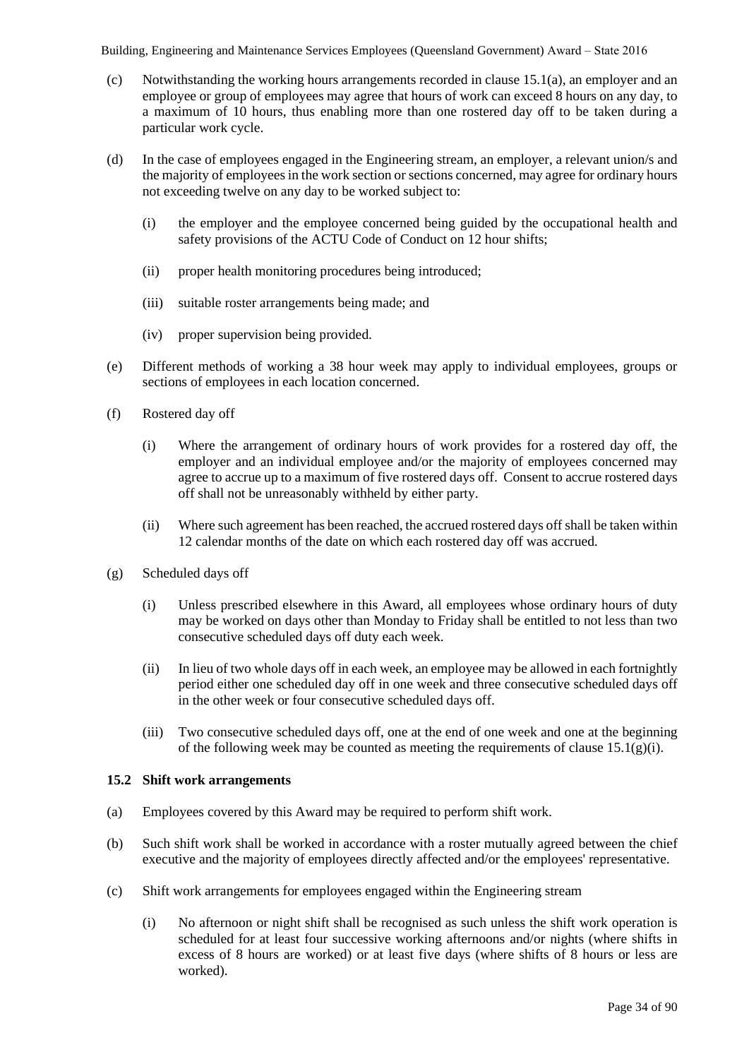(c) Notwithstanding the working hours arrangements recorded in clause 15.1(a), an employer and an employee or group of employees may agree that hours of work can exceed 8 hours on any day, to a maximum of 10 hours, thus enabling more than one rostered day off to be taken during a particular work cycle.

(d) In the case of employees engaged in the Engineering stream, an employer, a relevant union/s and the majority of employees in the work section or sections concerned, may agree for ordinary hours not exceeding twelve on any day to be worked subject to:

- (i) the employer and the employee concerned being guided by the occupational health and safety provisions of the ACTU Code of Conduct on 12 hour shifts;
- (ii) proper health monitoring procedures being introduced;
- (iii) suitable roster arrangements being made; and
- (iv) proper supervision being provided.

(e) Different methods of working a 38 hour week may apply to individual employees, groups or sections of employees in each location concerned.

(f) Rostered day off

- (i) Where the arrangement of ordinary hours of work provides for a rostered day off, the employer and an individual employee and/or the majority of employees concerned may agree to accrue up to a maximum of five rostered days off. Consent to accrue rostered days off shall not be unreasonably withheld by either party.
- (ii) Where such agreement has been reached, the accrued rostered days off shall be taken within 12 calendar months of the date on which each rostered day off was accrued.

(g) Scheduled days off

- (i) Unless prescribed elsewhere in this Award, all employees whose ordinary hours of duty may be worked on days other than Monday to Friday shall be entitled to not less than two consecutive scheduled days off duty each week.
- (ii) In lieu of two whole days off in each week, an employee may be allowed in each fortnightly period either one scheduled day off in one week and three consecutive scheduled days off in the other week or four consecutive scheduled days off.
- (iii) Two consecutive scheduled days off, one at the end of one week and one at the beginning of the following week may be counted as meeting the requirements of clause 15.1(g)(i).

### 15.2 Shift work arrangements

(a) Employees covered by this Award may be required to perform shift work.

(b) Such shift work shall be worked in accordance with a roster mutually agreed between the chief executive and the majority of employees directly affected and/or the employees' representative.

(c) Shift work arrangements for employees engaged within the Engineering stream

- (i) No afternoon or night shift shall be recognised as such unless the shift work operation is scheduled for at least four successive working afternoons and/or nights (where shifts in excess of 8 hours are worked) or at least five days (where shifts of 8 hours or less are worked).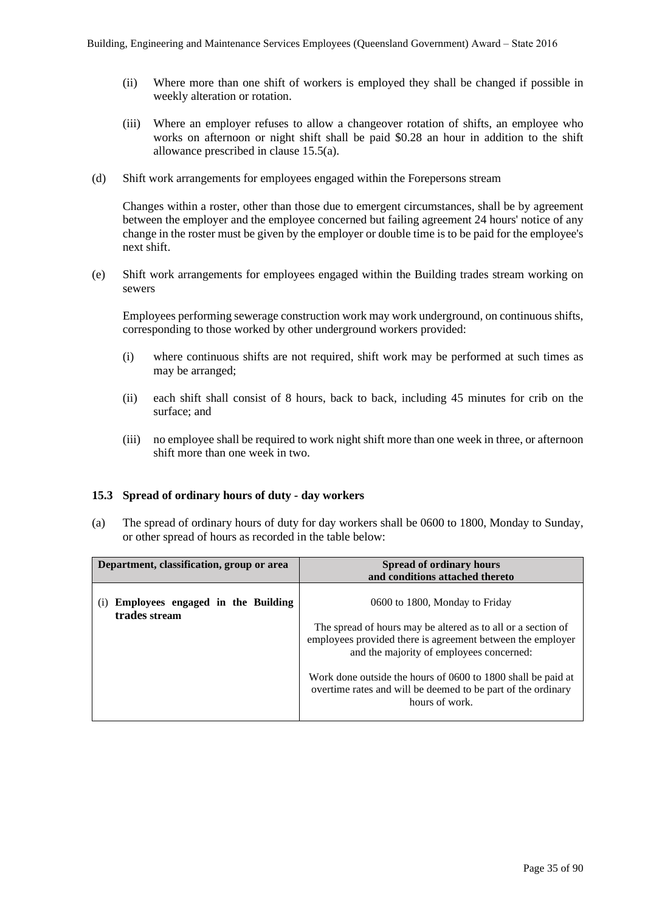(ii) Where more than one shift of workers is employed they shall be changed if possible in weekly alteration or rotation.

(iii) Where an employer refuses to allow a changeover rotation of shifts, an employee who works on afternoon or night shift shall be paid $0.28 an hour in addition to the shift allowance prescribed in clause 15.5(a).

(d) Shift work arrangements for employees engaged within the Forepersons stream

Changes within a roster, other than those due to emergent circumstances, shall be by agreement between the employer and the employee concerned but failing agreement 24 hours' notice of any change in the roster must be given by the employer or double time is to be paid for the employee's next shift.

(e) Shift work arrangements for employees engaged within the Building trades stream working on sewers

Employees performing sewerage construction work may work underground, on continuous shifts, corresponding to those worked by other underground workers provided:

(i) where continuous shifts are not required, shift work may be performed at such times as may be arranged;

(ii) each shift shall consist of 8 hours, back to back, including 45 minutes for crib on the surface; and

(iii) no employee shall be required to work night shift more than one week in three, or afternoon shift more than one week in two.

### 15.3 Spread of ordinary hours of duty - day workers

(a) The spread of ordinary hours of duty for day workers shall be 0600 to 1800, Monday to Sunday, or other spread of hours as recorded in the table below:

| Department, classification, group or area | Spread of ordinary hours and conditions attached thereto |
|---|---|
| (i) **Employees engaged in the Building trades stream** | 0600 to 1800, Monday to Friday<br><br>The spread of hours may be altered as to all or a section of employees provided there is agreement between the employer and the majority of employees concerned:<br><br>Work done outside the hours of 0600 to 1800 shall be paid at overtime rates and will be deemed to be part of the ordinary hours of work. |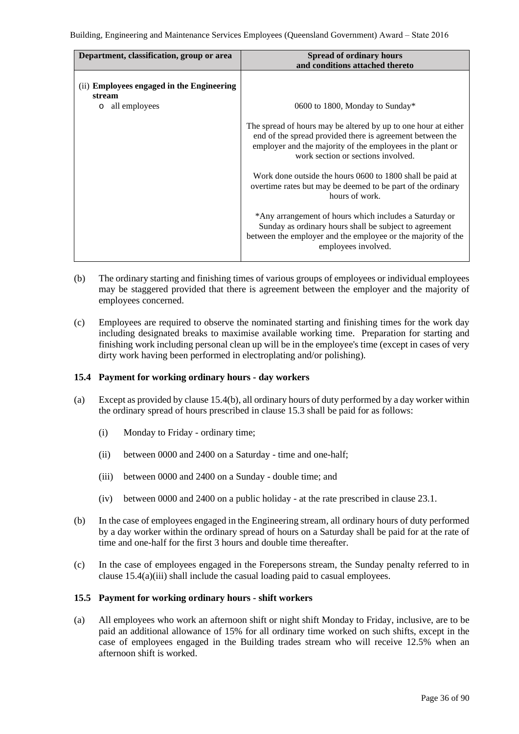| Department, classification, group or area | Spread of ordinary hours and conditions attached thereto |
|---|---|
| (ii) **Employees engaged in the Engineering stream**<br>o all employees | 0600 to 1800, Monday to Sunday*<br><br>The spread of hours may be altered by up to one hour at either end of the spread provided there is agreement between the employer and the majority of the employees in the plant or work section or sections involved.<br><br>Work done outside the hours 0600 to 1800 shall be paid at overtime rates but may be deemed to be part of the ordinary hours of work.<br><br>*Any arrangement of hours which includes a Saturday or Sunday as ordinary hours shall be subject to agreement between the employer and the employee or the majority of the employees involved. |

(b) The ordinary starting and finishing times of various groups of employees or individual employees may be staggered provided that there is agreement between the employer and the majority of employees concerned.

(c) Employees are required to observe the nominated starting and finishing times for the work day including designated breaks to maximise available working time. Preparation for starting and finishing work including personal clean up will be in the employee's time (except in cases of very dirty work having been performed in electroplating and/or polishing).

### 15.4 Payment for working ordinary hours - day workers

(a) Except as provided by clause 15.4(b), all ordinary hours of duty performed by a day worker within the ordinary spread of hours prescribed in clause 15.3 shall be paid for as follows:

- (i) Monday to Friday - ordinary time;
- (ii) between 0000 and 2400 on a Saturday - time and one-half;
- (iii) between 0000 and 2400 on a Sunday - double time; and
- (iv) between 0000 and 2400 on a public holiday - at the rate prescribed in clause 23.1.

(b) In the case of employees engaged in the Engineering stream, all ordinary hours of duty performed by a day worker within the ordinary spread of hours on a Saturday shall be paid for at the rate of time and one-half for the first 3 hours and double time thereafter.

(c) In the case of employees engaged in the Forepersons stream, the Sunday penalty referred to in clause 15.4(a)(iii) shall include the casual loading paid to casual employees.

### 15.5 Payment for working ordinary hours - shift workers

(a) All employees who work an afternoon shift or night shift Monday to Friday, inclusive, are to be paid an additional allowance of 15% for all ordinary time worked on such shifts, except in the case of employees engaged in the Building trades stream who will receive 12.5% when an afternoon shift is worked.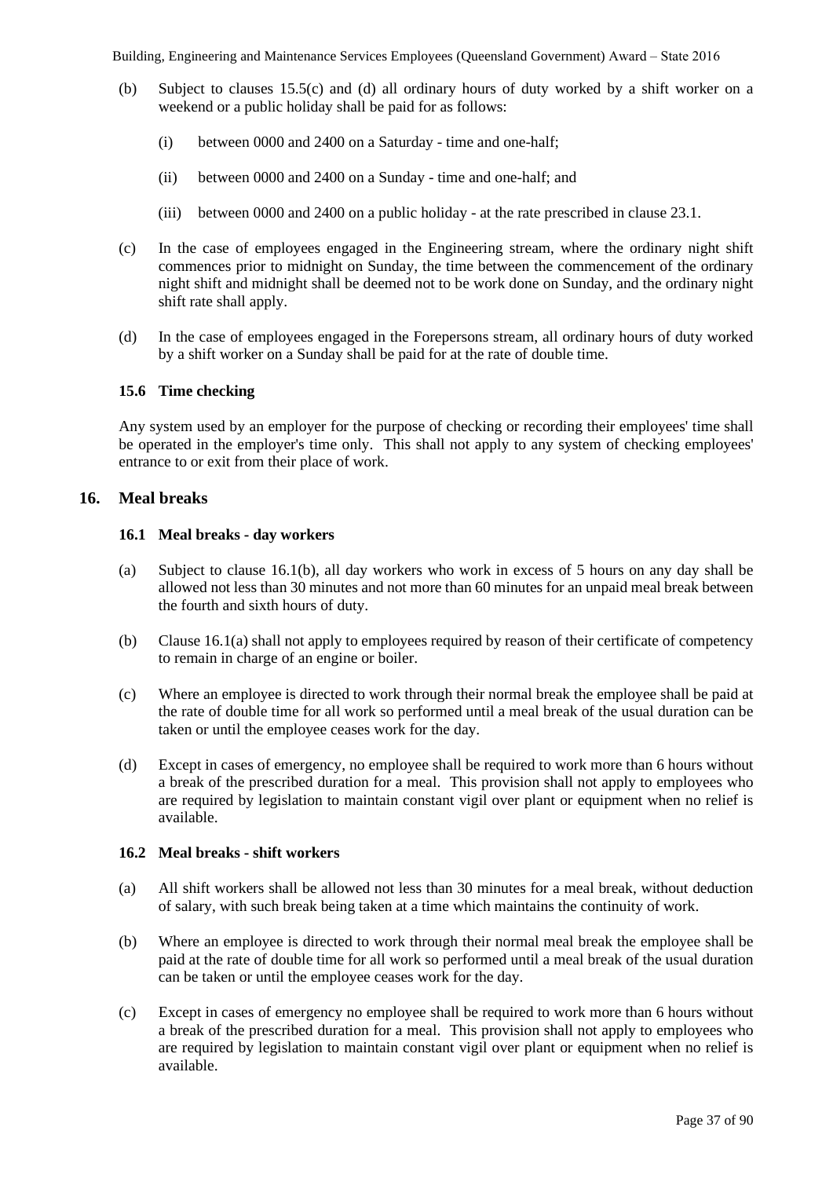(b) Subject to clauses 15.5(c) and (d) all ordinary hours of duty worked by a shift worker on a weekend or a public holiday shall be paid for as follows:

  (i) between 0000 and 2400 on a Saturday - time and one-half;

  (ii) between 0000 and 2400 on a Sunday - time and one-half; and

  (iii) between 0000 and 2400 on a public holiday - at the rate prescribed in clause 23.1.

(c) In the case of employees engaged in the Engineering stream, where the ordinary night shift commences prior to midnight on Sunday, the time between the commencement of the ordinary night shift and midnight shall be deemed not to be work done on Sunday, and the ordinary night shift rate shall apply.

(d) In the case of employees engaged in the Forepersons stream, all ordinary hours of duty worked by a shift worker on a Sunday shall be paid for at the rate of double time.

### 15.6 Time checking

Any system used by an employer for the purpose of checking or recording their employees' time shall be operated in the employer's time only. This shall not apply to any system of checking employees' entrance to or exit from their place of work.

## 16. Meal breaks

### 16.1 Meal breaks - day workers

(a) Subject to clause 16.1(b), all day workers who work in excess of 5 hours on any day shall be allowed not less than 30 minutes and not more than 60 minutes for an unpaid meal break between the fourth and sixth hours of duty.

(b) Clause 16.1(a) shall not apply to employees required by reason of their certificate of competency to remain in charge of an engine or boiler.

(c) Where an employee is directed to work through their normal break the employee shall be paid at the rate of double time for all work so performed until a meal break of the usual duration can be taken or until the employee ceases work for the day.

(d) Except in cases of emergency, no employee shall be required to work more than 6 hours without a break of the prescribed duration for a meal. This provision shall not apply to employees who are required by legislation to maintain constant vigil over plant or equipment when no relief is available.

### 16.2 Meal breaks - shift workers

(a) All shift workers shall be allowed not less than 30 minutes for a meal break, without deduction of salary, with such break being taken at a time which maintains the continuity of work.

(b) Where an employee is directed to work through their normal meal break the employee shall be paid at the rate of double time for all work so performed until a meal break of the usual duration can be taken or until the employee ceases work for the day.

(c) Except in cases of emergency no employee shall be required to work more than 6 hours without a break of the prescribed duration for a meal. This provision shall not apply to employees who are required by legislation to maintain constant vigil over plant or equipment when no relief is available.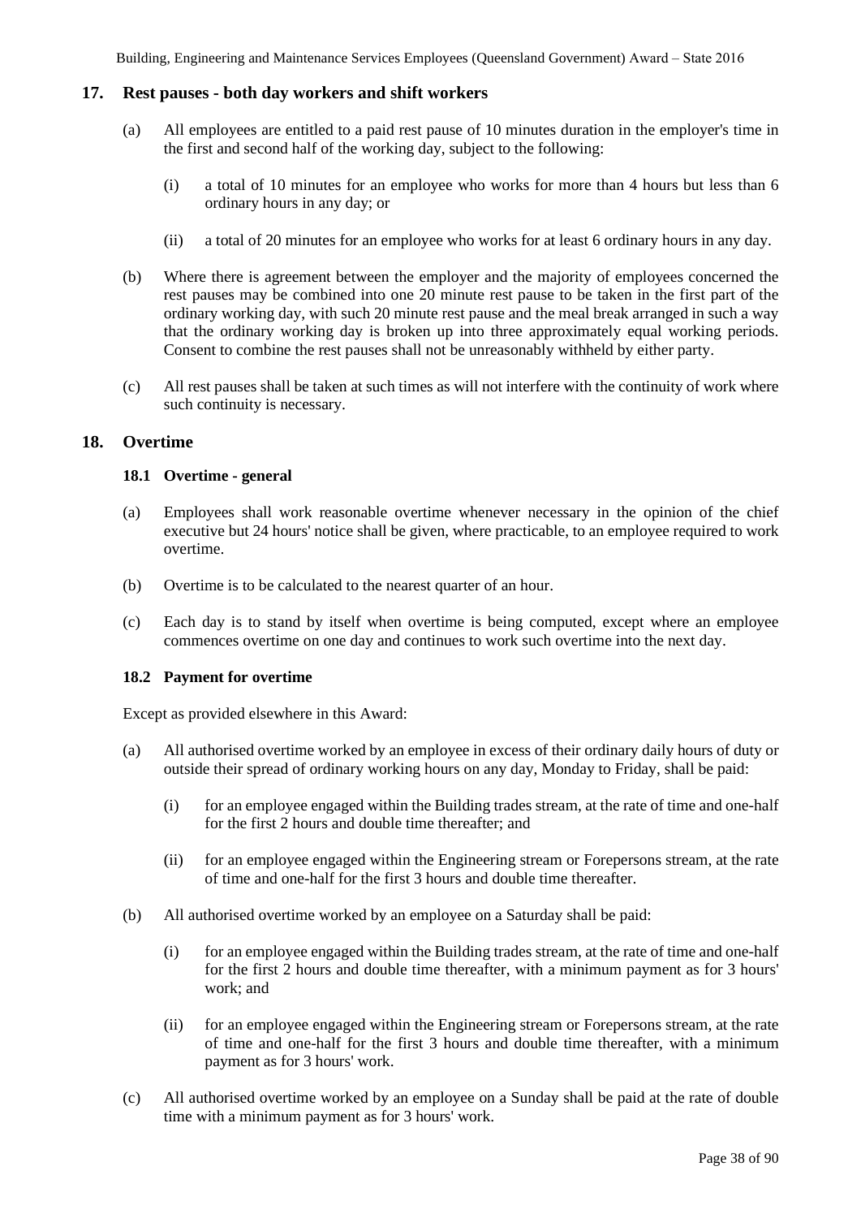## 17. Rest pauses - both day workers and shift workers

(a) All employees are entitled to a paid rest pause of 10 minutes duration in the employer's time in the first and second half of the working day, subject to the following:

  (i) a total of 10 minutes for an employee who works for more than 4 hours but less than 6 ordinary hours in any day; or

  (ii) a total of 20 minutes for an employee who works for at least 6 ordinary hours in any day.

(b) Where there is agreement between the employer and the majority of employees concerned the rest pauses may be combined into one 20 minute rest pause to be taken in the first part of the ordinary working day, with such 20 minute rest pause and the meal break arranged in such a way that the ordinary working day is broken up into three approximately equal working periods. Consent to combine the rest pauses shall not be unreasonably withheld by either party.

(c) All rest pauses shall be taken at such times as will not interfere with the continuity of work where such continuity is necessary.

## 18. Overtime

### 18.1 Overtime - general

(a) Employees shall work reasonable overtime whenever necessary in the opinion of the chief executive but 24 hours' notice shall be given, where practicable, to an employee required to work overtime.

(b) Overtime is to be calculated to the nearest quarter of an hour.

(c) Each day is to stand by itself when overtime is being computed, except where an employee commences overtime on one day and continues to work such overtime into the next day.

### 18.2 Payment for overtime

Except as provided elsewhere in this Award:

(a) All authorised overtime worked by an employee in excess of their ordinary daily hours of duty or outside their spread of ordinary working hours on any day, Monday to Friday, shall be paid:

  (i) for an employee engaged within the Building trades stream, at the rate of time and one-half for the first 2 hours and double time thereafter; and

  (ii) for an employee engaged within the Engineering stream or Forepersons stream, at the rate of time and one-half for the first 3 hours and double time thereafter.

(b) All authorised overtime worked by an employee on a Saturday shall be paid:

  (i) for an employee engaged within the Building trades stream, at the rate of time and one-half for the first 2 hours and double time thereafter, with a minimum payment as for 3 hours' work; and

  (ii) for an employee engaged within the Engineering stream or Forepersons stream, at the rate of time and one-half for the first 3 hours and double time thereafter, with a minimum payment as for 3 hours' work.

(c) All authorised overtime worked by an employee on a Sunday shall be paid at the rate of double time with a minimum payment as for 3 hours' work.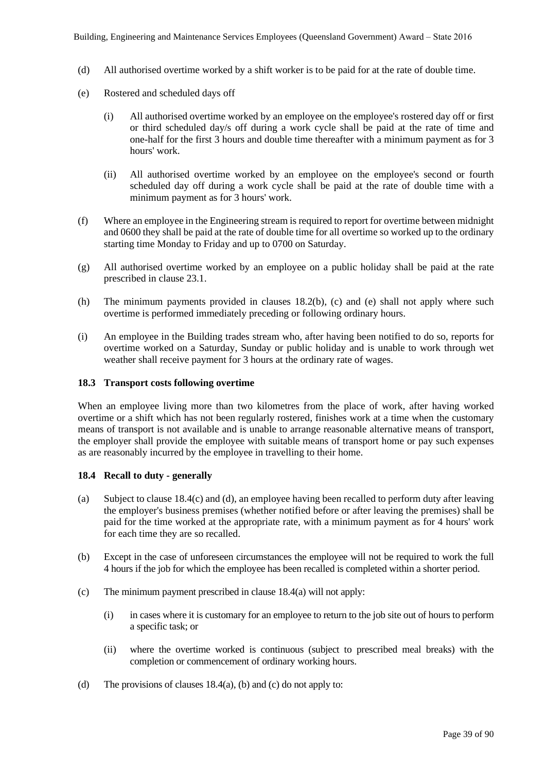(d) All authorised overtime worked by a shift worker is to be paid for at the rate of double time.

(e) Rostered and scheduled days off

   (i) All authorised overtime worked by an employee on the employee's rostered day off or first or third scheduled day/s off during a work cycle shall be paid at the rate of time and one-half for the first 3 hours and double time thereafter with a minimum payment as for 3 hours' work.

   (ii) All authorised overtime worked by an employee on the employee's second or fourth scheduled day off during a work cycle shall be paid at the rate of double time with a minimum payment as for 3 hours' work.

(f) Where an employee in the Engineering stream is required to report for overtime between midnight and 0600 they shall be paid at the rate of double time for all overtime so worked up to the ordinary starting time Monday to Friday and up to 0700 on Saturday.

(g) All authorised overtime worked by an employee on a public holiday shall be paid at the rate prescribed in clause 23.1.

(h) The minimum payments provided in clauses 18.2(b), (c) and (e) shall not apply where such overtime is performed immediately preceding or following ordinary hours.

(i) An employee in the Building trades stream who, after having been notified to do so, reports for overtime worked on a Saturday, Sunday or public holiday and is unable to work through wet weather shall receive payment for 3 hours at the ordinary rate of wages.

### 18.3 Transport costs following overtime

When an employee living more than two kilometres from the place of work, after having worked overtime or a shift which has not been regularly rostered, finishes work at a time when the customary means of transport is not available and is unable to arrange reasonable alternative means of transport, the employer shall provide the employee with suitable means of transport home or pay such expenses as are reasonably incurred by the employee in travelling to their home.

### 18.4 Recall to duty - generally

(a) Subject to clause 18.4(c) and (d), an employee having been recalled to perform duty after leaving the employer's business premises (whether notified before or after leaving the premises) shall be paid for the time worked at the appropriate rate, with a minimum payment as for 4 hours' work for each time they are so recalled.

(b) Except in the case of unforeseen circumstances the employee will not be required to work the full 4 hours if the job for which the employee has been recalled is completed within a shorter period.

(c) The minimum payment prescribed in clause 18.4(a) will not apply:

   (i) in cases where it is customary for an employee to return to the job site out of hours to perform a specific task; or

   (ii) where the overtime worked is continuous (subject to prescribed meal breaks) with the completion or commencement of ordinary working hours.

(d) The provisions of clauses 18.4(a), (b) and (c) do not apply to: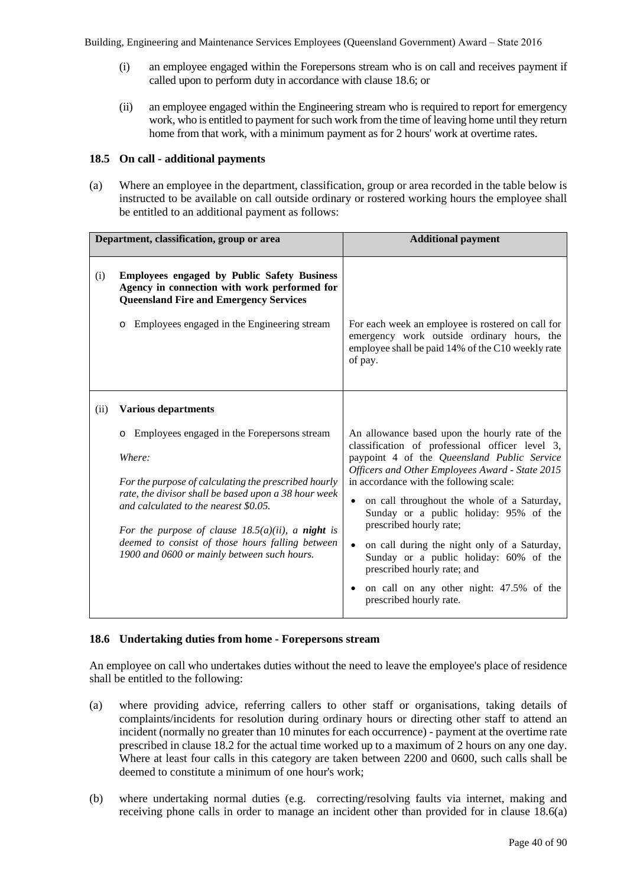(i) an employee engaged within the Forepersons stream who is on call and receives payment if called upon to perform duty in accordance with clause 18.6; or

(ii) an employee engaged within the Engineering stream who is required to report for emergency work, who is entitled to payment for such work from the time of leaving home until they return home from that work, with a minimum payment as for 2 hours' work at overtime rates.

### 18.5 On call - additional payments

(a) Where an employee in the department, classification, group or area recorded in the table below is instructed to be available on call outside ordinary or rostered working hours the employee shall be entitled to an additional payment as follows:

| Department, classification, group or area | Additional payment |
|---|---|
| (i) **Employees engaged by Public Safety Business Agency in connection with work performed for Queensland Fire and Emergency Services**<br><br>o Employees engaged in the Engineering stream | For each week an employee is rostered on call for emergency work outside ordinary hours, the employee shall be paid 14% of the C10 weekly rate of pay. |
| (ii) **Various departments**<br><br>o Employees engaged in the Forepersons stream<br><br>*Where:*<br><br>*For the purpose of calculating the prescribed hourly rate, the divisor shall be based upon a 38 hour week and calculated to the nearest $0.05.*<br><br>*For the purpose of clause 18.5(a)(ii), a* ***night*** *is deemed to consist of those hours falling between 1900 and 0600 or mainly between such hours.* | An allowance based upon the hourly rate of the classification of professional officer level 3, paypoint 4 of the *Queensland Public Service Officers and Other Employees Award - State 2015* in accordance with the following scale:<br><br>• on call throughout the whole of a Saturday, Sunday or a public holiday: 95% of the prescribed hourly rate;<br><br>• on call during the night only of a Saturday, Sunday or a public holiday: 60% of the prescribed hourly rate; and<br><br>• on call on any other night: 47.5% of the prescribed hourly rate. |

### 18.6 Undertaking duties from home - Forepersons stream

An employee on call who undertakes duties without the need to leave the employee's place of residence shall be entitled to the following:

(a) where providing advice, referring callers to other staff or organisations, taking details of complaints/incidents for resolution during ordinary hours or directing other staff to attend an incident (normally no greater than 10 minutes for each occurrence) - payment at the overtime rate prescribed in clause 18.2 for the actual time worked up to a maximum of 2 hours on any one day. Where at least four calls in this category are taken between 2200 and 0600, such calls shall be deemed to constitute a minimum of one hour's work;

(b) where undertaking normal duties (e.g. correcting/resolving faults via internet, making and receiving phone calls in order to manage an incident other than provided for in clause 18.6(a)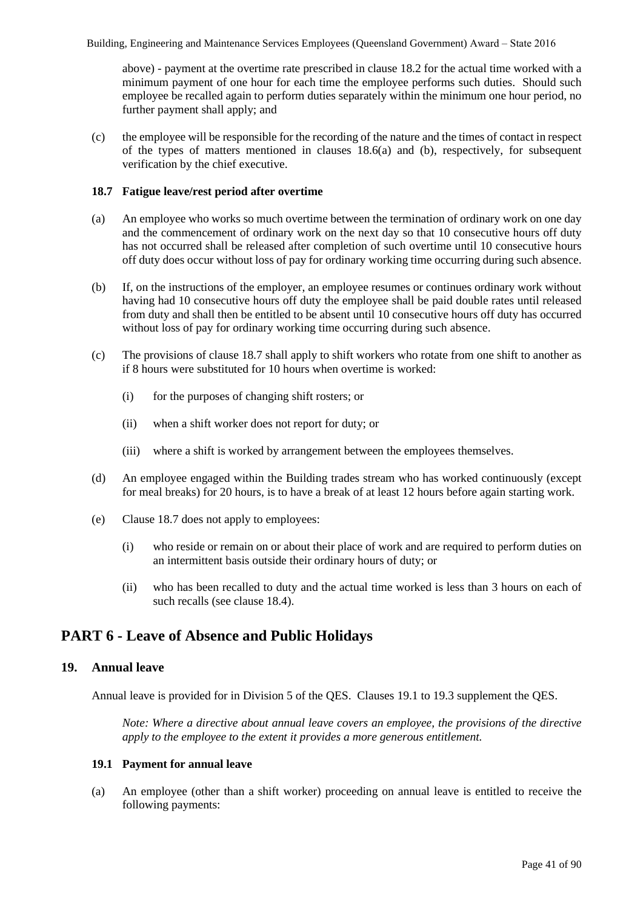above) - payment at the overtime rate prescribed in clause 18.2 for the actual time worked with a minimum payment of one hour for each time the employee performs such duties. Should such employee be recalled again to perform duties separately within the minimum one hour period, no further payment shall apply; and

(c) the employee will be responsible for the recording of the nature and the times of contact in respect of the types of matters mentioned in clauses 18.6(a) and (b), respectively, for subsequent verification by the chief executive.

### 18.7 Fatigue leave/rest period after overtime

(a) An employee who works so much overtime between the termination of ordinary work on one day and the commencement of ordinary work on the next day so that 10 consecutive hours off duty has not occurred shall be released after completion of such overtime until 10 consecutive hours off duty does occur without loss of pay for ordinary working time occurring during such absence.

(b) If, on the instructions of the employer, an employee resumes or continues ordinary work without having had 10 consecutive hours off duty the employee shall be paid double rates until released from duty and shall then be entitled to be absent until 10 consecutive hours off duty has occurred without loss of pay for ordinary working time occurring during such absence.

(c) The provisions of clause 18.7 shall apply to shift workers who rotate from one shift to another as if 8 hours were substituted for 10 hours when overtime is worked:

(i) for the purposes of changing shift rosters; or

(ii) when a shift worker does not report for duty; or

(iii) where a shift is worked by arrangement between the employees themselves.

(d) An employee engaged within the Building trades stream who has worked continuously (except for meal breaks) for 20 hours, is to have a break of at least 12 hours before again starting work.

(e) Clause 18.7 does not apply to employees:

(i) who reside or remain on or about their place of work and are required to perform duties on an intermittent basis outside their ordinary hours of duty; or

(ii) who has been recalled to duty and the actual time worked is less than 3 hours on each of such recalls (see clause 18.4).

# PART 6 - Leave of Absence and Public Holidays

## 19. Annual leave

Annual leave is provided for in Division 5 of the QES. Clauses 19.1 to 19.3 supplement the QES.

*Note: Where a directive about annual leave covers an employee, the provisions of the directive apply to the employee to the extent it provides a more generous entitlement.*

### 19.1 Payment for annual leave

(a) An employee (other than a shift worker) proceeding on annual leave is entitled to receive the following payments: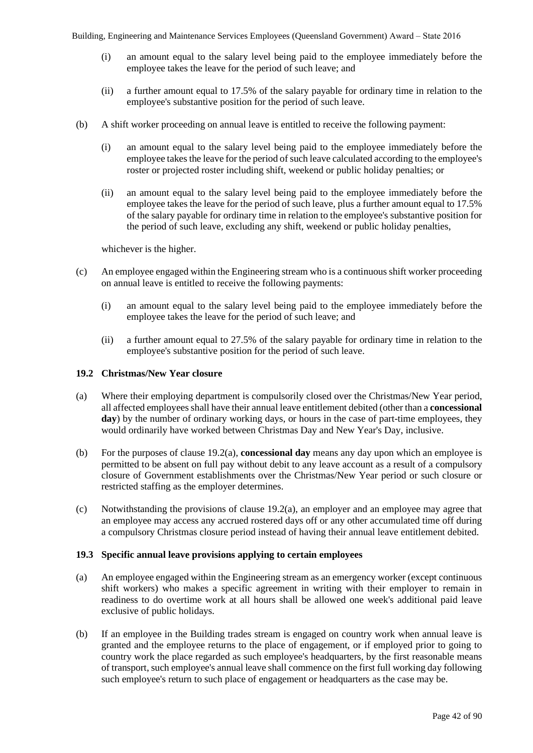(i) an amount equal to the salary level being paid to the employee immediately before the employee takes the leave for the period of such leave; and

(ii) a further amount equal to 17.5% of the salary payable for ordinary time in relation to the employee's substantive position for the period of such leave.

(b) A shift worker proceeding on annual leave is entitled to receive the following payment:

(i) an amount equal to the salary level being paid to the employee immediately before the employee takes the leave for the period of such leave calculated according to the employee's roster or projected roster including shift, weekend or public holiday penalties; or

(ii) an amount equal to the salary level being paid to the employee immediately before the employee takes the leave for the period of such leave, plus a further amount equal to 17.5% of the salary payable for ordinary time in relation to the employee's substantive position for the period of such leave, excluding any shift, weekend or public holiday penalties,

whichever is the higher.

(c) An employee engaged within the Engineering stream who is a continuous shift worker proceeding on annual leave is entitled to receive the following payments:

(i) an amount equal to the salary level being paid to the employee immediately before the employee takes the leave for the period of such leave; and

(ii) a further amount equal to 27.5% of the salary payable for ordinary time in relation to the employee's substantive position for the period of such leave.

### 19.2 Christmas/New Year closure

(a) Where their employing department is compulsorily closed over the Christmas/New Year period, all affected employees shall have their annual leave entitlement debited (other than a **concessional day**) by the number of ordinary working days, or hours in the case of part-time employees, they would ordinarily have worked between Christmas Day and New Year's Day, inclusive.

(b) For the purposes of clause 19.2(a), **concessional day** means any day upon which an employee is permitted to be absent on full pay without debit to any leave account as a result of a compulsory closure of Government establishments over the Christmas/New Year period or such closure or restricted staffing as the employer determines.

(c) Notwithstanding the provisions of clause 19.2(a), an employer and an employee may agree that an employee may access any accrued rostered days off or any other accumulated time off during a compulsory Christmas closure period instead of having their annual leave entitlement debited.

### 19.3 Specific annual leave provisions applying to certain employees

(a) An employee engaged within the Engineering stream as an emergency worker (except continuous shift workers) who makes a specific agreement in writing with their employer to remain in readiness to do overtime work at all hours shall be allowed one week's additional paid leave exclusive of public holidays.

(b) If an employee in the Building trades stream is engaged on country work when annual leave is granted and the employee returns to the place of engagement, or if employed prior to going to country work the place regarded as such employee's headquarters, by the first reasonable means of transport, such employee's annual leave shall commence on the first full working day following such employee's return to such place of engagement or headquarters as the case may be.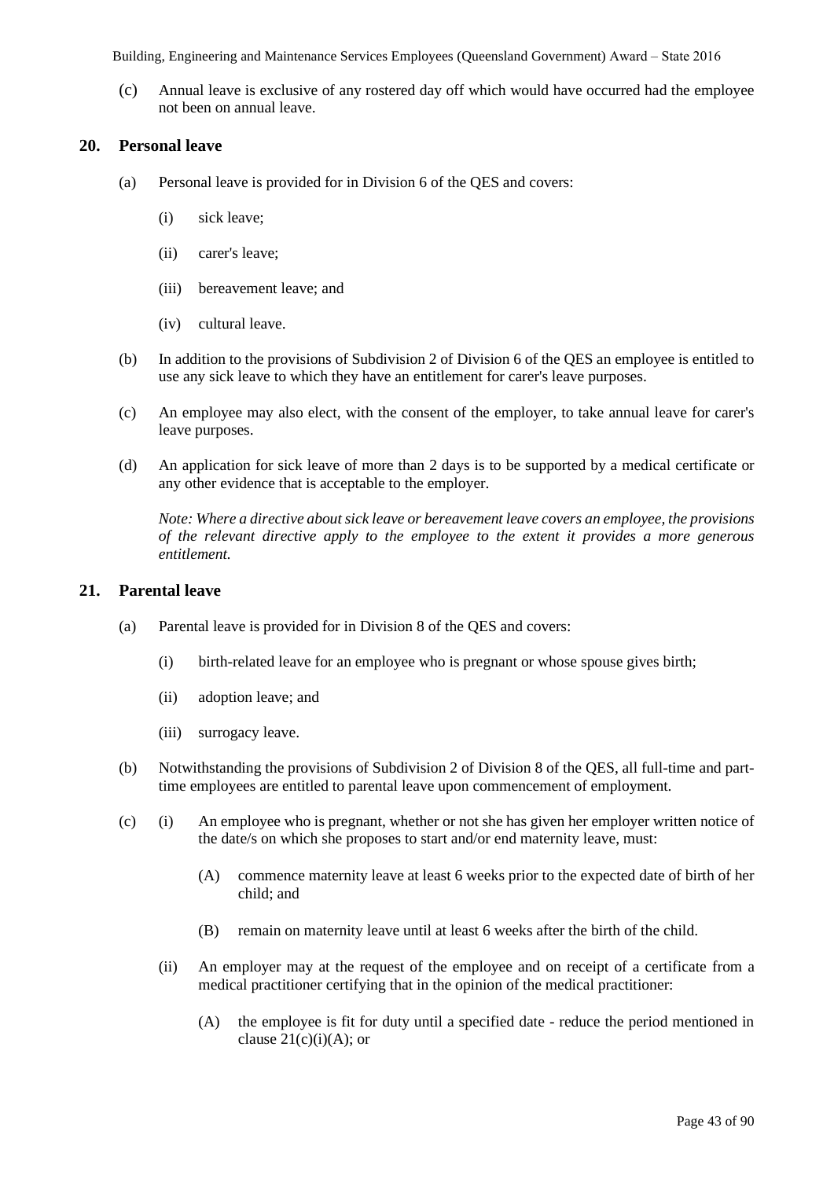(c) Annual leave is exclusive of any rostered day off which would have occurred had the employee not been on annual leave.

## 20. Personal leave

(a) Personal leave is provided for in Division 6 of the QES and covers:

(i) sick leave;

(ii) carer's leave;

(iii) bereavement leave; and

(iv) cultural leave.

(b) In addition to the provisions of Subdivision 2 of Division 6 of the QES an employee is entitled to use any sick leave to which they have an entitlement for carer's leave purposes.

(c) An employee may also elect, with the consent of the employer, to take annual leave for carer's leave purposes.

(d) An application for sick leave of more than 2 days is to be supported by a medical certificate or any other evidence that is acceptable to the employer.

*Note: Where a directive about sick leave or bereavement leave covers an employee, the provisions of the relevant directive apply to the employee to the extent it provides a more generous entitlement.*

## 21. Parental leave

(a) Parental leave is provided for in Division 8 of the QES and covers:

(i) birth-related leave for an employee who is pregnant or whose spouse gives birth;

(ii) adoption leave; and

(iii) surrogacy leave.

(b) Notwithstanding the provisions of Subdivision 2 of Division 8 of the QES, all full-time and part-time employees are entitled to parental leave upon commencement of employment.

(c) (i) An employee who is pregnant, whether or not she has given her employer written notice of the date/s on which she proposes to start and/or end maternity leave, must:

(A) commence maternity leave at least 6 weeks prior to the expected date of birth of her child; and

(B) remain on maternity leave until at least 6 weeks after the birth of the child.

(ii) An employer may at the request of the employee and on receipt of a certificate from a medical practitioner certifying that in the opinion of the medical practitioner:

(A) the employee is fit for duty until a specified date - reduce the period mentioned in clause 21(c)(i)(A); or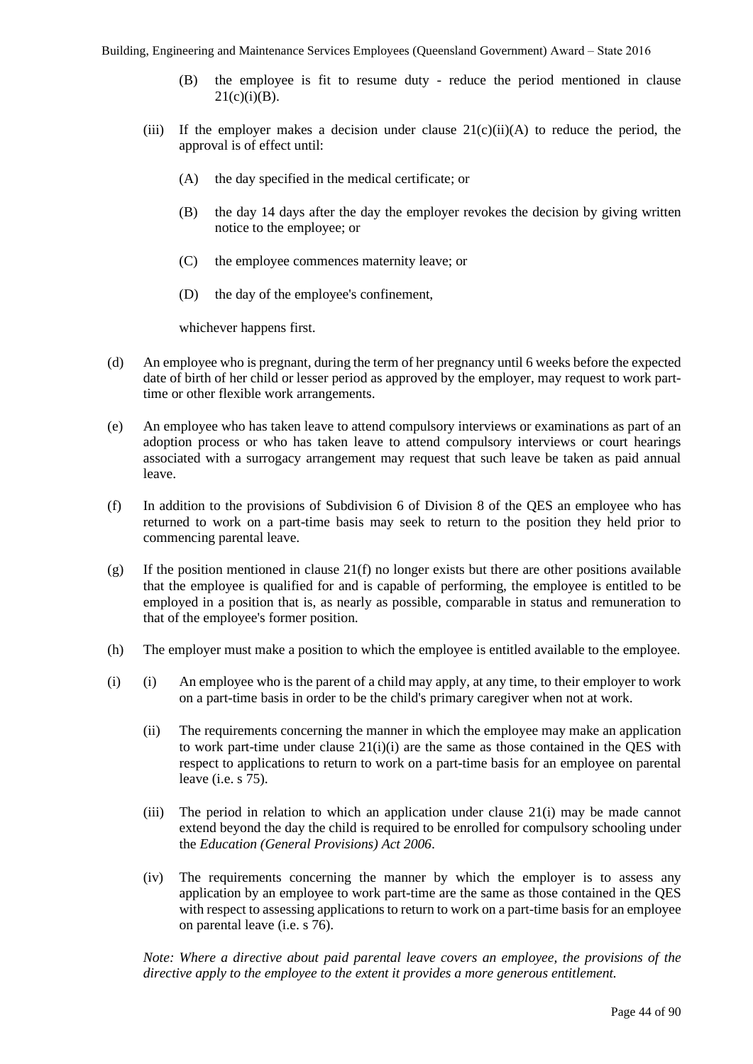(B) the employee is fit to resume duty - reduce the period mentioned in clause 21(c)(i)(B).

(iii) If the employer makes a decision under clause 21(c)(ii)(A) to reduce the period, the approval is of effect until:

(A) the day specified in the medical certificate; or

(B) the day 14 days after the day the employer revokes the decision by giving written notice to the employee; or

(C) the employee commences maternity leave; or

(D) the day of the employee's confinement,

whichever happens first.

(d) An employee who is pregnant, during the term of her pregnancy until 6 weeks before the expected date of birth of her child or lesser period as approved by the employer, may request to work part-time or other flexible work arrangements.

(e) An employee who has taken leave to attend compulsory interviews or examinations as part of an adoption process or who has taken leave to attend compulsory interviews or court hearings associated with a surrogacy arrangement may request that such leave be taken as paid annual leave.

(f) In addition to the provisions of Subdivision 6 of Division 8 of the QES an employee who has returned to work on a part-time basis may seek to return to the position they held prior to commencing parental leave.

(g) If the position mentioned in clause 21(f) no longer exists but there are other positions available that the employee is qualified for and is capable of performing, the employee is entitled to be employed in a position that is, as nearly as possible, comparable in status and remuneration to that of the employee's former position.

(h) The employer must make a position to which the employee is entitled available to the employee.

(i) (i) An employee who is the parent of a child may apply, at any time, to their employer to work on a part-time basis in order to be the child's primary caregiver when not at work.

(ii) The requirements concerning the manner in which the employee may make an application to work part-time under clause 21(i)(i) are the same as those contained in the QES with respect to applications to return to work on a part-time basis for an employee on parental leave (i.e. s 75).

(iii) The period in relation to which an application under clause 21(i) may be made cannot extend beyond the day the child is required to be enrolled for compulsory schooling under the *Education (General Provisions) Act 2006*.

(iv) The requirements concerning the manner by which the employer is to assess any application by an employee to work part-time are the same as those contained in the QES with respect to assessing applications to return to work on a part-time basis for an employee on parental leave (i.e. s 76).

*Note: Where a directive about paid parental leave covers an employee, the provisions of the directive apply to the employee to the extent it provides a more generous entitlement.*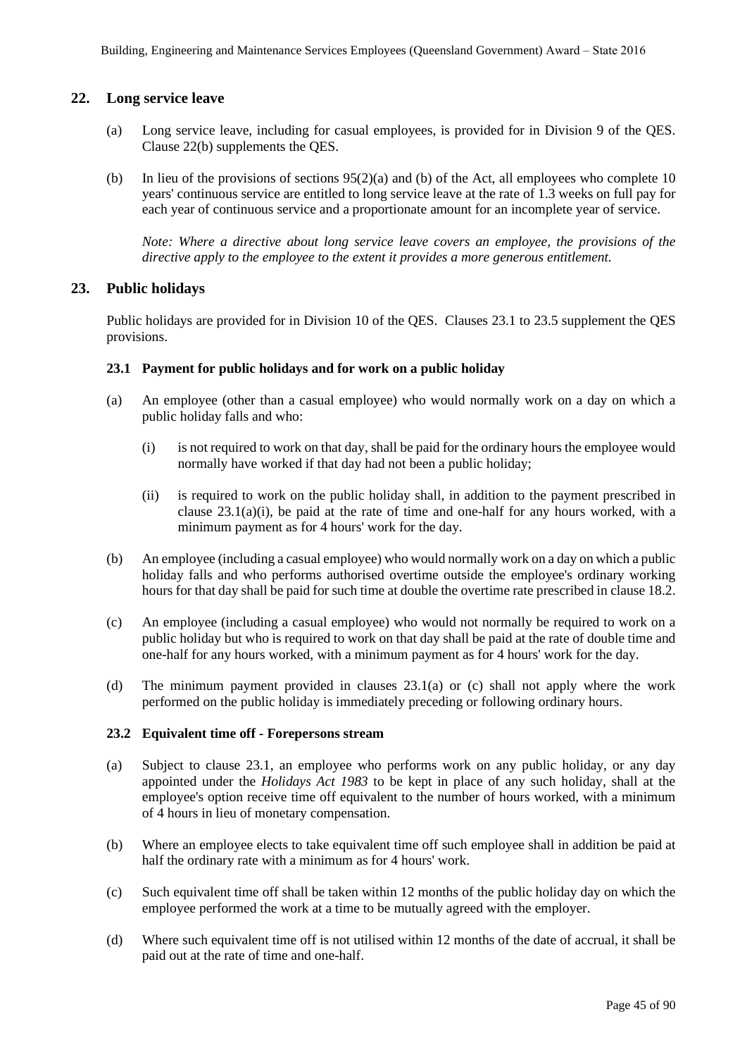## 22. Long service leave

(a) Long service leave, including for casual employees, is provided for in Division 9 of the QES. Clause 22(b) supplements the QES.

(b) In lieu of the provisions of sections 95(2)(a) and (b) of the Act, all employees who complete 10 years' continuous service are entitled to long service leave at the rate of 1.3 weeks on full pay for each year of continuous service and a proportionate amount for an incomplete year of service.

*Note: Where a directive about long service leave covers an employee, the provisions of the directive apply to the employee to the extent it provides a more generous entitlement.*

## 23. Public holidays

Public holidays are provided for in Division 10 of the QES. Clauses 23.1 to 23.5 supplement the QES provisions.

### 23.1 Payment for public holidays and for work on a public holiday

(a) An employee (other than a casual employee) who would normally work on a day on which a public holiday falls and who:

(i) is not required to work on that day, shall be paid for the ordinary hours the employee would normally have worked if that day had not been a public holiday;

(ii) is required to work on the public holiday shall, in addition to the payment prescribed in clause 23.1(a)(i), be paid at the rate of time and one-half for any hours worked, with a minimum payment as for 4 hours' work for the day.

(b) An employee (including a casual employee) who would normally work on a day on which a public holiday falls and who performs authorised overtime outside the employee's ordinary working hours for that day shall be paid for such time at double the overtime rate prescribed in clause 18.2.

(c) An employee (including a casual employee) who would not normally be required to work on a public holiday but who is required to work on that day shall be paid at the rate of double time and one-half for any hours worked, with a minimum payment as for 4 hours' work for the day.

(d) The minimum payment provided in clauses 23.1(a) or (c) shall not apply where the work performed on the public holiday is immediately preceding or following ordinary hours.

### 23.2 Equivalent time off - Forepersons stream

(a) Subject to clause 23.1, an employee who performs work on any public holiday, or any day appointed under the *Holidays Act 1983* to be kept in place of any such holiday, shall at the employee's option receive time off equivalent to the number of hours worked, with a minimum of 4 hours in lieu of monetary compensation.

(b) Where an employee elects to take equivalent time off such employee shall in addition be paid at half the ordinary rate with a minimum as for 4 hours' work.

(c) Such equivalent time off shall be taken within 12 months of the public holiday day on which the employee performed the work at a time to be mutually agreed with the employer.

(d) Where such equivalent time off is not utilised within 12 months of the date of accrual, it shall be paid out at the rate of time and one-half.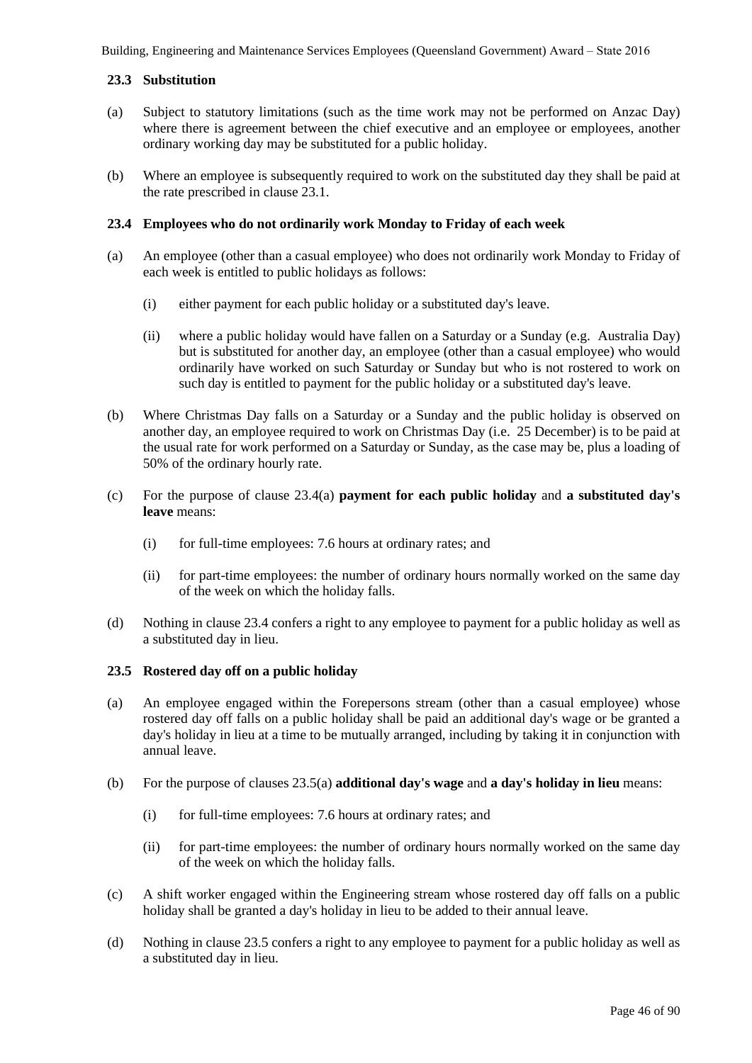### 23.3 Substitution

(a) Subject to statutory limitations (such as the time work may not be performed on Anzac Day) where there is agreement between the chief executive and an employee or employees, another ordinary working day may be substituted for a public holiday.

(b) Where an employee is subsequently required to work on the substituted day they shall be paid at the rate prescribed in clause 23.1.

### 23.4 Employees who do not ordinarily work Monday to Friday of each week

(a) An employee (other than a casual employee) who does not ordinarily work Monday to Friday of each week is entitled to public holidays as follows:

  (i) either payment for each public holiday or a substituted day's leave.

  (ii) where a public holiday would have fallen on a Saturday or a Sunday (e.g. Australia Day) but is substituted for another day, an employee (other than a casual employee) who would ordinarily have worked on such Saturday or Sunday but who is not rostered to work on such day is entitled to payment for the public holiday or a substituted day's leave.

(b) Where Christmas Day falls on a Saturday or a Sunday and the public holiday is observed on another day, an employee required to work on Christmas Day (i.e. 25 December) is to be paid at the usual rate for work performed on a Saturday or Sunday, as the case may be, plus a loading of 50% of the ordinary hourly rate.

(c) For the purpose of clause 23.4(a) **payment for each public holiday** and **a substituted day's leave** means:

  (i) for full-time employees: 7.6 hours at ordinary rates; and

  (ii) for part-time employees: the number of ordinary hours normally worked on the same day of the week on which the holiday falls.

(d) Nothing in clause 23.4 confers a right to any employee to payment for a public holiday as well as a substituted day in lieu.

### 23.5 Rostered day off on a public holiday

(a) An employee engaged within the Forepersons stream (other than a casual employee) whose rostered day off falls on a public holiday shall be paid an additional day's wage or be granted a day's holiday in lieu at a time to be mutually arranged, including by taking it in conjunction with annual leave.

(b) For the purpose of clauses 23.5(a) **additional day's wage** and **a day's holiday in lieu** means:

  (i) for full-time employees: 7.6 hours at ordinary rates; and

  (ii) for part-time employees: the number of ordinary hours normally worked on the same day of the week on which the holiday falls.

(c) A shift worker engaged within the Engineering stream whose rostered day off falls on a public holiday shall be granted a day's holiday in lieu to be added to their annual leave.

(d) Nothing in clause 23.5 confers a right to any employee to payment for a public holiday as well as a substituted day in lieu.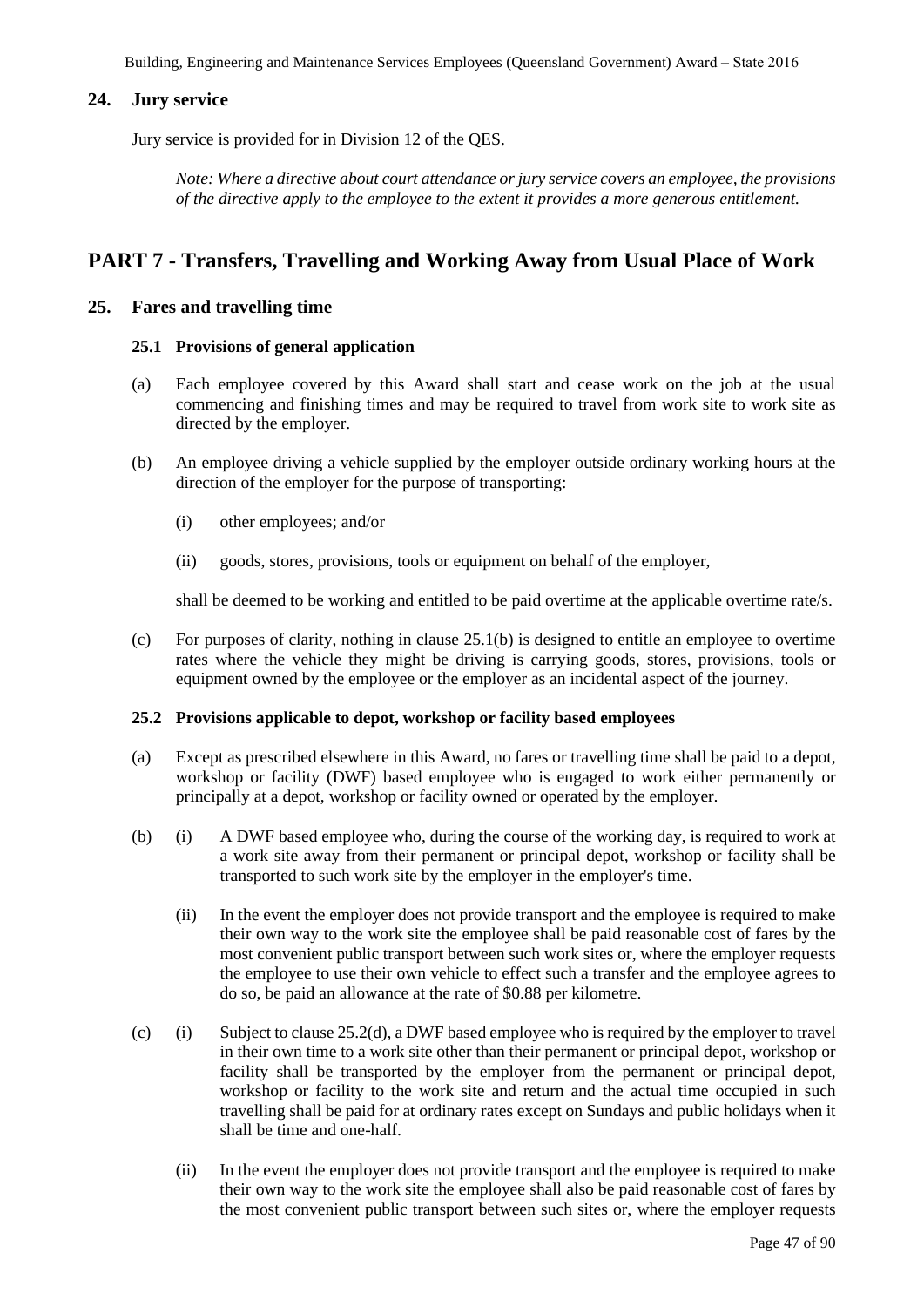## 24. Jury service

Jury service is provided for in Division 12 of the QES.

*Note: Where a directive about court attendance or jury service covers an employee, the provisions of the directive apply to the employee to the extent it provides a more generous entitlement.*

# PART 7 - Transfers, Travelling and Working Away from Usual Place of Work

## 25. Fares and travelling time

### 25.1 Provisions of general application

(a) Each employee covered by this Award shall start and cease work on the job at the usual commencing and finishing times and may be required to travel from work site to work site as directed by the employer.

(b) An employee driving a vehicle supplied by the employer outside ordinary working hours at the direction of the employer for the purpose of transporting:

(i) other employees; and/or

(ii) goods, stores, provisions, tools or equipment on behalf of the employer,

shall be deemed to be working and entitled to be paid overtime at the applicable overtime rate/s.

(c) For purposes of clarity, nothing in clause 25.1(b) is designed to entitle an employee to overtime rates where the vehicle they might be driving is carrying goods, stores, provisions, tools or equipment owned by the employee or the employer as an incidental aspect of the journey.

### 25.2 Provisions applicable to depot, workshop or facility based employees

(a) Except as prescribed elsewhere in this Award, no fares or travelling time shall be paid to a depot, workshop or facility (DWF) based employee who is engaged to work either permanently or principally at a depot, workshop or facility owned or operated by the employer.

(b) (i) A DWF based employee who, during the course of the working day, is required to work at a work site away from their permanent or principal depot, workshop or facility shall be transported to such work site by the employer in the employer's time.

(ii) In the event the employer does not provide transport and the employee is required to make their own way to the work site the employee shall be paid reasonable cost of fares by the most convenient public transport between such work sites or, where the employer requests the employee to use their own vehicle to effect such a transfer and the employee agrees to do so, be paid an allowance at the rate of $0.88 per kilometre.

(c) (i) Subject to clause 25.2(d), a DWF based employee who is required by the employer to travel in their own time to a work site other than their permanent or principal depot, workshop or facility shall be transported by the employer from the permanent or principal depot, workshop or facility to the work site and return and the actual time occupied in such travelling shall be paid for at ordinary rates except on Sundays and public holidays when it shall be time and one-half.

(ii) In the event the employer does not provide transport and the employee is required to make their own way to the work site the employee shall also be paid reasonable cost of fares by the most convenient public transport between such sites or, where the employer requests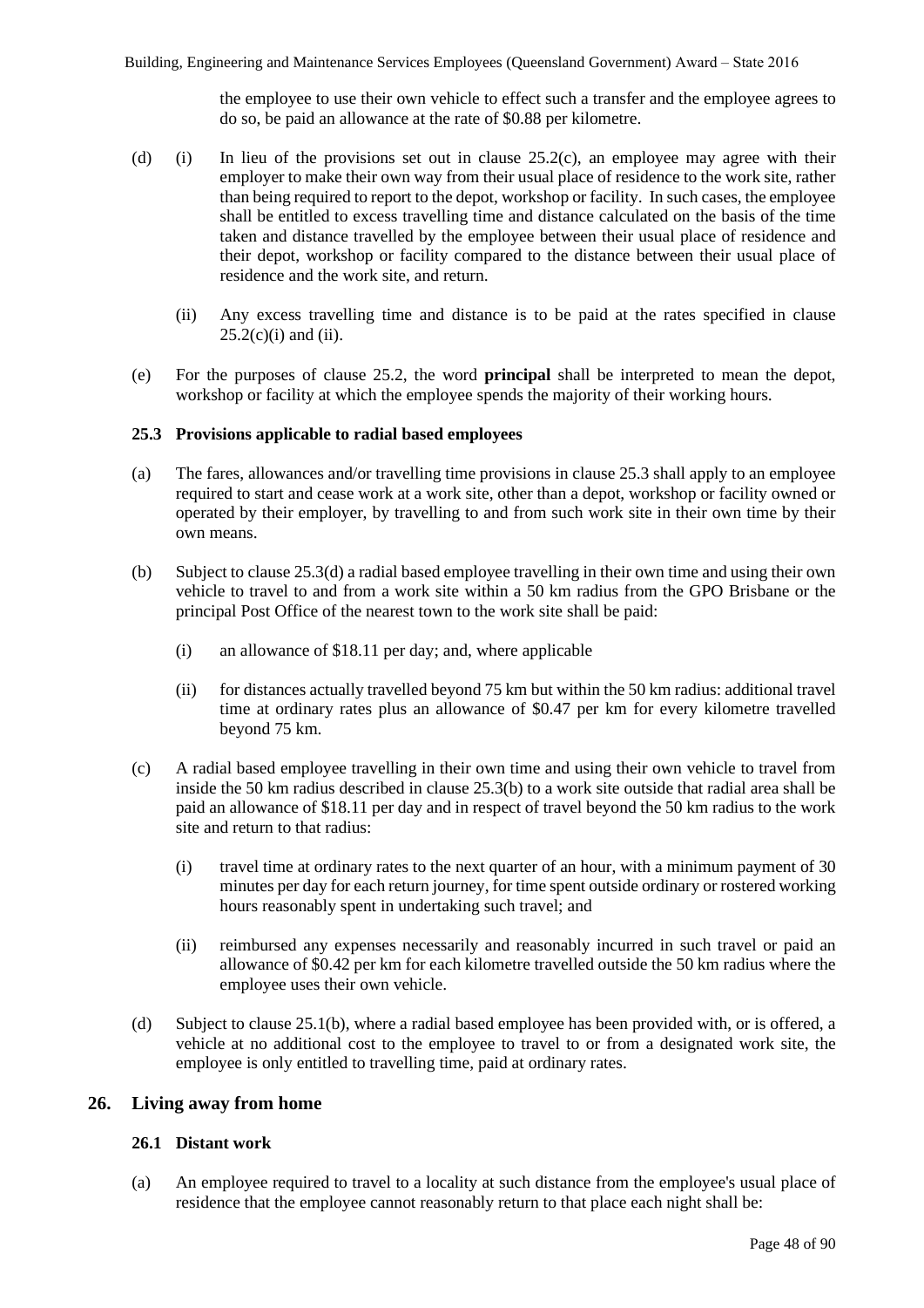the employee to use their own vehicle to effect such a transfer and the employee agrees to do so, be paid an allowance at the rate of $0.88 per kilometre.

(d) (i) In lieu of the provisions set out in clause 25.2(c), an employee may agree with their employer to make their own way from their usual place of residence to the work site, rather than being required to report to the depot, workshop or facility. In such cases, the employee shall be entitled to excess travelling time and distance calculated on the basis of the time taken and distance travelled by the employee between their usual place of residence and their depot, workshop or facility compared to the distance between their usual place of residence and the work site, and return.

(ii) Any excess travelling time and distance is to be paid at the rates specified in clause 25.2(c)(i) and (ii).

(e) For the purposes of clause 25.2, the word **principal** shall be interpreted to mean the depot, workshop or facility at which the employee spends the majority of their working hours.

### 25.3 Provisions applicable to radial based employees

(a) The fares, allowances and/or travelling time provisions in clause 25.3 shall apply to an employee required to start and cease work at a work site, other than a depot, workshop or facility owned or operated by their employer, by travelling to and from such work site in their own time by their own means.

(b) Subject to clause 25.3(d) a radial based employee travelling in their own time and using their own vehicle to travel to and from a work site within a 50 km radius from the GPO Brisbane or the principal Post Office of the nearest town to the work site shall be paid:

(i) an allowance of $18.11 per day; and, where applicable

(ii) for distances actually travelled beyond 75 km but within the 50 km radius: additional travel time at ordinary rates plus an allowance of $0.47 per km for every kilometre travelled beyond 75 km.

(c) A radial based employee travelling in their own time and using their own vehicle to travel from inside the 50 km radius described in clause 25.3(b) to a work site outside that radial area shall be paid an allowance of $18.11 per day and in respect of travel beyond the 50 km radius to the work site and return to that radius:

(i) travel time at ordinary rates to the next quarter of an hour, with a minimum payment of 30 minutes per day for each return journey, for time spent outside ordinary or rostered working hours reasonably spent in undertaking such travel; and

(ii) reimbursed any expenses necessarily and reasonably incurred in such travel or paid an allowance of $0.42 per km for each kilometre travelled outside the 50 km radius where the employee uses their own vehicle.

(d) Subject to clause 25.1(b), where a radial based employee has been provided with, or is offered, a vehicle at no additional cost to the employee to travel to or from a designated work site, the employee is only entitled to travelling time, paid at ordinary rates.

## 26. Living away from home

### 26.1 Distant work

(a) An employee required to travel to a locality at such distance from the employee's usual place of residence that the employee cannot reasonably return to that place each night shall be: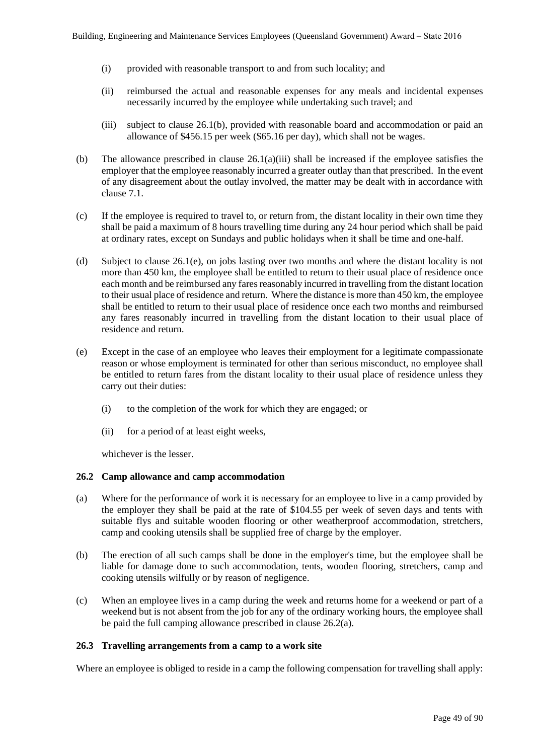(i) provided with reasonable transport to and from such locality; and

(ii) reimbursed the actual and reasonable expenses for any meals and incidental expenses necessarily incurred by the employee while undertaking such travel; and

(iii) subject to clause 26.1(b), provided with reasonable board and accommodation or paid an allowance of $456.15 per week ($65.16 per day), which shall not be wages.

(b) The allowance prescribed in clause 26.1(a)(iii) shall be increased if the employee satisfies the employer that the employee reasonably incurred a greater outlay than that prescribed. In the event of any disagreement about the outlay involved, the matter may be dealt with in accordance with clause 7.1.

(c) If the employee is required to travel to, or return from, the distant locality in their own time they shall be paid a maximum of 8 hours travelling time during any 24 hour period which shall be paid at ordinary rates, except on Sundays and public holidays when it shall be time and one-half.

(d) Subject to clause 26.1(e), on jobs lasting over two months and where the distant locality is not more than 450 km, the employee shall be entitled to return to their usual place of residence once each month and be reimbursed any fares reasonably incurred in travelling from the distant location to their usual place of residence and return. Where the distance is more than 450 km, the employee shall be entitled to return to their usual place of residence once each two months and reimbursed any fares reasonably incurred in travelling from the distant location to their usual place of residence and return.

(e) Except in the case of an employee who leaves their employment for a legitimate compassionate reason or whose employment is terminated for other than serious misconduct, no employee shall be entitled to return fares from the distant locality to their usual place of residence unless they carry out their duties:

(i) to the completion of the work for which they are engaged; or

(ii) for a period of at least eight weeks,

whichever is the lesser.

### 26.2 Camp allowance and camp accommodation

(a) Where for the performance of work it is necessary for an employee to live in a camp provided by the employer they shall be paid at the rate of $104.55 per week of seven days and tents with suitable flys and suitable wooden flooring or other weatherproof accommodation, stretchers, camp and cooking utensils shall be supplied free of charge by the employer.

(b) The erection of all such camps shall be done in the employer's time, but the employee shall be liable for damage done to such accommodation, tents, wooden flooring, stretchers, camp and cooking utensils wilfully or by reason of negligence.

(c) When an employee lives in a camp during the week and returns home for a weekend or part of a weekend but is not absent from the job for any of the ordinary working hours, the employee shall be paid the full camping allowance prescribed in clause 26.2(a).

### 26.3 Travelling arrangements from a camp to a work site

Where an employee is obliged to reside in a camp the following compensation for travelling shall apply: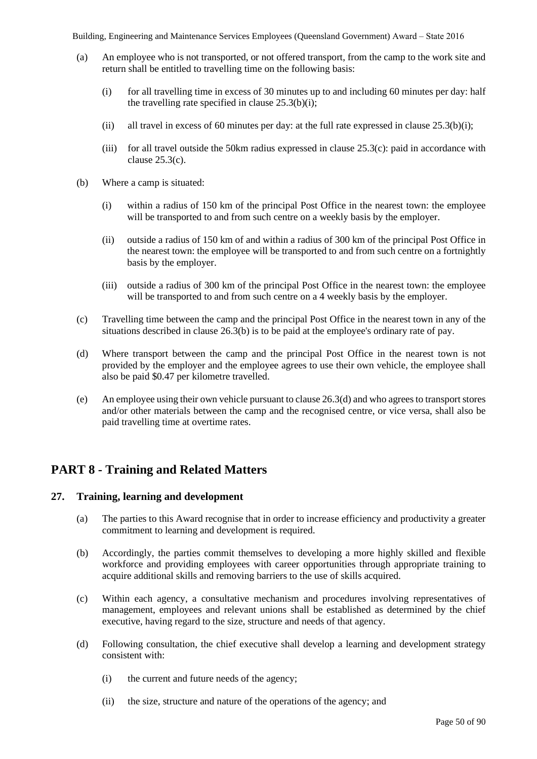(a) An employee who is not transported, or not offered transport, from the camp to the work site and return shall be entitled to travelling time on the following basis:

(i) for all travelling time in excess of 30 minutes up to and including 60 minutes per day: half the travelling rate specified in clause 25.3(b)(i);

(ii) all travel in excess of 60 minutes per day: at the full rate expressed in clause 25.3(b)(i);

(iii) for all travel outside the 50km radius expressed in clause 25.3(c): paid in accordance with clause 25.3(c).

(b) Where a camp is situated:

(i) within a radius of 150 km of the principal Post Office in the nearest town: the employee will be transported to and from such centre on a weekly basis by the employer.

(ii) outside a radius of 150 km of and within a radius of 300 km of the principal Post Office in the nearest town: the employee will be transported to and from such centre on a fortnightly basis by the employer.

(iii) outside a radius of 300 km of the principal Post Office in the nearest town: the employee will be transported to and from such centre on a 4 weekly basis by the employer.

(c) Travelling time between the camp and the principal Post Office in the nearest town in any of the situations described in clause 26.3(b) is to be paid at the employee's ordinary rate of pay.

(d) Where transport between the camp and the principal Post Office in the nearest town is not provided by the employer and the employee agrees to use their own vehicle, the employee shall also be paid \$0.47 per kilometre travelled.

(e) An employee using their own vehicle pursuant to clause 26.3(d) and who agrees to transport stores and/or other materials between the camp and the recognised centre, or vice versa, shall also be paid travelling time at overtime rates.

# PART 8 - Training and Related Matters

## 27. Training, learning and development

(a) The parties to this Award recognise that in order to increase efficiency and productivity a greater commitment to learning and development is required.

(b) Accordingly, the parties commit themselves to developing a more highly skilled and flexible workforce and providing employees with career opportunities through appropriate training to acquire additional skills and removing barriers to the use of skills acquired.

(c) Within each agency, a consultative mechanism and procedures involving representatives of management, employees and relevant unions shall be established as determined by the chief executive, having regard to the size, structure and needs of that agency.

(d) Following consultation, the chief executive shall develop a learning and development strategy consistent with:

(i) the current and future needs of the agency;

(ii) the size, structure and nature of the operations of the agency; and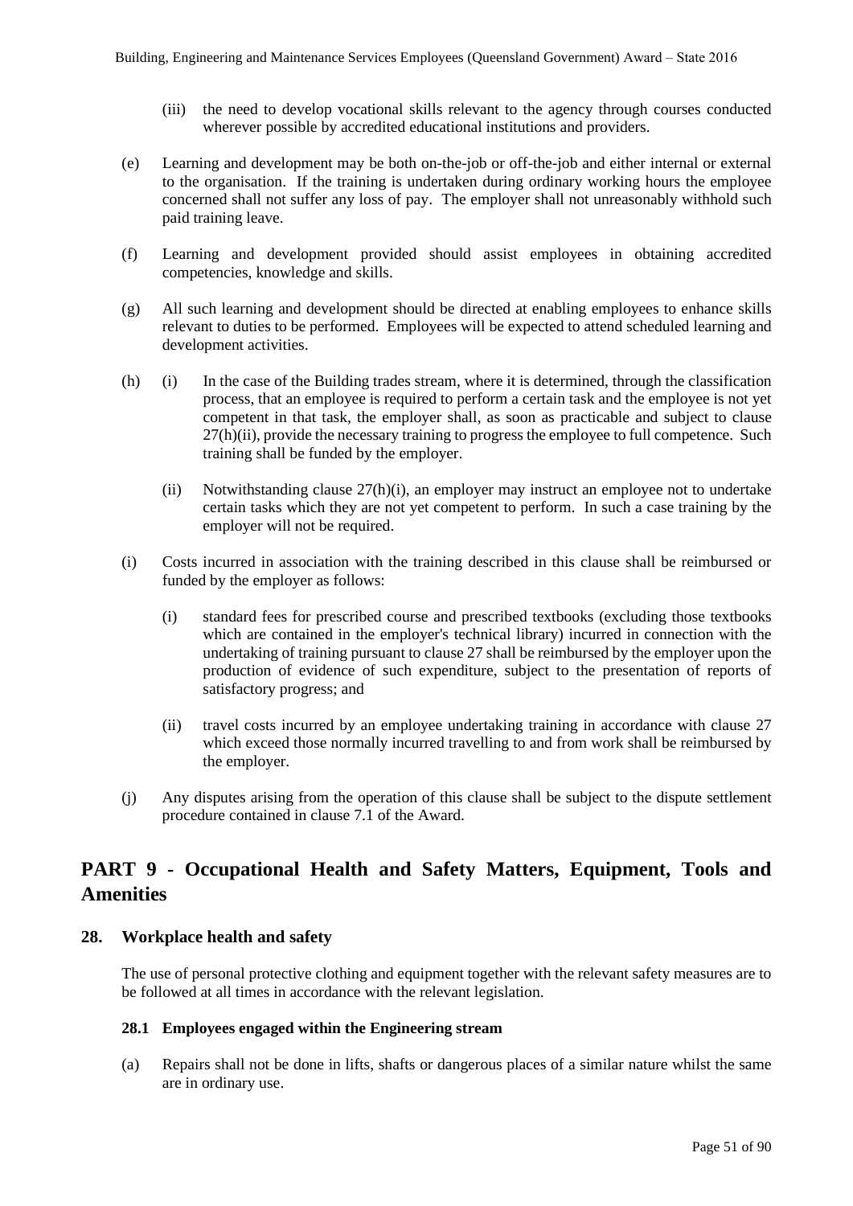(iii) the need to develop vocational skills relevant to the agency through courses conducted wherever possible by accredited educational institutions and providers.

(e) Learning and development may be both on-the-job or off-the-job and either internal or external to the organisation. If the training is undertaken during ordinary working hours the employee concerned shall not suffer any loss of pay. The employer shall not unreasonably withhold such paid training leave.

(f) Learning and development provided should assist employees in obtaining accredited competencies, knowledge and skills.

(g) All such learning and development should be directed at enabling employees to enhance skills relevant to duties to be performed. Employees will be expected to attend scheduled learning and development activities.

(h) (i) In the case of the Building trades stream, where it is determined, through the classification process, that an employee is required to perform a certain task and the employee is not yet competent in that task, the employer shall, as soon as practicable and subject to clause 27(h)(ii), provide the necessary training to progress the employee to full competence. Such training shall be funded by the employer.

(ii) Notwithstanding clause 27(h)(i), an employer may instruct an employee not to undertake certain tasks which they are not yet competent to perform. In such a case training by the employer will not be required.

(i) Costs incurred in association with the training described in this clause shall be reimbursed or funded by the employer as follows:

(i) standard fees for prescribed course and prescribed textbooks (excluding those textbooks which are contained in the employer's technical library) incurred in connection with the undertaking of training pursuant to clause 27 shall be reimbursed by the employer upon the production of evidence of such expenditure, subject to the presentation of reports of satisfactory progress; and

(ii) travel costs incurred by an employee undertaking training in accordance with clause 27 which exceed those normally incurred travelling to and from work shall be reimbursed by the employer.

(j) Any disputes arising from the operation of this clause shall be subject to the dispute settlement procedure contained in clause 7.1 of the Award.

# PART 9 - Occupational Health and Safety Matters, Equipment, Tools and Amenities

## 28. Workplace health and safety

The use of personal protective clothing and equipment together with the relevant safety measures are to be followed at all times in accordance with the relevant legislation.

### 28.1 Employees engaged within the Engineering stream

(a) Repairs shall not be done in lifts, shafts or dangerous places of a similar nature whilst the same are in ordinary use.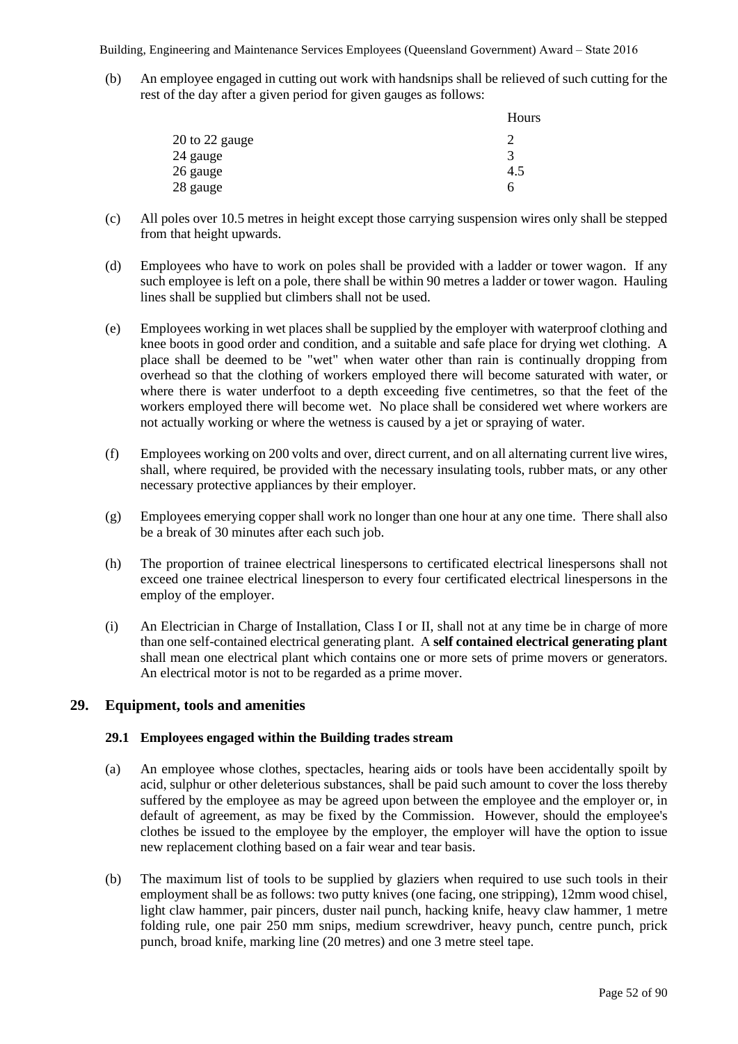(b) An employee engaged in cutting out work with handsnips shall be relieved of such cutting for the rest of the day after a given period for given gauges as follows:

| | Hours |
|---|---|
| 20 to 22 gauge | 2 |
| 24 gauge | 3 |
| 26 gauge | 4.5 |
| 28 gauge | 6 |

(c) All poles over 10.5 metres in height except those carrying suspension wires only shall be stepped from that height upwards.

(d) Employees who have to work on poles shall be provided with a ladder or tower wagon. If any such employee is left on a pole, there shall be within 90 metres a ladder or tower wagon. Hauling lines shall be supplied but climbers shall not be used.

(e) Employees working in wet places shall be supplied by the employer with waterproof clothing and knee boots in good order and condition, and a suitable and safe place for drying wet clothing. A place shall be deemed to be "wet" when water other than rain is continually dropping from overhead so that the clothing of workers employed there will become saturated with water, or where there is water underfoot to a depth exceeding five centimetres, so that the feet of the workers employed there will become wet. No place shall be considered wet where workers are not actually working or where the wetness is caused by a jet or spraying of water.

(f) Employees working on 200 volts and over, direct current, and on all alternating current live wires, shall, where required, be provided with the necessary insulating tools, rubber mats, or any other necessary protective appliances by their employer.

(g) Employees emerying copper shall work no longer than one hour at any one time. There shall also be a break of 30 minutes after each such job.

(h) The proportion of trainee electrical linespersons to certificated electrical linespersons shall not exceed one trainee electrical linesperson to every four certificated electrical linespersons in the employ of the employer.

(i) An Electrician in Charge of Installation, Class I or II, shall not at any time be in charge of more than one self-contained electrical generating plant. A **self contained electrical generating plant** shall mean one electrical plant which contains one or more sets of prime movers or generators. An electrical motor is not to be regarded as a prime mover.

## 29. Equipment, tools and amenities

### 29.1 Employees engaged within the Building trades stream

(a) An employee whose clothes, spectacles, hearing aids or tools have been accidentally spoilt by acid, sulphur or other deleterious substances, shall be paid such amount to cover the loss thereby suffered by the employee as may be agreed upon between the employee and the employer or, in default of agreement, as may be fixed by the Commission. However, should the employee's clothes be issued to the employee by the employer, the employer will have the option to issue new replacement clothing based on a fair wear and tear basis.

(b) The maximum list of tools to be supplied by glaziers when required to use such tools in their employment shall be as follows: two putty knives (one facing, one stripping), 12mm wood chisel, light claw hammer, pair pincers, duster nail punch, hacking knife, heavy claw hammer, 1 metre folding rule, one pair 250 mm snips, medium screwdriver, heavy punch, centre punch, prick punch, broad knife, marking line (20 metres) and one 3 metre steel tape.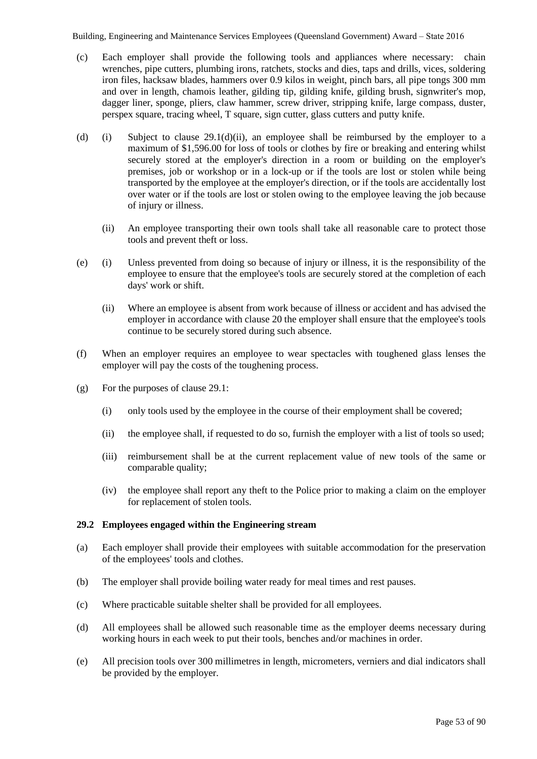(c) Each employer shall provide the following tools and appliances where necessary: chain wrenches, pipe cutters, plumbing irons, ratchets, stocks and dies, taps and drills, vices, soldering iron files, hacksaw blades, hammers over 0.9 kilos in weight, pinch bars, all pipe tongs 300 mm and over in length, chamois leather, gilding tip, gilding knife, gilding brush, signwriter's mop, dagger liner, sponge, pliers, claw hammer, screw driver, stripping knife, large compass, duster, perspex square, tracing wheel, T square, sign cutter, glass cutters and putty knife.

(d) (i) Subject to clause 29.1(d)(ii), an employee shall be reimbursed by the employer to a maximum of $1,596.00 for loss of tools or clothes by fire or breaking and entering whilst securely stored at the employer's direction in a room or building on the employer's premises, job or workshop or in a lock-up or if the tools are lost or stolen while being transported by the employee at the employer's direction, or if the tools are accidentally lost over water or if the tools are lost or stolen owing to the employee leaving the job because of injury or illness.

(ii) An employee transporting their own tools shall take all reasonable care to protect those tools and prevent theft or loss.

(e) (i) Unless prevented from doing so because of injury or illness, it is the responsibility of the employee to ensure that the employee's tools are securely stored at the completion of each days' work or shift.

(ii) Where an employee is absent from work because of illness or accident and has advised the employer in accordance with clause 20 the employer shall ensure that the employee's tools continue to be securely stored during such absence.

(f) When an employer requires an employee to wear spectacles with toughened glass lenses the employer will pay the costs of the toughening process.

(g) For the purposes of clause 29.1:

(i) only tools used by the employee in the course of their employment shall be covered;

(ii) the employee shall, if requested to do so, furnish the employer with a list of tools so used;

(iii) reimbursement shall be at the current replacement value of new tools of the same or comparable quality;

(iv) the employee shall report any theft to the Police prior to making a claim on the employer for replacement of stolen tools.

### 29.2 Employees engaged within the Engineering stream

(a) Each employer shall provide their employees with suitable accommodation for the preservation of the employees' tools and clothes.

(b) The employer shall provide boiling water ready for meal times and rest pauses.

(c) Where practicable suitable shelter shall be provided for all employees.

(d) All employees shall be allowed such reasonable time as the employer deems necessary during working hours in each week to put their tools, benches and/or machines in order.

(e) All precision tools over 300 millimetres in length, micrometers, verniers and dial indicators shall be provided by the employer.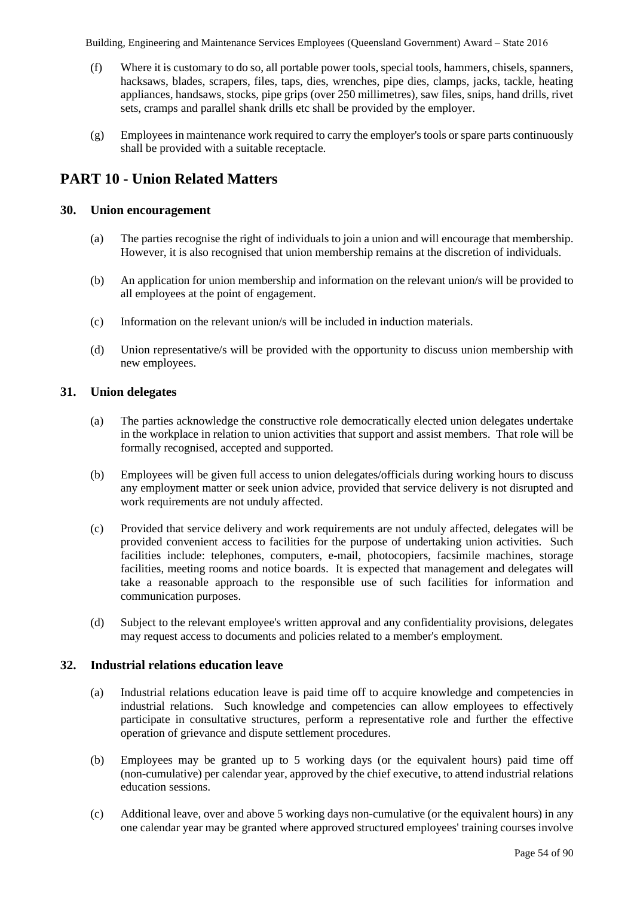(f) Where it is customary to do so, all portable power tools, special tools, hammers, chisels, spanners, hacksaws, blades, scrapers, files, taps, dies, wrenches, pipe dies, clamps, jacks, tackle, heating appliances, handsaws, stocks, pipe grips (over 250 millimetres), saw files, snips, hand drills, rivet sets, cramps and parallel shank drills etc shall be provided by the employer.

(g) Employees in maintenance work required to carry the employer's tools or spare parts continuously shall be provided with a suitable receptacle.

# PART 10 - Union Related Matters

## 30. Union encouragement

(a) The parties recognise the right of individuals to join a union and will encourage that membership. However, it is also recognised that union membership remains at the discretion of individuals.

(b) An application for union membership and information on the relevant union/s will be provided to all employees at the point of engagement.

(c) Information on the relevant union/s will be included in induction materials.

(d) Union representative/s will be provided with the opportunity to discuss union membership with new employees.

## 31. Union delegates

(a) The parties acknowledge the constructive role democratically elected union delegates undertake in the workplace in relation to union activities that support and assist members. That role will be formally recognised, accepted and supported.

(b) Employees will be given full access to union delegates/officials during working hours to discuss any employment matter or seek union advice, provided that service delivery is not disrupted and work requirements are not unduly affected.

(c) Provided that service delivery and work requirements are not unduly affected, delegates will be provided convenient access to facilities for the purpose of undertaking union activities. Such facilities include: telephones, computers, e-mail, photocopiers, facsimile machines, storage facilities, meeting rooms and notice boards. It is expected that management and delegates will take a reasonable approach to the responsible use of such facilities for information and communication purposes.

(d) Subject to the relevant employee's written approval and any confidentiality provisions, delegates may request access to documents and policies related to a member's employment.

## 32. Industrial relations education leave

(a) Industrial relations education leave is paid time off to acquire knowledge and competencies in industrial relations. Such knowledge and competencies can allow employees to effectively participate in consultative structures, perform a representative role and further the effective operation of grievance and dispute settlement procedures.

(b) Employees may be granted up to 5 working days (or the equivalent hours) paid time off (non-cumulative) per calendar year, approved by the chief executive, to attend industrial relations education sessions.

(c) Additional leave, over and above 5 working days non-cumulative (or the equivalent hours) in any one calendar year may be granted where approved structured employees' training courses involve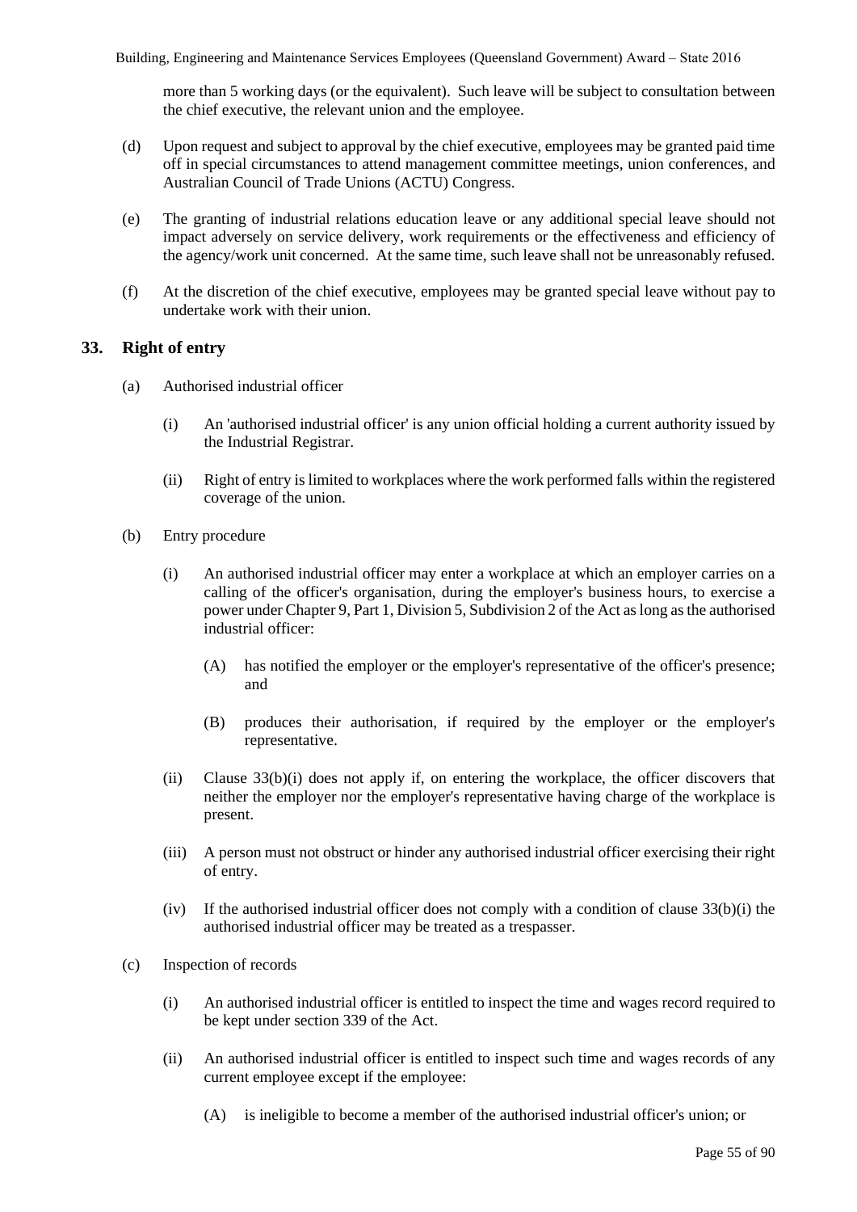more than 5 working days (or the equivalent). Such leave will be subject to consultation between the chief executive, the relevant union and the employee.

(d) Upon request and subject to approval by the chief executive, employees may be granted paid time off in special circumstances to attend management committee meetings, union conferences, and Australian Council of Trade Unions (ACTU) Congress.

(e) The granting of industrial relations education leave or any additional special leave should not impact adversely on service delivery, work requirements or the effectiveness and efficiency of the agency/work unit concerned. At the same time, such leave shall not be unreasonably refused.

(f) At the discretion of the chief executive, employees may be granted special leave without pay to undertake work with their union.

## 33. Right of entry

(a) Authorised industrial officer

(i) An 'authorised industrial officer' is any union official holding a current authority issued by the Industrial Registrar.

(ii) Right of entry is limited to workplaces where the work performed falls within the registered coverage of the union.

(b) Entry procedure

(i) An authorised industrial officer may enter a workplace at which an employer carries on a calling of the officer's organisation, during the employer's business hours, to exercise a power under Chapter 9, Part 1, Division 5, Subdivision 2 of the Act as long as the authorised industrial officer:

(A) has notified the employer or the employer's representative of the officer's presence; and

(B) produces their authorisation, if required by the employer or the employer's representative.

(ii) Clause 33(b)(i) does not apply if, on entering the workplace, the officer discovers that neither the employer nor the employer's representative having charge of the workplace is present.

(iii) A person must not obstruct or hinder any authorised industrial officer exercising their right of entry.

(iv) If the authorised industrial officer does not comply with a condition of clause 33(b)(i) the authorised industrial officer may be treated as a trespasser.

(c) Inspection of records

(i) An authorised industrial officer is entitled to inspect the time and wages record required to be kept under section 339 of the Act.

(ii) An authorised industrial officer is entitled to inspect such time and wages records of any current employee except if the employee:

(A) is ineligible to become a member of the authorised industrial officer's union; or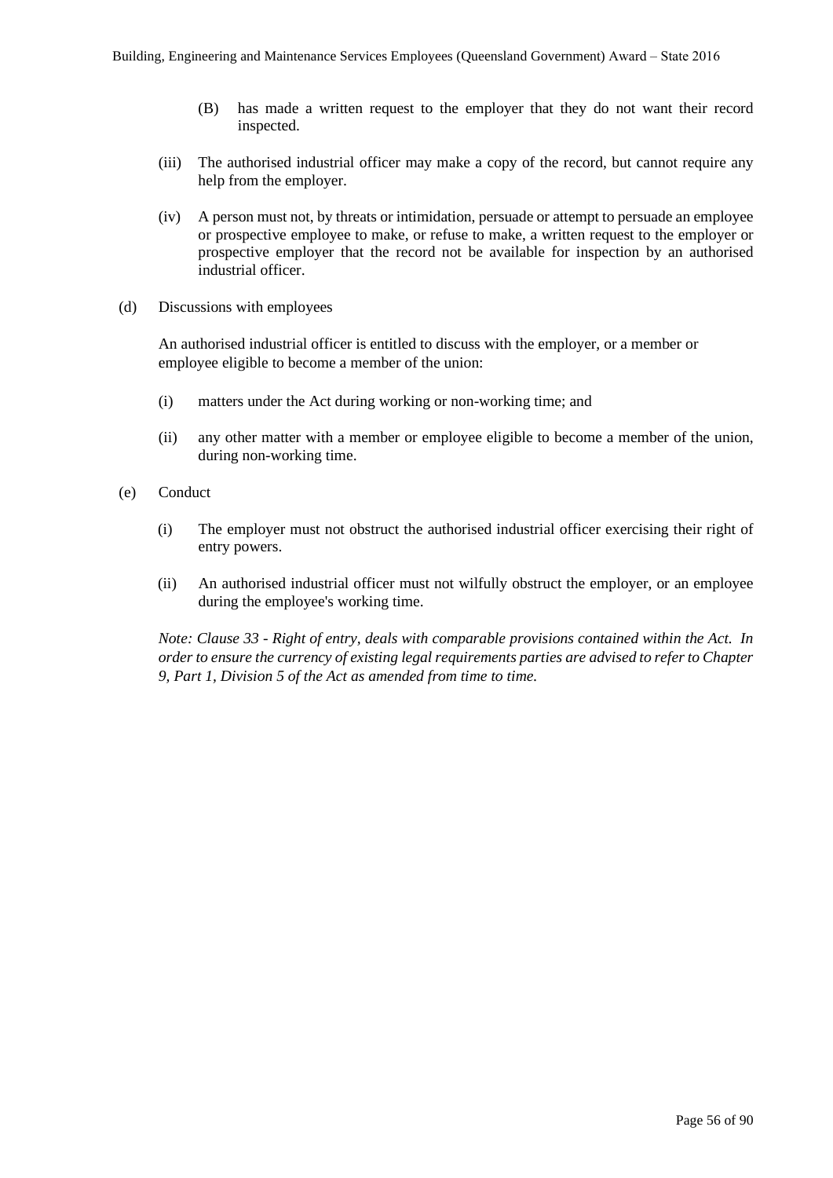(B) has made a written request to the employer that they do not want their record inspected.

(iii) The authorised industrial officer may make a copy of the record, but cannot require any help from the employer.

(iv) A person must not, by threats or intimidation, persuade or attempt to persuade an employee or prospective employee to make, or refuse to make, a written request to the employer or prospective employer that the record not be available for inspection by an authorised industrial officer.

(d) Discussions with employees

An authorised industrial officer is entitled to discuss with the employer, or a member or employee eligible to become a member of the union:

(i) matters under the Act during working or non-working time; and

(ii) any other matter with a member or employee eligible to become a member of the union, during non-working time.

(e) Conduct

(i) The employer must not obstruct the authorised industrial officer exercising their right of entry powers.

(ii) An authorised industrial officer must not wilfully obstruct the employer, or an employee during the employee's working time.

*Note: Clause 33 - Right of entry, deals with comparable provisions contained within the Act. In order to ensure the currency of existing legal requirements parties are advised to refer to Chapter 9, Part 1, Division 5 of the Act as amended from time to time.*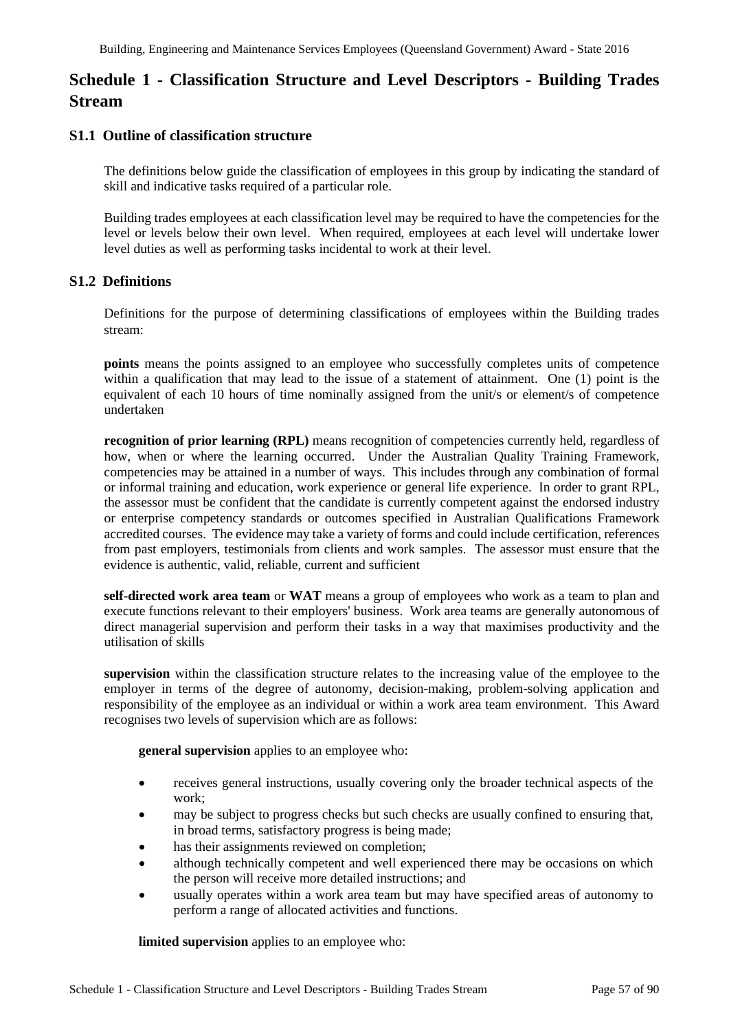# Schedule 1 - Classification Structure and Level Descriptors - Building Trades Stream

## S1.1 Outline of classification structure

The definitions below guide the classification of employees in this group by indicating the standard of skill and indicative tasks required of a particular role.

Building trades employees at each classification level may be required to have the competencies for the level or levels below their own level. When required, employees at each level will undertake lower level duties as well as performing tasks incidental to work at their level.

## S1.2 Definitions

Definitions for the purpose of determining classifications of employees within the Building trades stream:

**points** means the points assigned to an employee who successfully completes units of competence within a qualification that may lead to the issue of a statement of attainment. One (1) point is the equivalent of each 10 hours of time nominally assigned from the unit/s or element/s of competence undertaken

**recognition of prior learning (RPL)** means recognition of competencies currently held, regardless of how, when or where the learning occurred. Under the Australian Quality Training Framework, competencies may be attained in a number of ways. This includes through any combination of formal or informal training and education, work experience or general life experience. In order to grant RPL, the assessor must be confident that the candidate is currently competent against the endorsed industry or enterprise competency standards or outcomes specified in Australian Qualifications Framework accredited courses. The evidence may take a variety of forms and could include certification, references from past employers, testimonials from clients and work samples. The assessor must ensure that the evidence is authentic, valid, reliable, current and sufficient

**self-directed work area team** or **WAT** means a group of employees who work as a team to plan and execute functions relevant to their employers' business. Work area teams are generally autonomous of direct managerial supervision and perform their tasks in a way that maximises productivity and the utilisation of skills

**supervision** within the classification structure relates to the increasing value of the employee to the employer in terms of the degree of autonomy, decision-making, problem-solving application and responsibility of the employee as an individual or within a work area team environment. This Award recognises two levels of supervision which are as follows:

**general supervision** applies to an employee who:

- receives general instructions, usually covering only the broader technical aspects of the work;
- may be subject to progress checks but such checks are usually confined to ensuring that, in broad terms, satisfactory progress is being made;
- has their assignments reviewed on completion;
- although technically competent and well experienced there may be occasions on which the person will receive more detailed instructions; and
- usually operates within a work area team but may have specified areas of autonomy to perform a range of allocated activities and functions.

**limited supervision** applies to an employee who: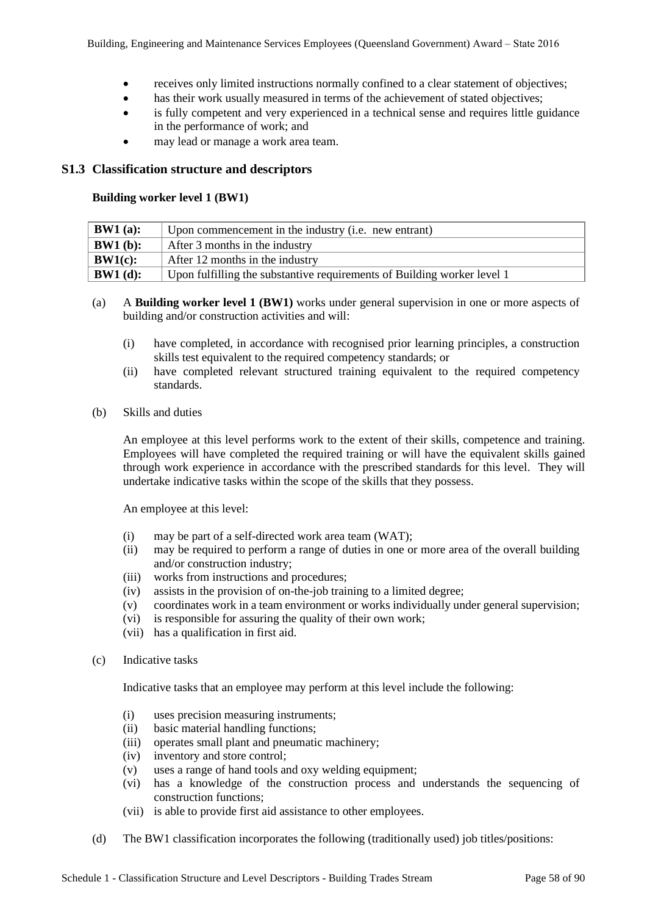- receives only limited instructions normally confined to a clear statement of objectives;
- has their work usually measured in terms of the achievement of stated objectives;
- is fully competent and very experienced in a technical sense and requires little guidance in the performance of work; and
- may lead or manage a work area team.

## S1.3 Classification structure and descriptors

### Building worker level 1 (BW1)

| | |
|---|---|
| **BW1 (a):** | Upon commencement in the industry (i.e. new entrant) |
| **BW1 (b):** | After 3 months in the industry |
| **BW1(c):** | After 12 months in the industry |
| **BW1 (d):** | Upon fulfilling the substantive requirements of Building worker level 1 |

(a) A **Building worker level 1 (BW1)** works under general supervision in one or more aspects of building and/or construction activities and will:

(i) have completed, in accordance with recognised prior learning principles, a construction skills test equivalent to the required competency standards; or

(ii) have completed relevant structured training equivalent to the required competency standards.

(b) Skills and duties

An employee at this level performs work to the extent of their skills, competence and training. Employees will have completed the required training or will have the equivalent skills gained through work experience in accordance with the prescribed standards for this level. They will undertake indicative tasks within the scope of the skills that they possess.

An employee at this level:

(i) may be part of a self-directed work area team (WAT);
(ii) may be required to perform a range of duties in one or more area of the overall building and/or construction industry;
(iii) works from instructions and procedures;
(iv) assists in the provision of on-the-job training to a limited degree;
(v) coordinates work in a team environment or works individually under general supervision;
(vi) is responsible for assuring the quality of their own work;
(vii) has a qualification in first aid.

(c) Indicative tasks

Indicative tasks that an employee may perform at this level include the following:

(i) uses precision measuring instruments;
(ii) basic material handling functions;
(iii) operates small plant and pneumatic machinery;
(iv) inventory and store control;
(v) uses a range of hand tools and oxy welding equipment;
(vi) has a knowledge of the construction process and understands the sequencing of construction functions;
(vii) is able to provide first aid assistance to other employees.

(d) The BW1 classification incorporates the following (traditionally used) job titles/positions: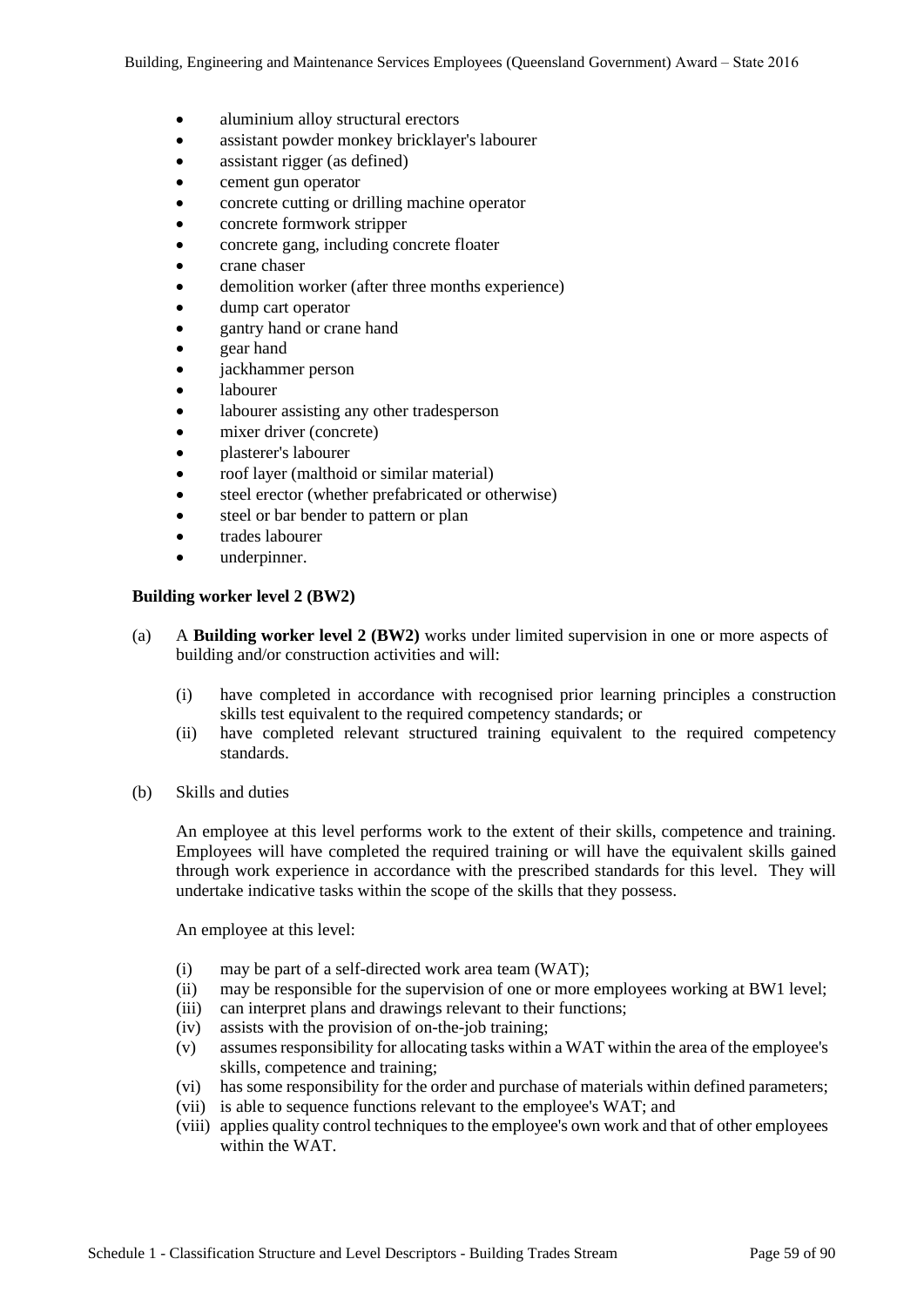- aluminium alloy structural erectors
- assistant powder monkey bricklayer's labourer
- assistant rigger (as defined)
- cement gun operator
- concrete cutting or drilling machine operator
- concrete formwork stripper
- concrete gang, including concrete floater
- crane chaser
- demolition worker (after three months experience)
- dump cart operator
- gantry hand or crane hand
- gear hand
- jackhammer person
- labourer
- labourer assisting any other tradesperson
- mixer driver (concrete)
- plasterer's labourer
- roof layer (malthoid or similar material)
- steel erector (whether prefabricated or otherwise)
- steel or bar bender to pattern or plan
- trades labourer
- underpinner.

**Building worker level 2 (BW2)**

(a) A **Building worker level 2 (BW2)** works under limited supervision in one or more aspects of building and/or construction activities and will:

  (i) have completed in accordance with recognised prior learning principles a construction skills test equivalent to the required competency standards; or
  (ii) have completed relevant structured training equivalent to the required competency standards.

(b) Skills and duties

An employee at this level performs work to the extent of their skills, competence and training. Employees will have completed the required training or will have the equivalent skills gained through work experience in accordance with the prescribed standards for this level. They will undertake indicative tasks within the scope of the skills that they possess.

An employee at this level:

  (i) may be part of a self-directed work area team (WAT);
  (ii) may be responsible for the supervision of one or more employees working at BW1 level;
  (iii) can interpret plans and drawings relevant to their functions;
  (iv) assists with the provision of on-the-job training;
  (v) assumes responsibility for allocating tasks within a WAT within the area of the employee's skills, competence and training;
  (vi) has some responsibility for the order and purchase of materials within defined parameters;
  (vii) is able to sequence functions relevant to the employee's WAT; and
  (viii) applies quality control techniques to the employee's own work and that of other employees within the WAT.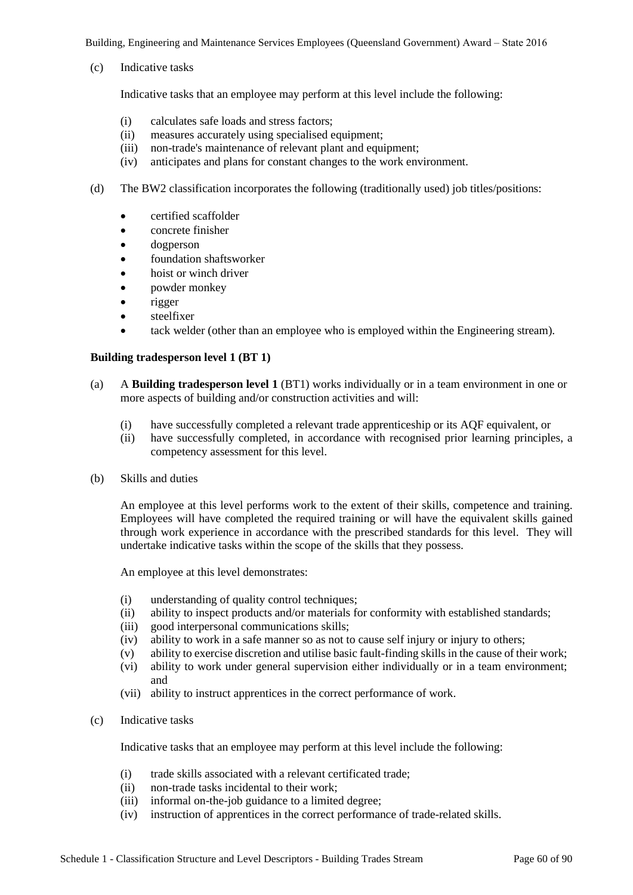(c) Indicative tasks

Indicative tasks that an employee may perform at this level include the following:

(i) calculates safe loads and stress factors;
(ii) measures accurately using specialised equipment;
(iii) non-trade's maintenance of relevant plant and equipment;
(iv) anticipates and plans for constant changes to the work environment.

(d) The BW2 classification incorporates the following (traditionally used) job titles/positions:

- certified scaffolder
- concrete finisher
- dogperson
- foundation shaftsworker
- hoist or winch driver
- powder monkey
- rigger
- steelfixer
- tack welder (other than an employee who is employed within the Engineering stream).

**Building tradesperson level 1 (BT 1)**

(a) A **Building tradesperson level 1** (BT1) works individually or in a team environment in one or more aspects of building and/or construction activities and will:

(i) have successfully completed a relevant trade apprenticeship or its AQF equivalent, or
(ii) have successfully completed, in accordance with recognised prior learning principles, a competency assessment for this level.

(b) Skills and duties

An employee at this level performs work to the extent of their skills, competence and training. Employees will have completed the required training or will have the equivalent skills gained through work experience in accordance with the prescribed standards for this level. They will undertake indicative tasks within the scope of the skills that they possess.

An employee at this level demonstrates:

(i) understanding of quality control techniques;
(ii) ability to inspect products and/or materials for conformity with established standards;
(iii) good interpersonal communications skills;
(iv) ability to work in a safe manner so as not to cause self injury or injury to others;
(v) ability to exercise discretion and utilise basic fault-finding skills in the cause of their work;
(vi) ability to work under general supervision either individually or in a team environment; and
(vii) ability to instruct apprentices in the correct performance of work.

(c) Indicative tasks

Indicative tasks that an employee may perform at this level include the following:

(i) trade skills associated with a relevant certificated trade;
(ii) non-trade tasks incidental to their work;
(iii) informal on-the-job guidance to a limited degree;
(iv) instruction of apprentices in the correct performance of trade-related skills.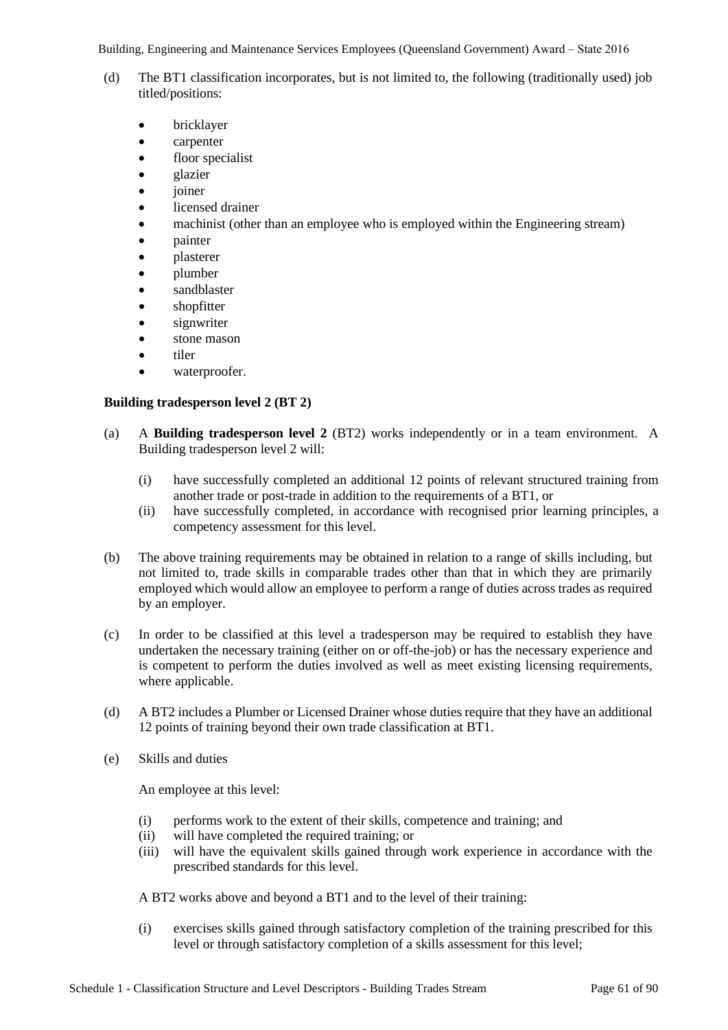(d) The BT1 classification incorporates, but is not limited to, the following (traditionally used) job titled/positions:

- bricklayer
- carpenter
- floor specialist
- glazier
- joiner
- licensed drainer
- machinist (other than an employee who is employed within the Engineering stream)
- painter
- plasterer
- plumber
- sandblaster
- shopfitter
- signwriter
- stone mason
- tiler
- waterproofer.

**Building tradesperson level 2 (BT 2)**

(a) A **Building tradesperson level 2** (BT2) works independently or in a team environment. A Building tradesperson level 2 will:

  (i) have successfully completed an additional 12 points of relevant structured training from another trade or post-trade in addition to the requirements of a BT1, or
  (ii) have successfully completed, in accordance with recognised prior learning principles, a competency assessment for this level.

(b) The above training requirements may be obtained in relation to a range of skills including, but not limited to, trade skills in comparable trades other than that in which they are primarily employed which would allow an employee to perform a range of duties across trades as required by an employer.

(c) In order to be classified at this level a tradesperson may be required to establish they have undertaken the necessary training (either on or off-the-job) or has the necessary experience and is competent to perform the duties involved as well as meet existing licensing requirements, where applicable.

(d) A BT2 includes a Plumber or Licensed Drainer whose duties require that they have an additional 12 points of training beyond their own trade classification at BT1.

(e) Skills and duties

  An employee at this level:

  (i) performs work to the extent of their skills, competence and training; and
  (ii) will have completed the required training; or
  (iii) will have the equivalent skills gained through work experience in accordance with the prescribed standards for this level.

  A BT2 works above and beyond a BT1 and to the level of their training:

  (i) exercises skills gained through satisfactory completion of the training prescribed for this level or through satisfactory completion of a skills assessment for this level;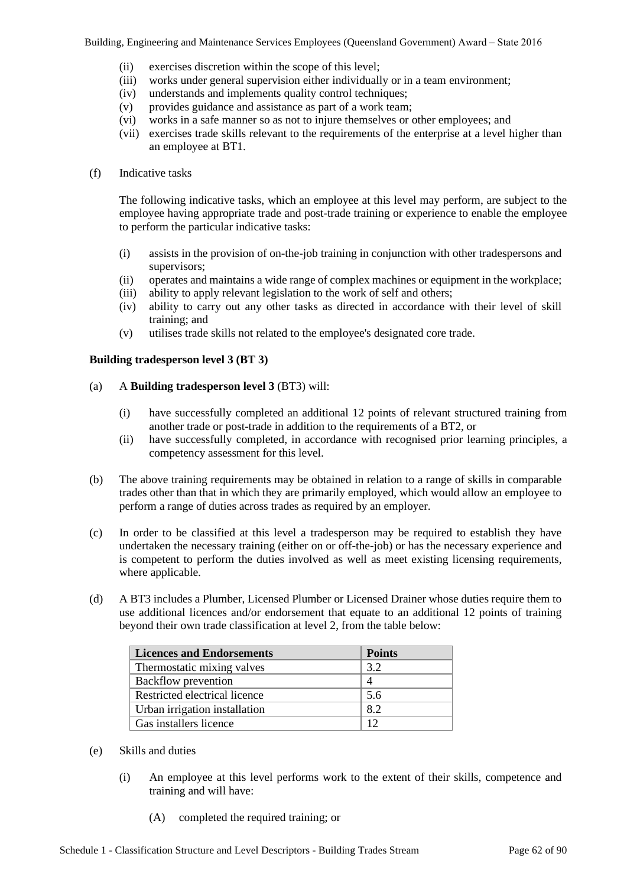(ii) exercises discretion within the scope of this level;
(iii) works under general supervision either individually or in a team environment;
(iv) understands and implements quality control techniques;
(v) provides guidance and assistance as part of a work team;
(vi) works in a safe manner so as not to injure themselves or other employees; and
(vii) exercises trade skills relevant to the requirements of the enterprise at a level higher than an employee at BT1.

(f) Indicative tasks

The following indicative tasks, which an employee at this level may perform, are subject to the employee having appropriate trade and post-trade training or experience to enable the employee to perform the particular indicative tasks:

(i) assists in the provision of on-the-job training in conjunction with other tradespersons and supervisors;
(ii) operates and maintains a wide range of complex machines or equipment in the workplace;
(iii) ability to apply relevant legislation to the work of self and others;
(iv) ability to carry out any other tasks as directed in accordance with their level of skill training; and
(v) utilises trade skills not related to the employee's designated core trade.

**Building tradesperson level 3 (BT 3)**

(a) A **Building tradesperson level 3** (BT3) will:

(i) have successfully completed an additional 12 points of relevant structured training from another trade or post-trade in addition to the requirements of a BT2, or
(ii) have successfully completed, in accordance with recognised prior learning principles, a competency assessment for this level.

(b) The above training requirements may be obtained in relation to a range of skills in comparable trades other than that in which they are primarily employed, which would allow an employee to perform a range of duties across trades as required by an employer.

(c) In order to be classified at this level a tradesperson may be required to establish they have undertaken the necessary training (either on or off-the-job) or has the necessary experience and is competent to perform the duties involved as well as meet existing licensing requirements, where applicable.

(d) A BT3 includes a Plumber, Licensed Plumber or Licensed Drainer whose duties require them to use additional licences and/or endorsement that equate to an additional 12 points of training beyond their own trade classification at level 2, from the table below:

| Licences and Endorsements | Points |
|---|---|
| Thermostatic mixing valves | 3.2 |
| Backflow prevention | 4 |
| Restricted electrical licence | 5.6 |
| Urban irrigation installation | 8.2 |
| Gas installers licence | 12 |

(e) Skills and duties

(i) An employee at this level performs work to the extent of their skills, competence and training and will have:

(A) completed the required training; or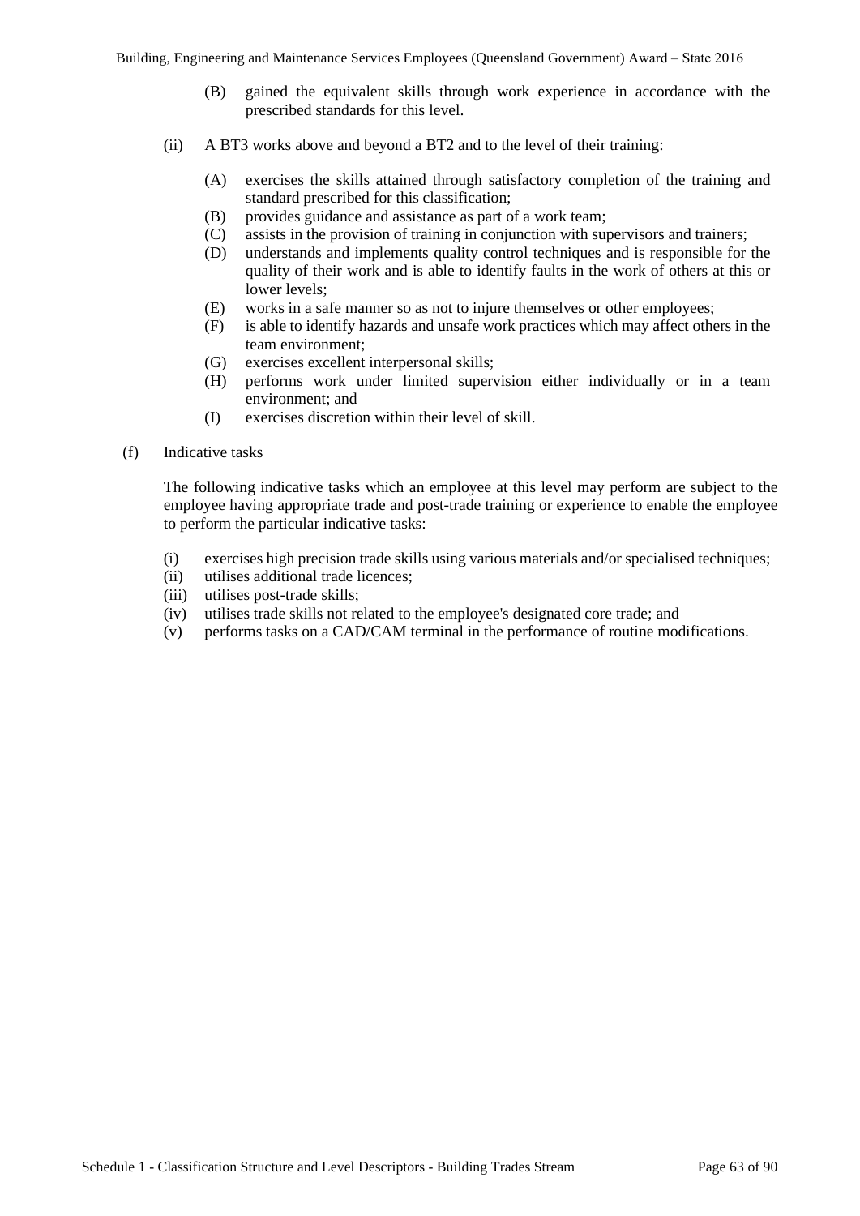(B) gained the equivalent skills through work experience in accordance with the prescribed standards for this level.

(ii) A BT3 works above and beyond a BT2 and to the level of their training:

(A) exercises the skills attained through satisfactory completion of the training and standard prescribed for this classification;
(B) provides guidance and assistance as part of a work team;
(C) assists in the provision of training in conjunction with supervisors and trainers;
(D) understands and implements quality control techniques and is responsible for the quality of their work and is able to identify faults in the work of others at this or lower levels;
(E) works in a safe manner so as not to injure themselves or other employees;
(F) is able to identify hazards and unsafe work practices which may affect others in the team environment;
(G) exercises excellent interpersonal skills;
(H) performs work under limited supervision either individually or in a team environment; and
(I) exercises discretion within their level of skill.

(f) Indicative tasks

The following indicative tasks which an employee at this level may perform are subject to the employee having appropriate trade and post-trade training or experience to enable the employee to perform the particular indicative tasks:

(i) exercises high precision trade skills using various materials and/or specialised techniques;
(ii) utilises additional trade licences;
(iii) utilises post-trade skills;
(iv) utilises trade skills not related to the employee's designated core trade; and
(v) performs tasks on a CAD/CAM terminal in the performance of routine modifications.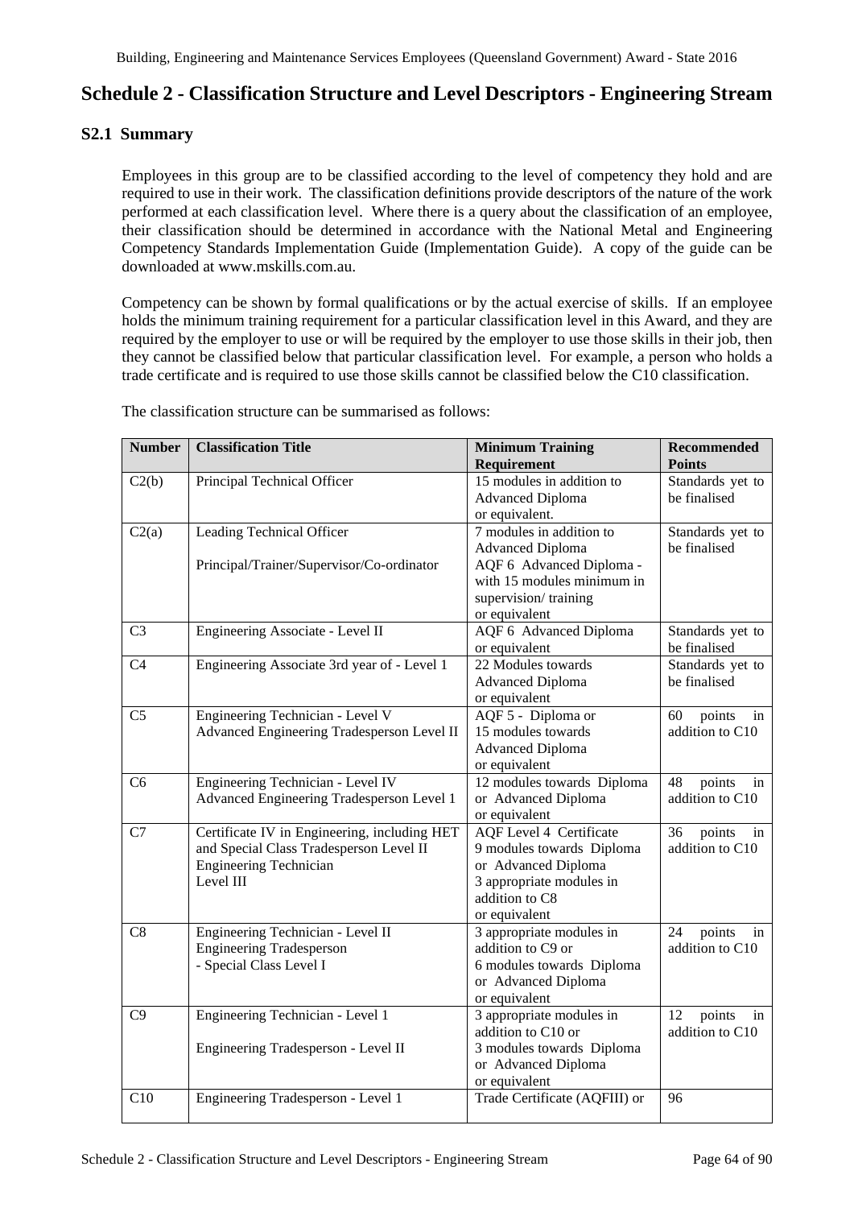# Schedule 2 - Classification Structure and Level Descriptors - Engineering Stream

## S2.1 Summary

Employees in this group are to be classified according to the level of competency they hold and are required to use in their work. The classification definitions provide descriptors of the nature of the work performed at each classification level. Where there is a query about the classification of an employee, their classification should be determined in accordance with the National Metal and Engineering Competency Standards Implementation Guide (Implementation Guide). A copy of the guide can be downloaded at www.mskills.com.au.

Competency can be shown by formal qualifications or by the actual exercise of skills. If an employee holds the minimum training requirement for a particular classification level in this Award, and they are required by the employer to use or will be required by the employer to use those skills in their job, then they cannot be classified below that particular classification level. For example, a person who holds a trade certificate and is required to use those skills cannot be classified below the C10 classification.

The classification structure can be summarised as follows:

| Number | Classification Title | Minimum Training Requirement | Recommended Points |
|---|---|---|---|
| C2(b) | Principal Technical Officer | 15 modules in addition to Advanced Diploma or equivalent. | Standards yet to be finalised |
| C2(a) | Leading Technical Officer<br><br>Principal/Trainer/Supervisor/Co-ordinator | 7 modules in addition to Advanced Diploma<br>AQF 6 Advanced Diploma - with 15 modules minimum in supervision/ training or equivalent | Standards yet to be finalised |
| C3 | Engineering Associate - Level II | AQF 6 Advanced Diploma or equivalent | Standards yet to be finalised |
| C4 | Engineering Associate 3rd year of - Level 1 | 22 Modules towards Advanced Diploma or equivalent | Standards yet to be finalised |
| C5 | Engineering Technician - Level V<br>Advanced Engineering Tradesperson Level II | AQF 5 - Diploma or 15 modules towards Advanced Diploma or equivalent | 60 points in addition to C10 |
| C6 | Engineering Technician - Level IV<br>Advanced Engineering Tradesperson Level 1 | 12 modules towards Diploma or Advanced Diploma or equivalent | 48 points in addition to C10 |
| C7 | Certificate IV in Engineering, including HET and Special Class Tradesperson Level II<br>Engineering Technician Level III | AQF Level 4 Certificate<br>9 modules towards Diploma or Advanced Diploma<br>3 appropriate modules in addition to C8 or equivalent | 36 points in addition to C10 |
| C8 | Engineering Technician - Level II<br>Engineering Tradesperson - Special Class Level I | 3 appropriate modules in addition to C9 or<br>6 modules towards Diploma or Advanced Diploma or equivalent | 24 points in addition to C10 |
| C9 | Engineering Technician - Level 1<br><br>Engineering Tradesperson - Level II | 3 appropriate modules in addition to C10 or<br>3 modules towards Diploma or Advanced Diploma or equivalent | 12 points in addition to C10 |
| C10 | Engineering Tradesperson - Level 1 | Trade Certificate (AQFIII) or | 96 |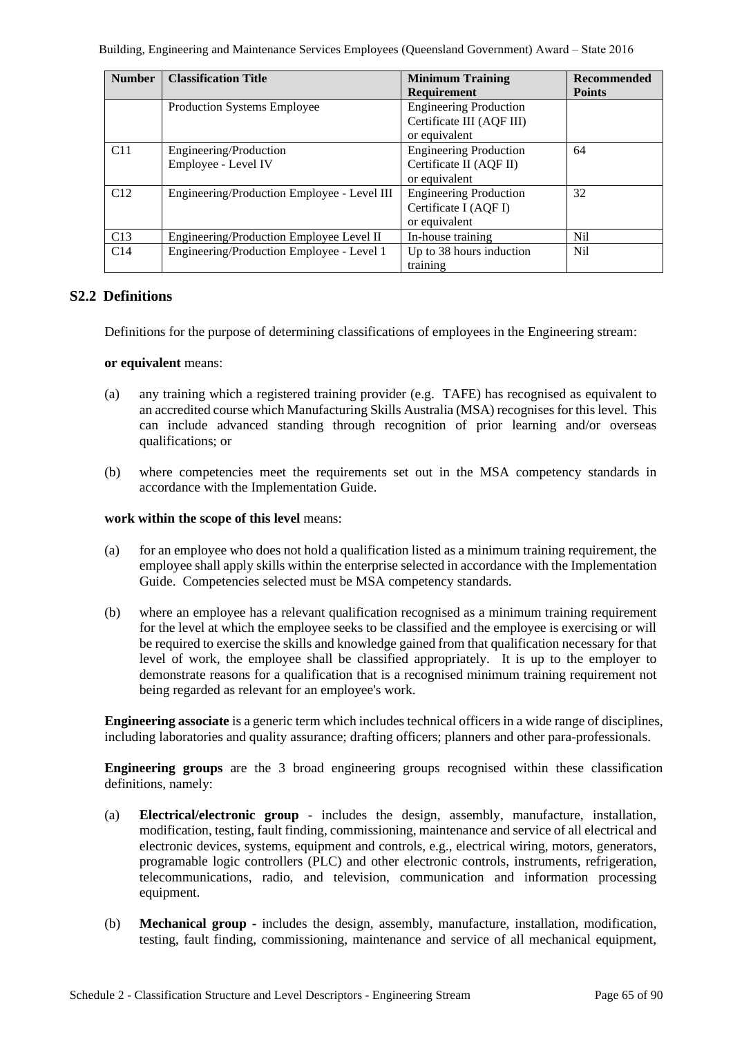| Number | Classification Title | Minimum Training Requirement | Recommended Points |
|---|---|---|---|
| | Production Systems Employee | Engineering Production Certificate III (AQF III) or equivalent | |
| C11 | Engineering/Production Employee - Level IV | Engineering Production Certificate II (AQF II) or equivalent | 64 |
| C12 | Engineering/Production Employee - Level III | Engineering Production Certificate I (AQF I) or equivalent | 32 |
| C13 | Engineering/Production Employee Level II | In-house training | Nil |
| C14 | Engineering/Production Employee - Level 1 | Up to 38 hours induction training | Nil |

## S2.2 Definitions

Definitions for the purpose of determining classifications of employees in the Engineering stream:

**or equivalent** means:

(a) any training which a registered training provider (e.g. TAFE) has recognised as equivalent to an accredited course which Manufacturing Skills Australia (MSA) recognises for this level. This can include advanced standing through recognition of prior learning and/or overseas qualifications; or

(b) where competencies meet the requirements set out in the MSA competency standards in accordance with the Implementation Guide.

**work within the scope of this level** means:

(a) for an employee who does not hold a qualification listed as a minimum training requirement, the employee shall apply skills within the enterprise selected in accordance with the Implementation Guide. Competencies selected must be MSA competency standards.

(b) where an employee has a relevant qualification recognised as a minimum training requirement for the level at which the employee seeks to be classified and the employee is exercising or will be required to exercise the skills and knowledge gained from that qualification necessary for that level of work, the employee shall be classified appropriately. It is up to the employer to demonstrate reasons for a qualification that is a recognised minimum training requirement not being regarded as relevant for an employee's work.

**Engineering associate** is a generic term which includes technical officers in a wide range of disciplines, including laboratories and quality assurance; drafting officers; planners and other para-professionals.

**Engineering groups** are the 3 broad engineering groups recognised within these classification definitions, namely:

(a) **Electrical/electronic group** - includes the design, assembly, manufacture, installation, modification, testing, fault finding, commissioning, maintenance and service of all electrical and electronic devices, systems, equipment and controls, e.g., electrical wiring, motors, generators, programable logic controllers (PLC) and other electronic controls, instruments, refrigeration, telecommunications, radio, and television, communication and information processing equipment.

(b) **Mechanical group** - includes the design, assembly, manufacture, installation, modification, testing, fault finding, commissioning, maintenance and service of all mechanical equipment,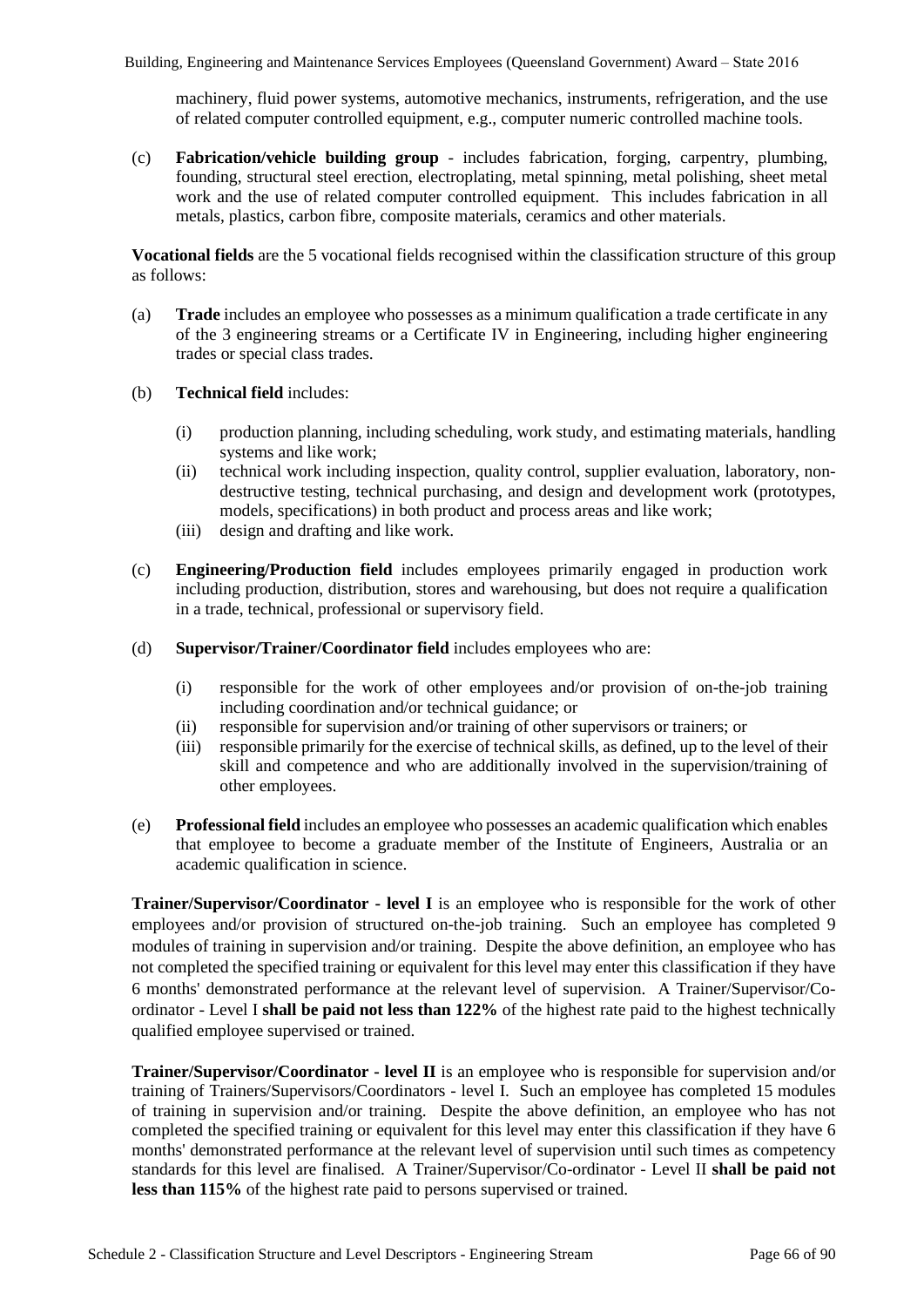machinery, fluid power systems, automotive mechanics, instruments, refrigeration, and the use of related computer controlled equipment, e.g., computer numeric controlled machine tools.

(c) **Fabrication/vehicle building group** - includes fabrication, forging, carpentry, plumbing, founding, structural steel erection, electroplating, metal spinning, metal polishing, sheet metal work and the use of related computer controlled equipment. This includes fabrication in all metals, plastics, carbon fibre, composite materials, ceramics and other materials.

**Vocational fields** are the 5 vocational fields recognised within the classification structure of this group as follows:

(a) **Trade** includes an employee who possesses as a minimum qualification a trade certificate in any of the 3 engineering streams or a Certificate IV in Engineering, including higher engineering trades or special class trades.

(b) **Technical field** includes:

- (i) production planning, including scheduling, work study, and estimating materials, handling systems and like work;
- (ii) technical work including inspection, quality control, supplier evaluation, laboratory, non-destructive testing, technical purchasing, and design and development work (prototypes, models, specifications) in both product and process areas and like work;
- (iii) design and drafting and like work.

(c) **Engineering/Production field** includes employees primarily engaged in production work including production, distribution, stores and warehousing, but does not require a qualification in a trade, technical, professional or supervisory field.

(d) **Supervisor/Trainer/Coordinator field** includes employees who are:

- (i) responsible for the work of other employees and/or provision of on-the-job training including coordination and/or technical guidance; or
- (ii) responsible for supervision and/or training of other supervisors or trainers; or
- (iii) responsible primarily for the exercise of technical skills, as defined, up to the level of their skill and competence and who are additionally involved in the supervision/training of other employees.

(e) **Professional field** includes an employee who possesses an academic qualification which enables that employee to become a graduate member of the Institute of Engineers, Australia or an academic qualification in science.

**Trainer/Supervisor/Coordinator - level I** is an employee who is responsible for the work of other employees and/or provision of structured on-the-job training. Such an employee has completed 9 modules of training in supervision and/or training. Despite the above definition, an employee who has not completed the specified training or equivalent for this level may enter this classification if they have 6 months' demonstrated performance at the relevant level of supervision. A Trainer/Supervisor/Co-ordinator - Level I **shall be paid not less than 122%** of the highest rate paid to the highest technically qualified employee supervised or trained.

**Trainer/Supervisor/Coordinator - level II** is an employee who is responsible for supervision and/or training of Trainers/Supervisors/Coordinators - level I. Such an employee has completed 15 modules of training in supervision and/or training. Despite the above definition, an employee who has not completed the specified training or equivalent for this level may enter this classification if they have 6 months' demonstrated performance at the relevant level of supervision until such times as competency standards for this level are finalised. A Trainer/Supervisor/Co-ordinator - Level II **shall be paid not less than 115%** of the highest rate paid to persons supervised or trained.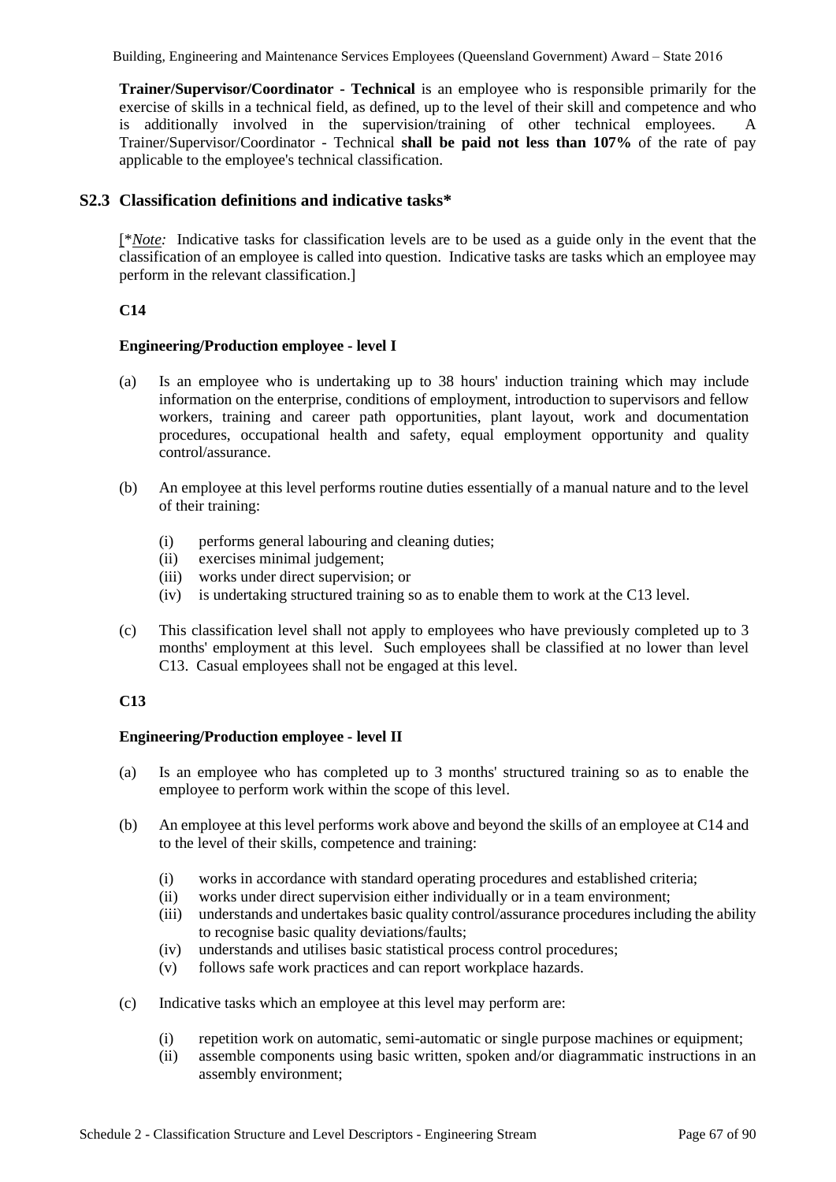**Trainer/Supervisor/Coordinator - Technical** is an employee who is responsible primarily for the exercise of skills in a technical field, as defined, up to the level of their skill and competence and who is additionally involved in the supervision/training of other technical employees. A Trainer/Supervisor/Coordinator - Technical **shall be paid not less than 107%** of the rate of pay applicable to the employee's technical classification.

## S2.3 Classification definitions and indicative tasks*

[**Note:* Indicative tasks for classification levels are to be used as a guide only in the event that the classification of an employee is called into question. Indicative tasks are tasks which an employee may perform in the relevant classification.]

**C14**

**Engineering/Production employee - level I**

(a) Is an employee who is undertaking up to 38 hours' induction training which may include information on the enterprise, conditions of employment, introduction to supervisors and fellow workers, training and career path opportunities, plant layout, work and documentation procedures, occupational health and safety, equal employment opportunity and quality control/assurance.

(b) An employee at this level performs routine duties essentially of a manual nature and to the level of their training:

- (i) performs general labouring and cleaning duties;
- (ii) exercises minimal judgement;
- (iii) works under direct supervision; or
- (iv) is undertaking structured training so as to enable them to work at the C13 level.

(c) This classification level shall not apply to employees who have previously completed up to 3 months' employment at this level. Such employees shall be classified at no lower than level C13. Casual employees shall not be engaged at this level.

**C13**

**Engineering/Production employee - level II**

(a) Is an employee who has completed up to 3 months' structured training so as to enable the employee to perform work within the scope of this level.

(b) An employee at this level performs work above and beyond the skills of an employee at C14 and to the level of their skills, competence and training:

- (i) works in accordance with standard operating procedures and established criteria;
- (ii) works under direct supervision either individually or in a team environment;
- (iii) understands and undertakes basic quality control/assurance procedures including the ability to recognise basic quality deviations/faults;
- (iv) understands and utilises basic statistical process control procedures;
- (v) follows safe work practices and can report workplace hazards.

(c) Indicative tasks which an employee at this level may perform are:

- (i) repetition work on automatic, semi-automatic or single purpose machines or equipment;
- (ii) assemble components using basic written, spoken and/or diagrammatic instructions in an assembly environment;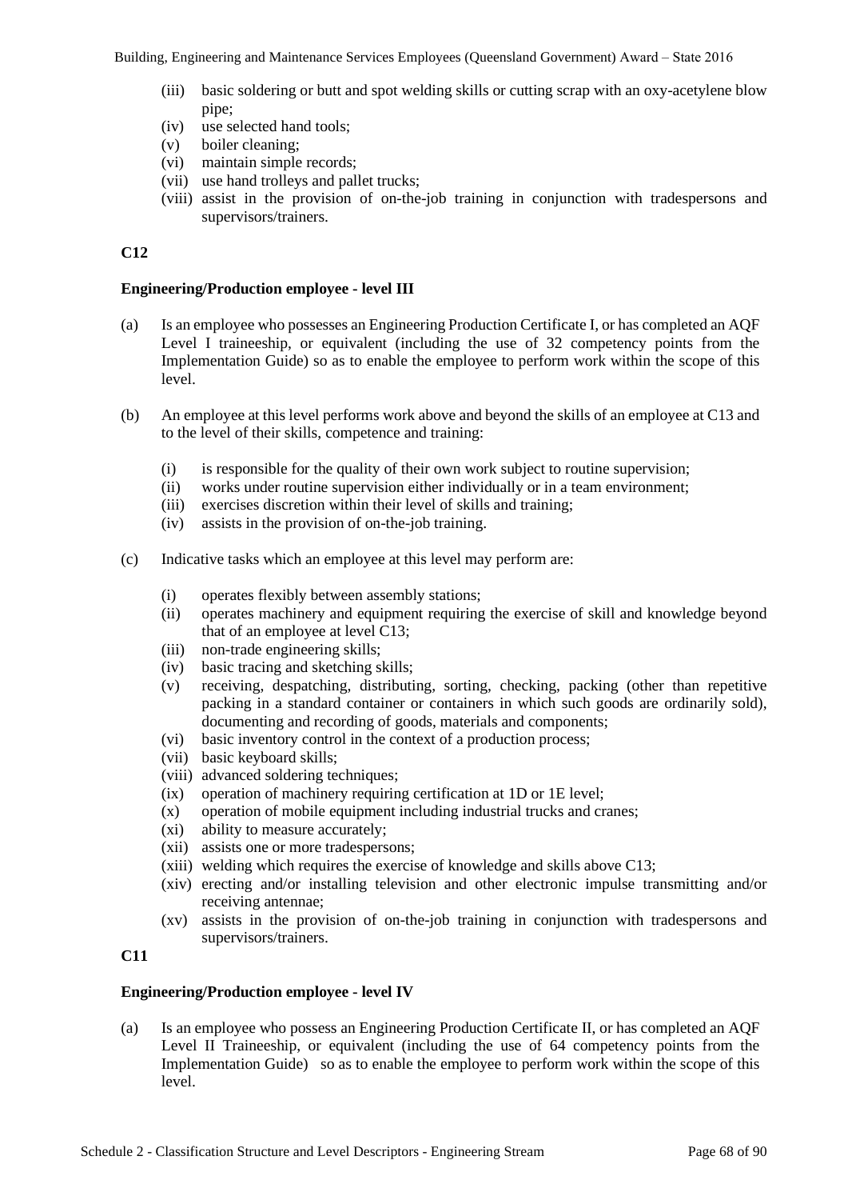(iii) basic soldering or butt and spot welding skills or cutting scrap with an oxy-acetylene blow pipe;
(iv) use selected hand tools;
(v) boiler cleaning;
(vi) maintain simple records;
(vii) use hand trolleys and pallet trucks;
(viii) assist in the provision of on-the-job training in conjunction with tradespersons and supervisors/trainers.

**C12**

**Engineering/Production employee - level III**

(a) Is an employee who possesses an Engineering Production Certificate I, or has completed an AQF Level I traineeship, or equivalent (including the use of 32 competency points from the Implementation Guide) so as to enable the employee to perform work within the scope of this level.

(b) An employee at this level performs work above and beyond the skills of an employee at C13 and to the level of their skills, competence and training:

(i) is responsible for the quality of their own work subject to routine supervision;
(ii) works under routine supervision either individually or in a team environment;
(iii) exercises discretion within their level of skills and training;
(iv) assists in the provision of on-the-job training.

(c) Indicative tasks which an employee at this level may perform are:

(i) operates flexibly between assembly stations;
(ii) operates machinery and equipment requiring the exercise of skill and knowledge beyond that of an employee at level C13;
(iii) non-trade engineering skills;
(iv) basic tracing and sketching skills;
(v) receiving, despatching, distributing, sorting, checking, packing (other than repetitive packing in a standard container or containers in which such goods are ordinarily sold), documenting and recording of goods, materials and components;
(vi) basic inventory control in the context of a production process;
(vii) basic keyboard skills;
(viii) advanced soldering techniques;
(ix) operation of machinery requiring certification at 1D or 1E level;
(x) operation of mobile equipment including industrial trucks and cranes;
(xi) ability to measure accurately;
(xii) assists one or more tradespersons;
(xiii) welding which requires the exercise of knowledge and skills above C13;
(xiv) erecting and/or installing television and other electronic impulse transmitting and/or receiving antennae;
(xv) assists in the provision of on-the-job training in conjunction with tradespersons and supervisors/trainers.

**C11**

**Engineering/Production employee - level IV**

(a) Is an employee who possess an Engineering Production Certificate II, or has completed an AQF Level II Traineeship, or equivalent (including the use of 64 competency points from the Implementation Guide) so as to enable the employee to perform work within the scope of this level.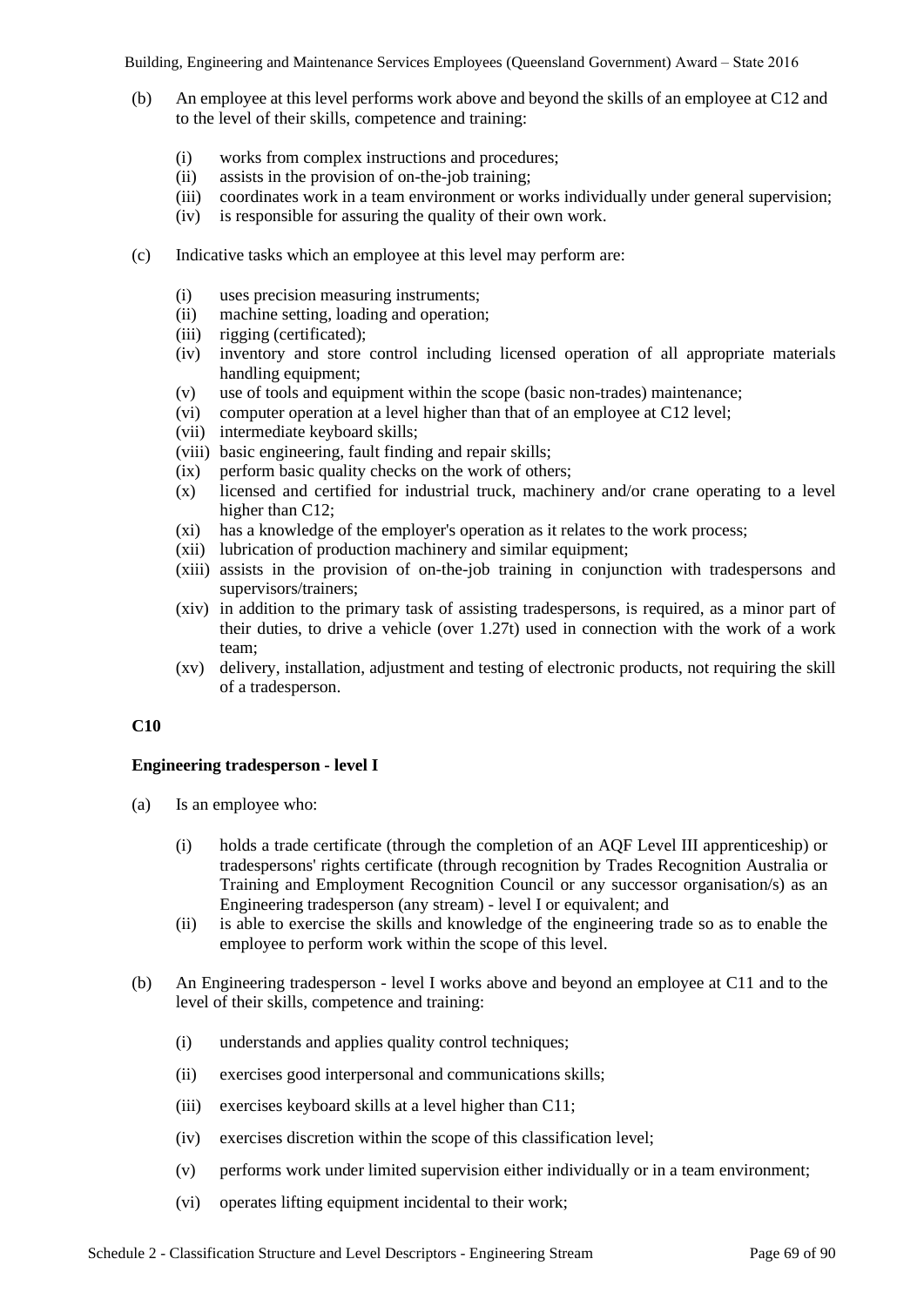(b) An employee at this level performs work above and beyond the skills of an employee at C12 and to the level of their skills, competence and training:

- (i) works from complex instructions and procedures;
- (ii) assists in the provision of on-the-job training;
- (iii) coordinates work in a team environment or works individually under general supervision;
- (iv) is responsible for assuring the quality of their own work.

(c) Indicative tasks which an employee at this level may perform are:

- (i) uses precision measuring instruments;
- (ii) machine setting, loading and operation;
- (iii) rigging (certificated);
- (iv) inventory and store control including licensed operation of all appropriate materials handling equipment;
- (v) use of tools and equipment within the scope (basic non-trades) maintenance;
- (vi) computer operation at a level higher than that of an employee at C12 level;
- (vii) intermediate keyboard skills;
- (viii) basic engineering, fault finding and repair skills;
- (ix) perform basic quality checks on the work of others;
- (x) licensed and certified for industrial truck, machinery and/or crane operating to a level higher than C12;
- (xi) has a knowledge of the employer's operation as it relates to the work process;
- (xii) lubrication of production machinery and similar equipment;
- (xiii) assists in the provision of on-the-job training in conjunction with tradespersons and supervisors/trainers;
- (xiv) in addition to the primary task of assisting tradespersons, is required, as a minor part of their duties, to drive a vehicle (over 1.27t) used in connection with the work of a work team;
- (xv) delivery, installation, adjustment and testing of electronic products, not requiring the skill of a tradesperson.

**C10**

**Engineering tradesperson - level I**

(a) Is an employee who:

- (i) holds a trade certificate (through the completion of an AQF Level III apprenticeship) or tradespersons' rights certificate (through recognition by Trades Recognition Australia or Training and Employment Recognition Council or any successor organisation/s) as an Engineering tradesperson (any stream) - level I or equivalent; and
- (ii) is able to exercise the skills and knowledge of the engineering trade so as to enable the employee to perform work within the scope of this level.

(b) An Engineering tradesperson - level I works above and beyond an employee at C11 and to the level of their skills, competence and training:

- (i) understands and applies quality control techniques;
- (ii) exercises good interpersonal and communications skills;
- (iii) exercises keyboard skills at a level higher than C11;
- (iv) exercises discretion within the scope of this classification level;
- (v) performs work under limited supervision either individually or in a team environment;
- (vi) operates lifting equipment incidental to their work;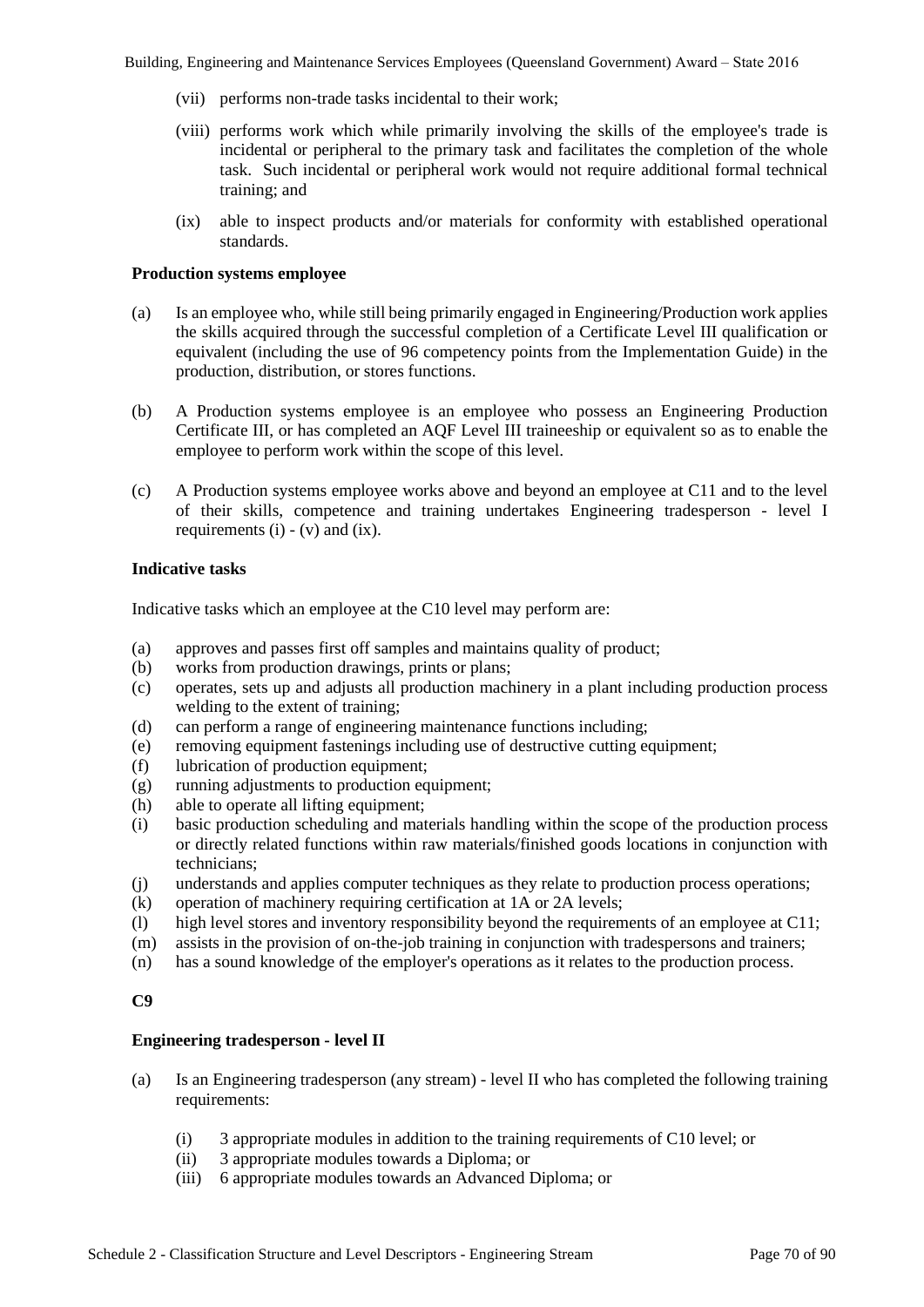(vii) performs non-trade tasks incidental to their work;

(viii) performs work which while primarily involving the skills of the employee's trade is incidental or peripheral to the primary task and facilitates the completion of the whole task. Such incidental or peripheral work would not require additional formal technical training; and

(ix) able to inspect products and/or materials for conformity with established operational standards.

**Production systems employee**

(a) Is an employee who, while still being primarily engaged in Engineering/Production work applies the skills acquired through the successful completion of a Certificate Level III qualification or equivalent (including the use of 96 competency points from the Implementation Guide) in the production, distribution, or stores functions.

(b) A Production systems employee is an employee who possess an Engineering Production Certificate III, or has completed an AQF Level III traineeship or equivalent so as to enable the employee to perform work within the scope of this level.

(c) A Production systems employee works above and beyond an employee at C11 and to the level of their skills, competence and training undertakes Engineering tradesperson - level I requirements (i) - (v) and (ix).

**Indicative tasks**

Indicative tasks which an employee at the C10 level may perform are:

(a) approves and passes first off samples and maintains quality of product;
(b) works from production drawings, prints or plans;
(c) operates, sets up and adjusts all production machinery in a plant including production process welding to the extent of training;
(d) can perform a range of engineering maintenance functions including;
(e) removing equipment fastenings including use of destructive cutting equipment;
(f) lubrication of production equipment;
(g) running adjustments to production equipment;
(h) able to operate all lifting equipment;
(i) basic production scheduling and materials handling within the scope of the production process or directly related functions within raw materials/finished goods locations in conjunction with technicians;
(j) understands and applies computer techniques as they relate to production process operations;
(k) operation of machinery requiring certification at 1A or 2A levels;
(l) high level stores and inventory responsibility beyond the requirements of an employee at C11;
(m) assists in the provision of on-the-job training in conjunction with tradespersons and trainers;
(n) has a sound knowledge of the employer's operations as it relates to the production process.

**C9**

**Engineering tradesperson - level II**

(a) Is an Engineering tradesperson (any stream) - level II who has completed the following training requirements:

   (i) 3 appropriate modules in addition to the training requirements of C10 level; or
   (ii) 3 appropriate modules towards a Diploma; or
   (iii) 6 appropriate modules towards an Advanced Diploma; or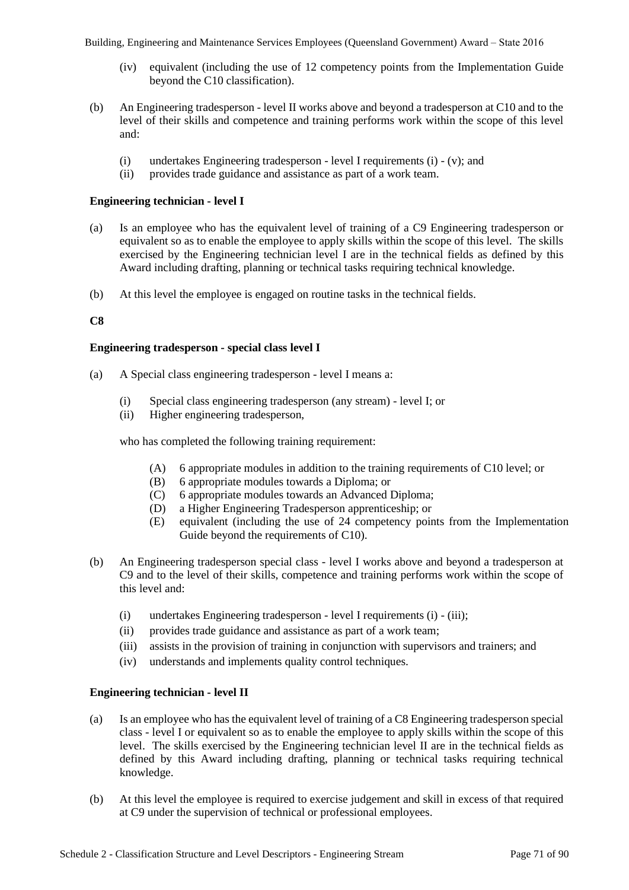(iv) equivalent (including the use of 12 competency points from the Implementation Guide beyond the C10 classification).

(b) An Engineering tradesperson - level II works above and beyond a tradesperson at C10 and to the level of their skills and competence and training performs work within the scope of this level and:

(i) undertakes Engineering tradesperson - level I requirements (i) - (v); and
(ii) provides trade guidance and assistance as part of a work team.

**Engineering technician - level I**

(a) Is an employee who has the equivalent level of training of a C9 Engineering tradesperson or equivalent so as to enable the employee to apply skills within the scope of this level. The skills exercised by the Engineering technician level I are in the technical fields as defined by this Award including drafting, planning or technical tasks requiring technical knowledge.

(b) At this level the employee is engaged on routine tasks in the technical fields.

**C8**

**Engineering tradesperson - special class level I**

(a) A Special class engineering tradesperson - level I means a:

(i) Special class engineering tradesperson (any stream) - level I; or
(ii) Higher engineering tradesperson,

who has completed the following training requirement:

(A) 6 appropriate modules in addition to the training requirements of C10 level; or
(B) 6 appropriate modules towards a Diploma; or
(C) 6 appropriate modules towards an Advanced Diploma;
(D) a Higher Engineering Tradesperson apprenticeship; or
(E) equivalent (including the use of 24 competency points from the Implementation Guide beyond the requirements of C10).

(b) An Engineering tradesperson special class - level I works above and beyond a tradesperson at C9 and to the level of their skills, competence and training performs work within the scope of this level and:

(i) undertakes Engineering tradesperson - level I requirements (i) - (iii);
(ii) provides trade guidance and assistance as part of a work team;
(iii) assists in the provision of training in conjunction with supervisors and trainers; and
(iv) understands and implements quality control techniques.

**Engineering technician - level II**

(a) Is an employee who has the equivalent level of training of a C8 Engineering tradesperson special class - level I or equivalent so as to enable the employee to apply skills within the scope of this level. The skills exercised by the Engineering technician level II are in the technical fields as defined by this Award including drafting, planning or technical tasks requiring technical knowledge.

(b) At this level the employee is required to exercise judgement and skill in excess of that required at C9 under the supervision of technical or professional employees.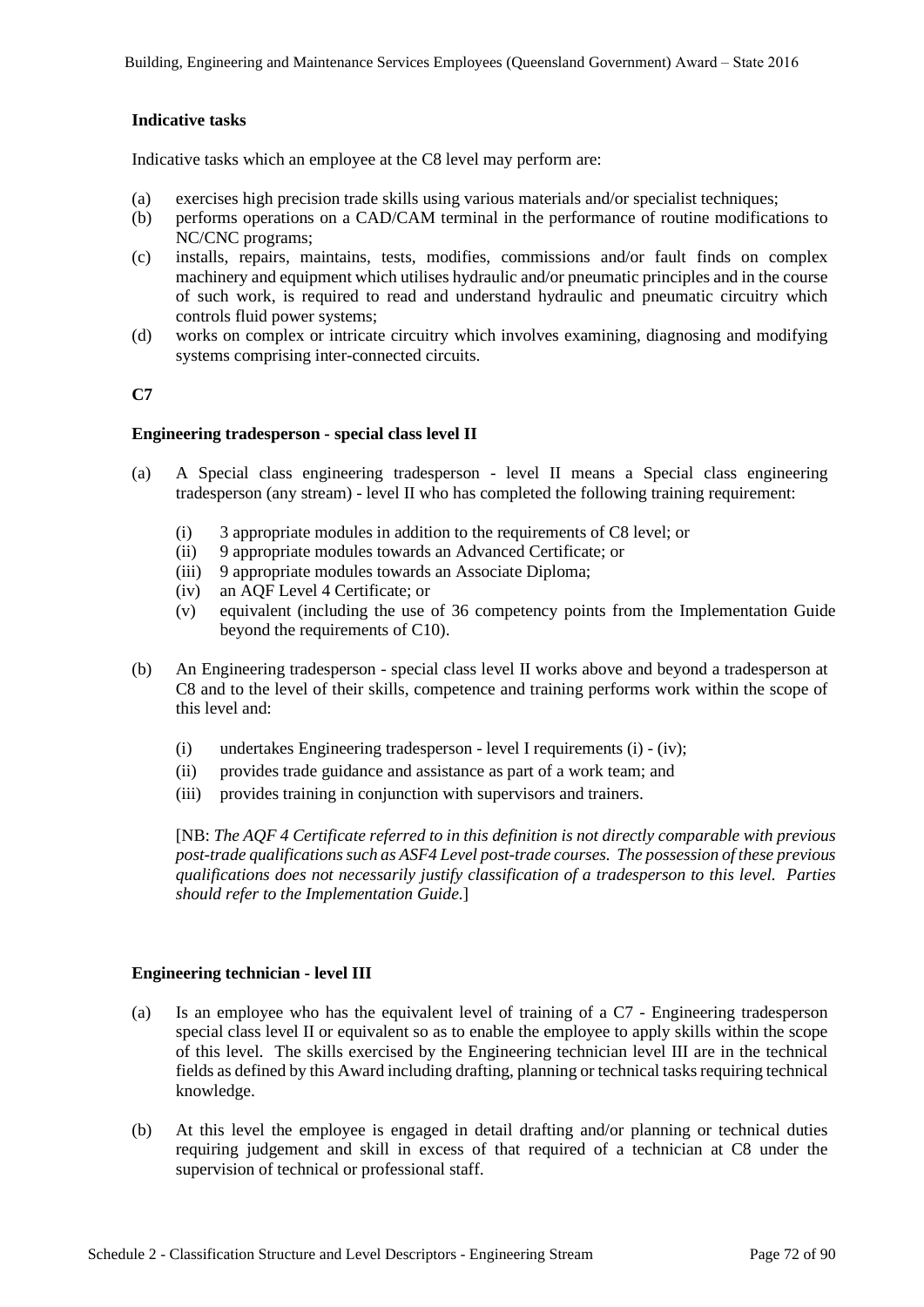**Indicative tasks**

Indicative tasks which an employee at the C8 level may perform are:

(a) exercises high precision trade skills using various materials and/or specialist techniques;
(b) performs operations on a CAD/CAM terminal in the performance of routine modifications to NC/CNC programs;
(c) installs, repairs, maintains, tests, modifies, commissions and/or fault finds on complex machinery and equipment which utilises hydraulic and/or pneumatic principles and in the course of such work, is required to read and understand hydraulic and pneumatic circuitry which controls fluid power systems;
(d) works on complex or intricate circuitry which involves examining, diagnosing and modifying systems comprising inter-connected circuits.

**C7**

**Engineering tradesperson - special class level II**

(a) A Special class engineering tradesperson - level II means a Special class engineering tradesperson (any stream) - level II who has completed the following training requirement:

   (i) 3 appropriate modules in addition to the requirements of C8 level; or
   (ii) 9 appropriate modules towards an Advanced Certificate; or
   (iii) 9 appropriate modules towards an Associate Diploma;
   (iv) an AQF Level 4 Certificate; or
   (v) equivalent (including the use of 36 competency points from the Implementation Guide beyond the requirements of C10).

(b) An Engineering tradesperson - special class level II works above and beyond a tradesperson at C8 and to the level of their skills, competence and training performs work within the scope of this level and:

   (i) undertakes Engineering tradesperson - level I requirements (i) - (iv);
   (ii) provides trade guidance and assistance as part of a work team; and
   (iii) provides training in conjunction with supervisors and trainers.

   [NB: *The AQF 4 Certificate referred to in this definition is not directly comparable with previous post-trade qualifications such as ASF4 Level post-trade courses. The possession of these previous qualifications does not necessarily justify classification of a tradesperson to this level. Parties should refer to the Implementation Guide.*]

**Engineering technician - level III**

(a) Is an employee who has the equivalent level of training of a C7 - Engineering tradesperson special class level II or equivalent so as to enable the employee to apply skills within the scope of this level. The skills exercised by the Engineering technician level III are in the technical fields as defined by this Award including drafting, planning or technical tasks requiring technical knowledge.

(b) At this level the employee is engaged in detail drafting and/or planning or technical duties requiring judgement and skill in excess of that required of a technician at C8 under the supervision of technical or professional staff.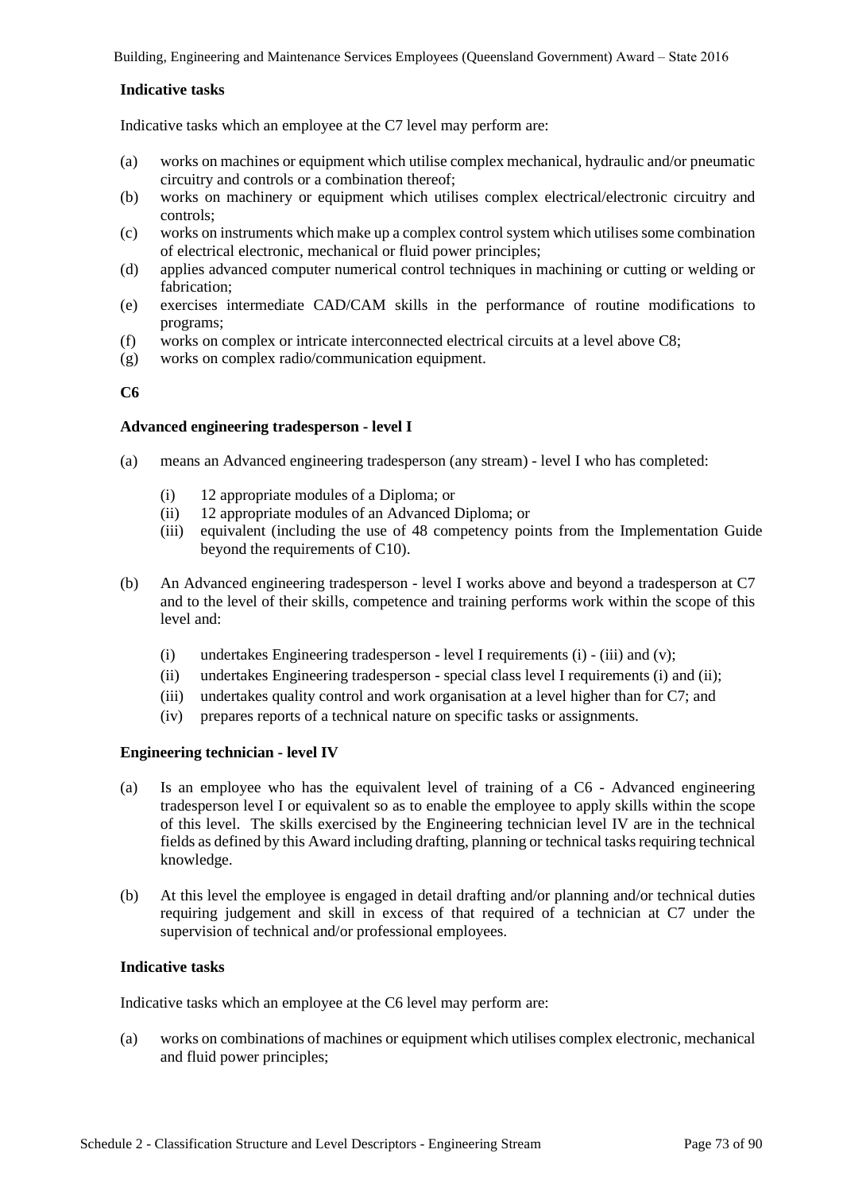**Indicative tasks**

Indicative tasks which an employee at the C7 level may perform are:

(a) works on machines or equipment which utilise complex mechanical, hydraulic and/or pneumatic circuitry and controls or a combination thereof;
(b) works on machinery or equipment which utilises complex electrical/electronic circuitry and controls;
(c) works on instruments which make up a complex control system which utilises some combination of electrical electronic, mechanical or fluid power principles;
(d) applies advanced computer numerical control techniques in machining or cutting or welding or fabrication;
(e) exercises intermediate CAD/CAM skills in the performance of routine modifications to programs;
(f) works on complex or intricate interconnected electrical circuits at a level above C8;
(g) works on complex radio/communication equipment.

**C6**

**Advanced engineering tradesperson - level I**

(a) means an Advanced engineering tradesperson (any stream) - level I who has completed:

(i) 12 appropriate modules of a Diploma; or
(ii) 12 appropriate modules of an Advanced Diploma; or
(iii) equivalent (including the use of 48 competency points from the Implementation Guide beyond the requirements of C10).

(b) An Advanced engineering tradesperson - level I works above and beyond a tradesperson at C7 and to the level of their skills, competence and training performs work within the scope of this level and:

(i) undertakes Engineering tradesperson - level I requirements (i) - (iii) and (v);
(ii) undertakes Engineering tradesperson - special class level I requirements (i) and (ii);
(iii) undertakes quality control and work organisation at a level higher than for C7; and
(iv) prepares reports of a technical nature on specific tasks or assignments.

**Engineering technician - level IV**

(a) Is an employee who has the equivalent level of training of a C6 - Advanced engineering tradesperson level I or equivalent so as to enable the employee to apply skills within the scope of this level. The skills exercised by the Engineering technician level IV are in the technical fields as defined by this Award including drafting, planning or technical tasks requiring technical knowledge.

(b) At this level the employee is engaged in detail drafting and/or planning and/or technical duties requiring judgement and skill in excess of that required of a technician at C7 under the supervision of technical and/or professional employees.

**Indicative tasks**

Indicative tasks which an employee at the C6 level may perform are:

(a) works on combinations of machines or equipment which utilises complex electronic, mechanical and fluid power principles;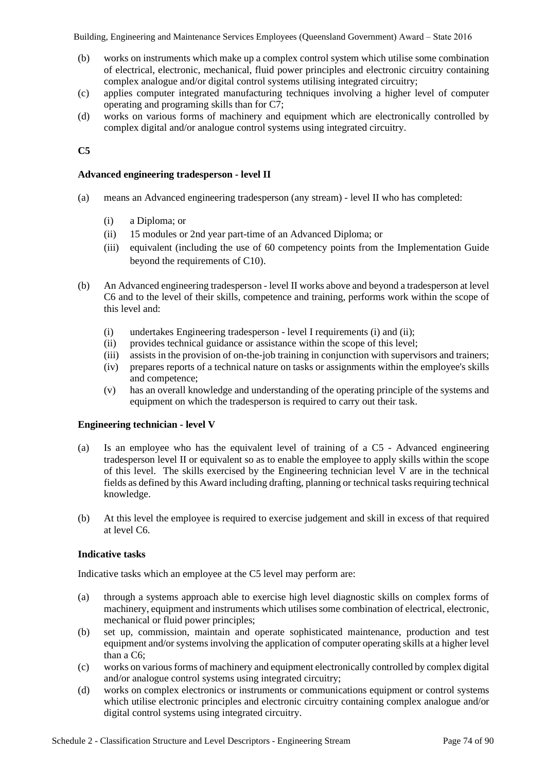(b) works on instruments which make up a complex control system which utilise some combination of electrical, electronic, mechanical, fluid power principles and electronic circuitry containing complex analogue and/or digital control systems utilising integrated circuitry;

(c) applies computer integrated manufacturing techniques involving a higher level of computer operating and programing skills than for C7;

(d) works on various forms of machinery and equipment which are electronically controlled by complex digital and/or analogue control systems using integrated circuitry.

**C5**

**Advanced engineering tradesperson - level II**

(a) means an Advanced engineering tradesperson (any stream) - level II who has completed:

  (i) a Diploma; or
  (ii) 15 modules or 2nd year part-time of an Advanced Diploma; or
  (iii) equivalent (including the use of 60 competency points from the Implementation Guide beyond the requirements of C10).

(b) An Advanced engineering tradesperson - level II works above and beyond a tradesperson at level C6 and to the level of their skills, competence and training, performs work within the scope of this level and:

  (i) undertakes Engineering tradesperson - level I requirements (i) and (ii);
  (ii) provides technical guidance or assistance within the scope of this level;
  (iii) assists in the provision of on-the-job training in conjunction with supervisors and trainers;
  (iv) prepares reports of a technical nature on tasks or assignments within the employee's skills and competence;
  (v) has an overall knowledge and understanding of the operating principle of the systems and equipment on which the tradesperson is required to carry out their task.

**Engineering technician - level V**

(a) Is an employee who has the equivalent level of training of a C5 - Advanced engineering tradesperson level II or equivalent so as to enable the employee to apply skills within the scope of this level. The skills exercised by the Engineering technician level V are in the technical fields as defined by this Award including drafting, planning or technical tasks requiring technical knowledge.

(b) At this level the employee is required to exercise judgement and skill in excess of that required at level C6.

**Indicative tasks**

Indicative tasks which an employee at the C5 level may perform are:

(a) through a systems approach able to exercise high level diagnostic skills on complex forms of machinery, equipment and instruments which utilises some combination of electrical, electronic, mechanical or fluid power principles;

(b) set up, commission, maintain and operate sophisticated maintenance, production and test equipment and/or systems involving the application of computer operating skills at a higher level than a C6;

(c) works on various forms of machinery and equipment electronically controlled by complex digital and/or analogue control systems using integrated circuitry;

(d) works on complex electronics or instruments or communications equipment or control systems which utilise electronic principles and electronic circuitry containing complex analogue and/or digital control systems using integrated circuitry.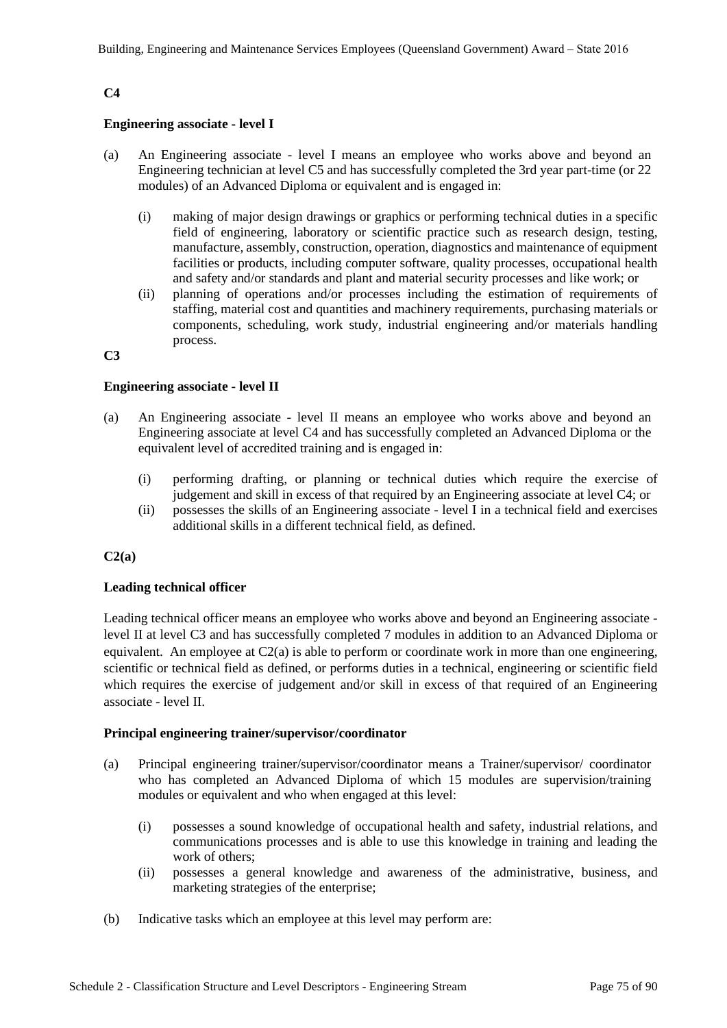**C4**

**Engineering associate - level I**

(a) An Engineering associate - level I means an employee who works above and beyond an Engineering technician at level C5 and has successfully completed the 3rd year part-time (or 22 modules) of an Advanced Diploma or equivalent and is engaged in:

   (i) making of major design drawings or graphics or performing technical duties in a specific field of engineering, laboratory or scientific practice such as research design, testing, manufacture, assembly, construction, operation, diagnostics and maintenance of equipment facilities or products, including computer software, quality processes, occupational health and safety and/or standards and plant and material security processes and like work; or
   
   (ii) planning of operations and/or processes including the estimation of requirements of staffing, material cost and quantities and machinery requirements, purchasing materials or components, scheduling, work study, industrial engineering and/or materials handling process.

**C3**

**Engineering associate - level II**

(a) An Engineering associate - level II means an employee who works above and beyond an Engineering associate at level C4 and has successfully completed an Advanced Diploma or the equivalent level of accredited training and is engaged in:

   (i) performing drafting, or planning or technical duties which require the exercise of judgement and skill in excess of that required by an Engineering associate at level C4; or
   
   (ii) possesses the skills of an Engineering associate - level I in a technical field and exercises additional skills in a different technical field, as defined.

**C2(a)**

**Leading technical officer**

Leading technical officer means an employee who works above and beyond an Engineering associate - level II at level C3 and has successfully completed 7 modules in addition to an Advanced Diploma or equivalent. An employee at C2(a) is able to perform or coordinate work in more than one engineering, scientific or technical field as defined, or performs duties in a technical, engineering or scientific field which requires the exercise of judgement and/or skill in excess of that required of an Engineering associate - level II.

**Principal engineering trainer/supervisor/coordinator**

(a) Principal engineering trainer/supervisor/coordinator means a Trainer/supervisor/ coordinator who has completed an Advanced Diploma of which 15 modules are supervision/training modules or equivalent and who when engaged at this level:

   (i) possesses a sound knowledge of occupational health and safety, industrial relations, and communications processes and is able to use this knowledge in training and leading the work of others;
   
   (ii) possesses a general knowledge and awareness of the administrative, business, and marketing strategies of the enterprise;

(b) Indicative tasks which an employee at this level may perform are: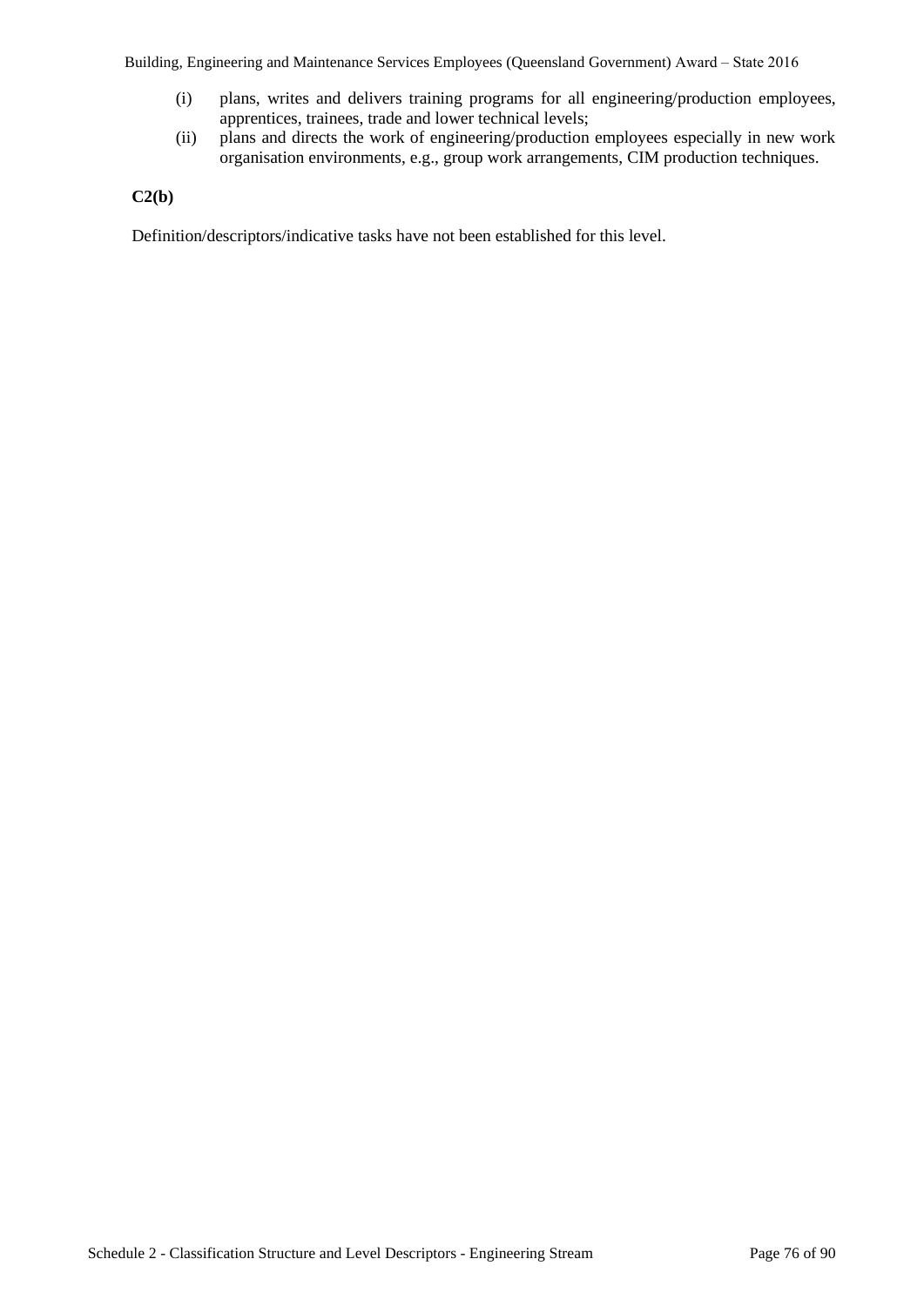(i) plans, writes and delivers training programs for all engineering/production employees, apprentices, trainees, trade and lower technical levels;

(ii) plans and directs the work of engineering/production employees especially in new work organisation environments, e.g., group work arrangements, CIM production techniques.

**C2(b)**

Definition/descriptors/indicative tasks have not been established for this level.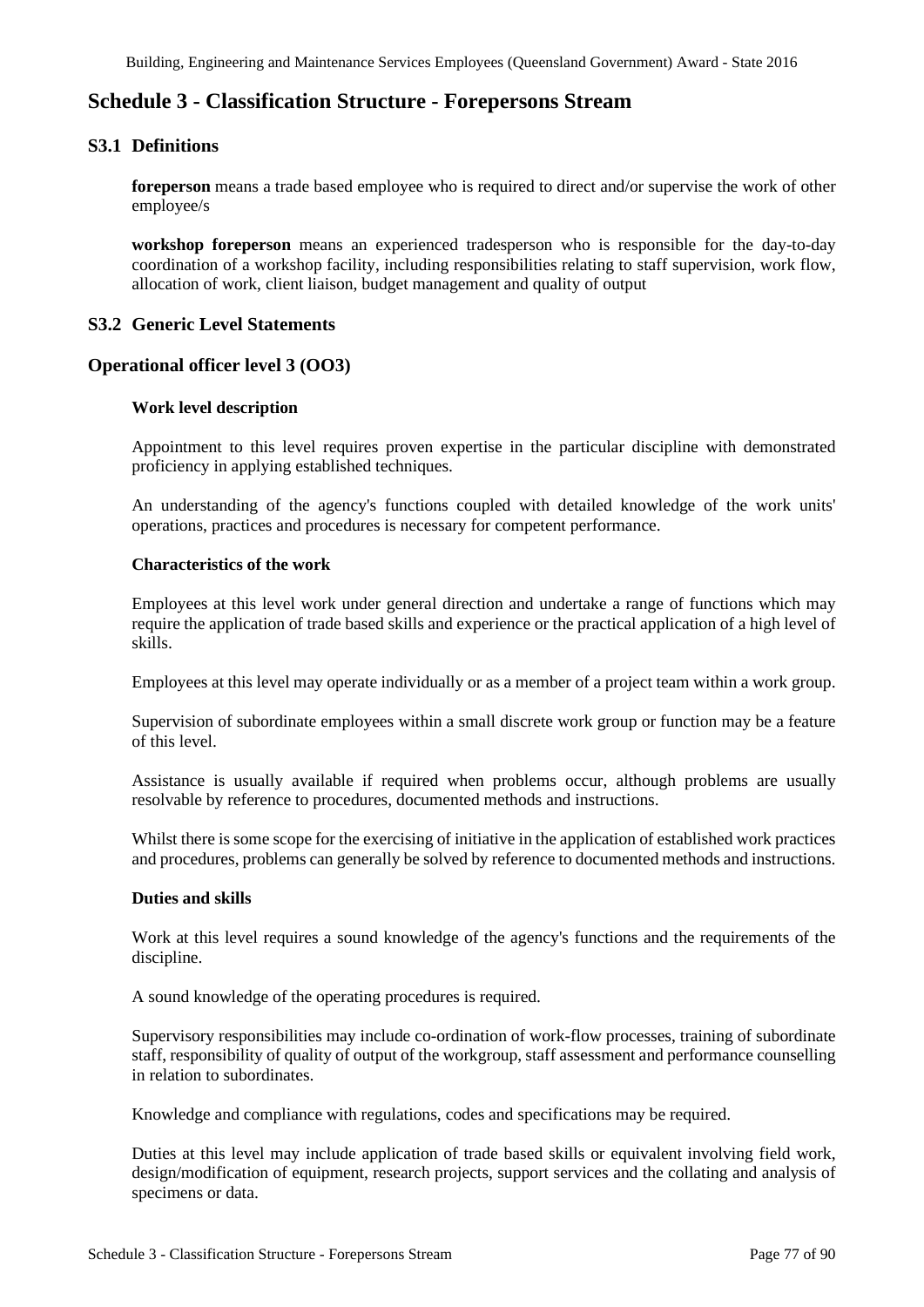# Schedule 3 - Classification Structure - Forepersons Stream

## S3.1 Definitions

**foreperson** means a trade based employee who is required to direct and/or supervise the work of other employee/s

**workshop foreperson** means an experienced tradesperson who is responsible for the day-to-day coordination of a workshop facility, including responsibilities relating to staff supervision, work flow, allocation of work, client liaison, budget management and quality of output

## S3.2 Generic Level Statements

### Operational officer level 3 (OO3)

#### Work level description

Appointment to this level requires proven expertise in the particular discipline with demonstrated proficiency in applying established techniques.

An understanding of the agency's functions coupled with detailed knowledge of the work units' operations, practices and procedures is necessary for competent performance.

#### Characteristics of the work

Employees at this level work under general direction and undertake a range of functions which may require the application of trade based skills and experience or the practical application of a high level of skills.

Employees at this level may operate individually or as a member of a project team within a work group.

Supervision of subordinate employees within a small discrete work group or function may be a feature of this level.

Assistance is usually available if required when problems occur, although problems are usually resolvable by reference to procedures, documented methods and instructions.

Whilst there is some scope for the exercising of initiative in the application of established work practices and procedures, problems can generally be solved by reference to documented methods and instructions.

#### Duties and skills

Work at this level requires a sound knowledge of the agency's functions and the requirements of the discipline.

A sound knowledge of the operating procedures is required.

Supervisory responsibilities may include co-ordination of work-flow processes, training of subordinate staff, responsibility of quality of output of the workgroup, staff assessment and performance counselling in relation to subordinates.

Knowledge and compliance with regulations, codes and specifications may be required.

Duties at this level may include application of trade based skills or equivalent involving field work, design/modification of equipment, research projects, support services and the collating and analysis of specimens or data.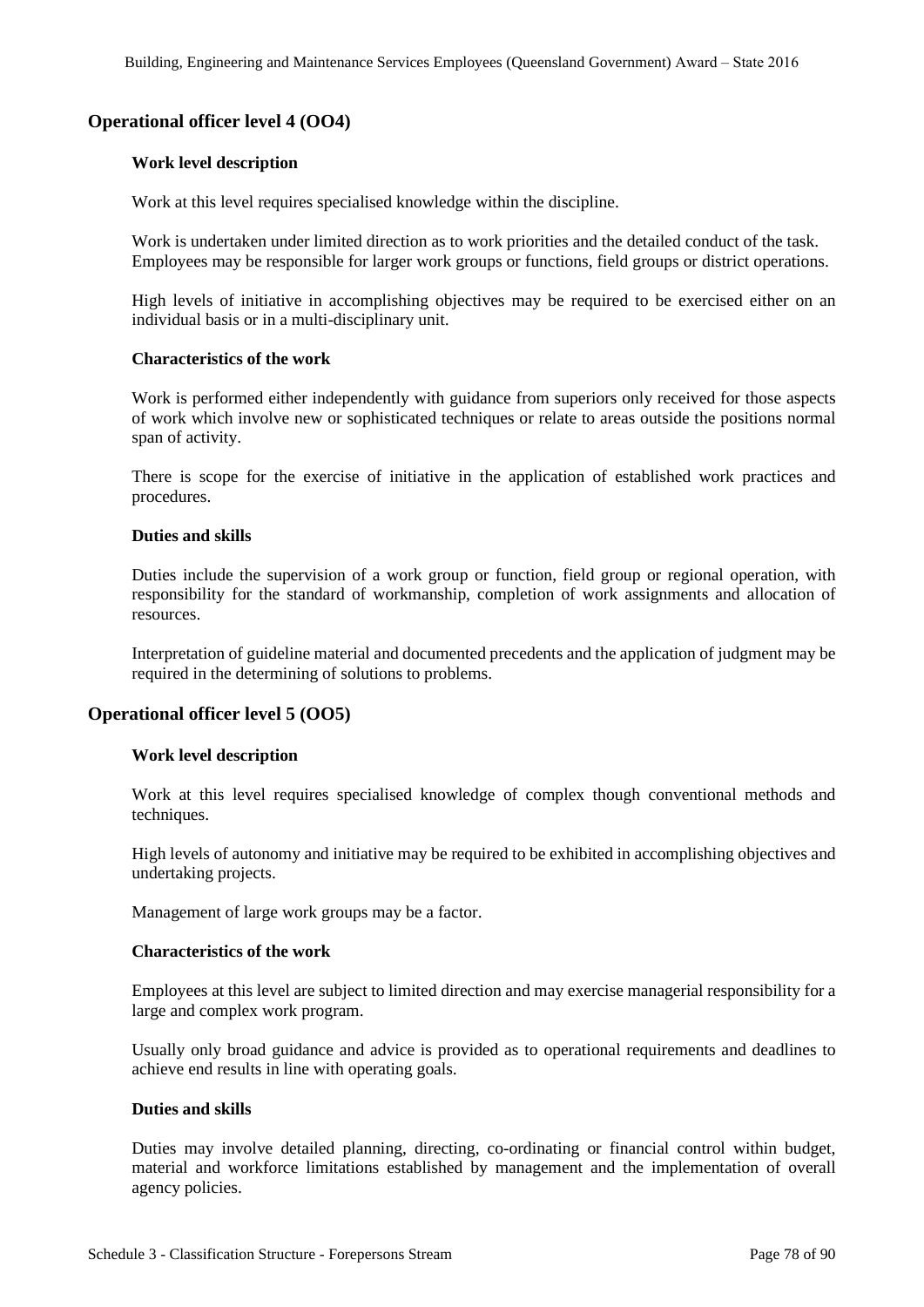## Operational officer level 4 (OO4)

### Work level description

Work at this level requires specialised knowledge within the discipline.

Work is undertaken under limited direction as to work priorities and the detailed conduct of the task. Employees may be responsible for larger work groups or functions, field groups or district operations.

High levels of initiative in accomplishing objectives may be required to be exercised either on an individual basis or in a multi-disciplinary unit.

### Characteristics of the work

Work is performed either independently with guidance from superiors only received for those aspects of work which involve new or sophisticated techniques or relate to areas outside the positions normal span of activity.

There is scope for the exercise of initiative in the application of established work practices and procedures.

### Duties and skills

Duties include the supervision of a work group or function, field group or regional operation, with responsibility for the standard of workmanship, completion of work assignments and allocation of resources.

Interpretation of guideline material and documented precedents and the application of judgment may be required in the determining of solutions to problems.

## Operational officer level 5 (OO5)

### Work level description

Work at this level requires specialised knowledge of complex though conventional methods and techniques.

High levels of autonomy and initiative may be required to be exhibited in accomplishing objectives and undertaking projects.

Management of large work groups may be a factor.

### Characteristics of the work

Employees at this level are subject to limited direction and may exercise managerial responsibility for a large and complex work program.

Usually only broad guidance and advice is provided as to operational requirements and deadlines to achieve end results in line with operating goals.

### Duties and skills

Duties may involve detailed planning, directing, co-ordinating or financial control within budget, material and workforce limitations established by management and the implementation of overall agency policies.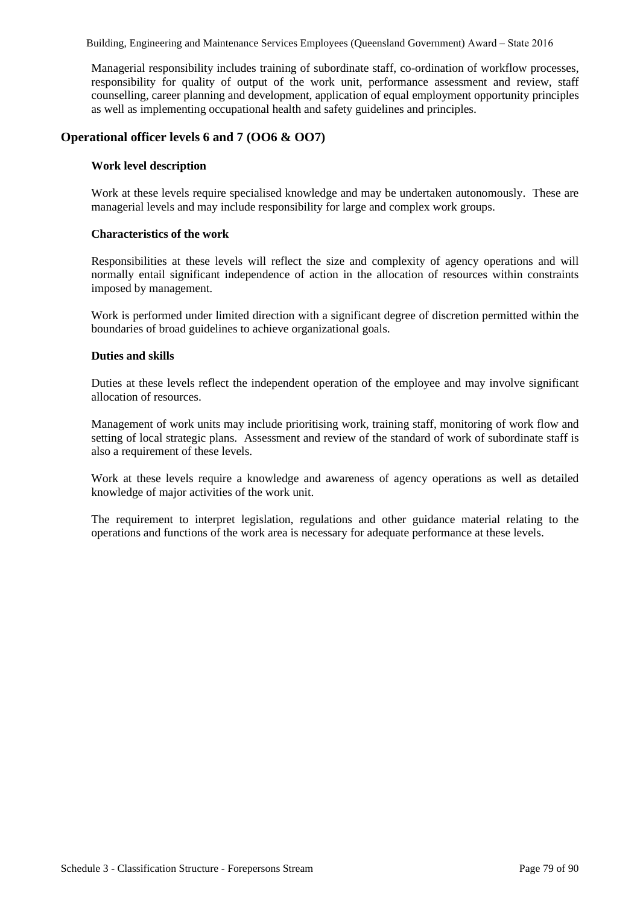Managerial responsibility includes training of subordinate staff, co-ordination of workflow processes, responsibility for quality of output of the work unit, performance assessment and review, staff counselling, career planning and development, application of equal employment opportunity principles as well as implementing occupational health and safety guidelines and principles.

## Operational officer levels 6 and 7 (OO6 & OO7)

### Work level description

Work at these levels require specialised knowledge and may be undertaken autonomously. These are managerial levels and may include responsibility for large and complex work groups.

### Characteristics of the work

Responsibilities at these levels will reflect the size and complexity of agency operations and will normally entail significant independence of action in the allocation of resources within constraints imposed by management.

Work is performed under limited direction with a significant degree of discretion permitted within the boundaries of broad guidelines to achieve organizational goals.

### Duties and skills

Duties at these levels reflect the independent operation of the employee and may involve significant allocation of resources.

Management of work units may include prioritising work, training staff, monitoring of work flow and setting of local strategic plans. Assessment and review of the standard of work of subordinate staff is also a requirement of these levels.

Work at these levels require a knowledge and awareness of agency operations as well as detailed knowledge of major activities of the work unit.

The requirement to interpret legislation, regulations and other guidance material relating to the operations and functions of the work area is necessary for adequate performance at these levels.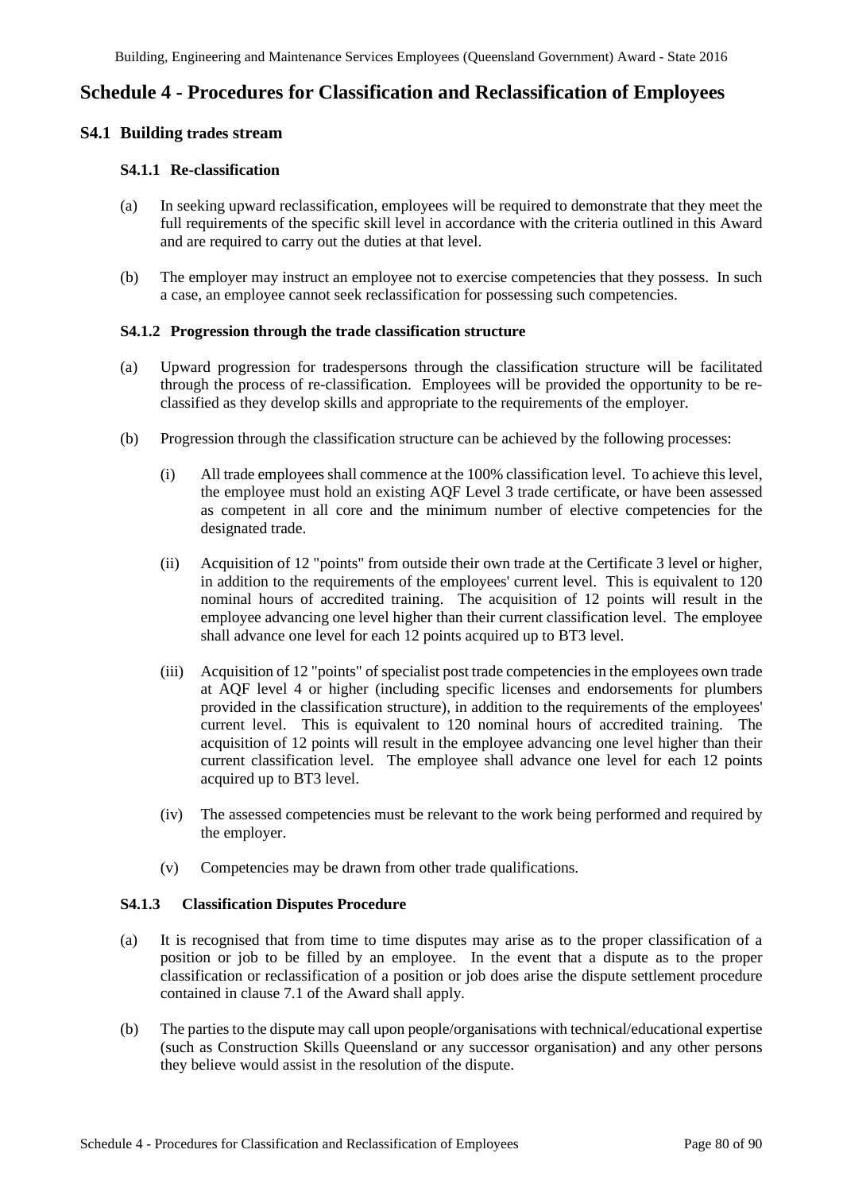# Schedule 4 - Procedures for Classification and Reclassification of Employees

## S4.1 Building trades stream

### S4.1.1 Re-classification

(a) In seeking upward reclassification, employees will be required to demonstrate that they meet the full requirements of the specific skill level in accordance with the criteria outlined in this Award and are required to carry out the duties at that level.

(b) The employer may instruct an employee not to exercise competencies that they possess. In such a case, an employee cannot seek reclassification for possessing such competencies.

### S4.1.2 Progression through the trade classification structure

(a) Upward progression for tradespersons through the classification structure will be facilitated through the process of re-classification. Employees will be provided the opportunity to be re-classified as they develop skills and appropriate to the requirements of the employer.

(b) Progression through the classification structure can be achieved by the following processes:

(i) All trade employees shall commence at the 100% classification level. To achieve this level, the employee must hold an existing AQF Level 3 trade certificate, or have been assessed as competent in all core and the minimum number of elective competencies for the designated trade.

(ii) Acquisition of 12 "points" from outside their own trade at the Certificate 3 level or higher, in addition to the requirements of the employees' current level. This is equivalent to 120 nominal hours of accredited training. The acquisition of 12 points will result in the employee advancing one level higher than their current classification level. The employee shall advance one level for each 12 points acquired up to BT3 level.

(iii) Acquisition of 12 "points" of specialist post trade competencies in the employees own trade at AQF level 4 or higher (including specific licenses and endorsements for plumbers provided in the classification structure), in addition to the requirements of the employees' current level. This is equivalent to 120 nominal hours of accredited training. The acquisition of 12 points will result in the employee advancing one level higher than their current classification level. The employee shall advance one level for each 12 points acquired up to BT3 level.

(iv) The assessed competencies must be relevant to the work being performed and required by the employer.

(v) Competencies may be drawn from other trade qualifications.

### S4.1.3 Classification Disputes Procedure

(a) It is recognised that from time to time disputes may arise as to the proper classification of a position or job to be filled by an employee. In the event that a dispute as to the proper classification or reclassification of a position or job does arise the dispute settlement procedure contained in clause 7.1 of the Award shall apply.

(b) The parties to the dispute may call upon people/organisations with technical/educational expertise (such as Construction Skills Queensland or any successor organisation) and any other persons they believe would assist in the resolution of the dispute.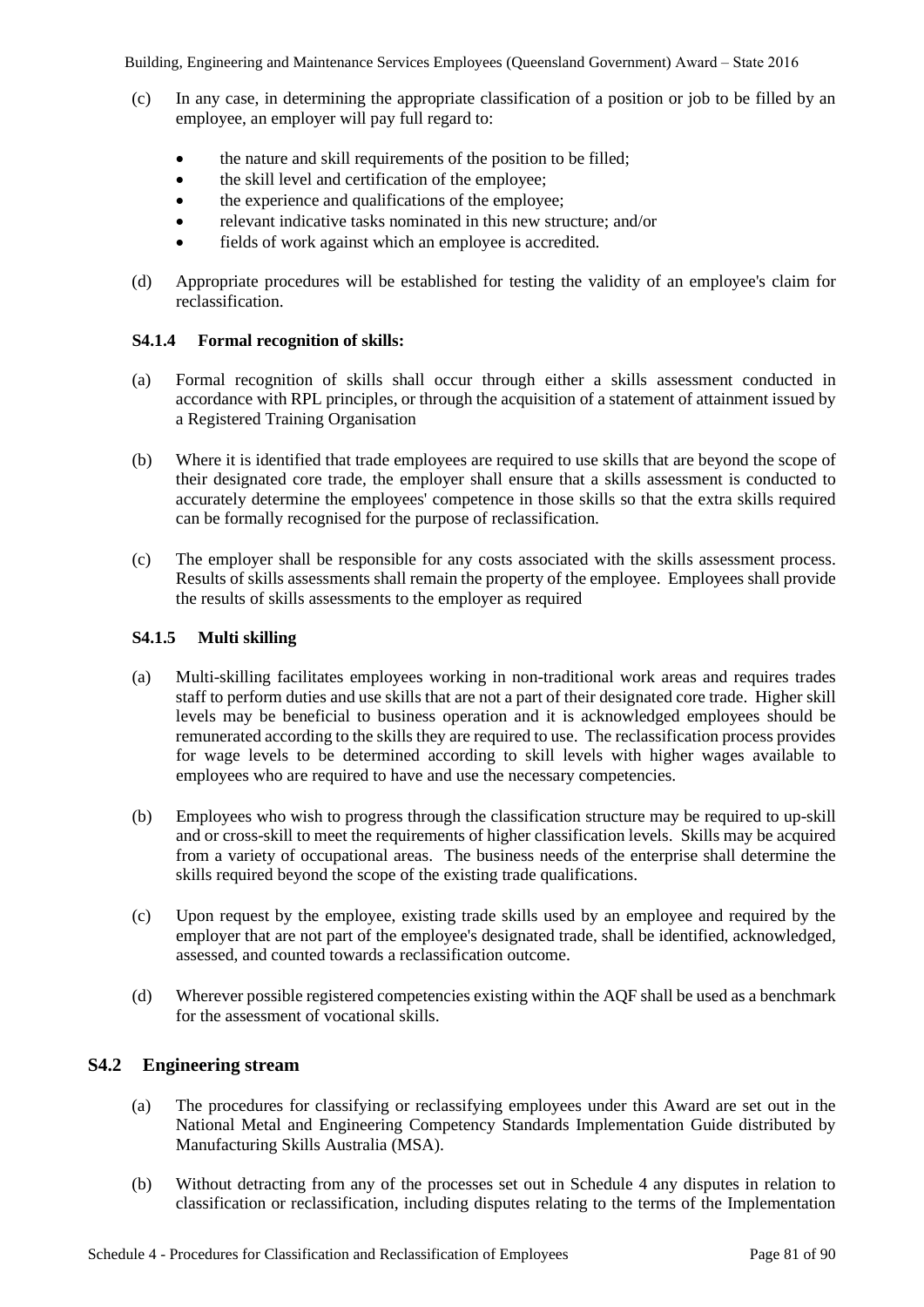(c) In any case, in determining the appropriate classification of a position or job to be filled by an employee, an employer will pay full regard to:

- the nature and skill requirements of the position to be filled;
- the skill level and certification of the employee;
- the experience and qualifications of the employee;
- relevant indicative tasks nominated in this new structure; and/or
- fields of work against which an employee is accredited.

(d) Appropriate procedures will be established for testing the validity of an employee's claim for reclassification.

#### S4.1.4 Formal recognition of skills:

(a) Formal recognition of skills shall occur through either a skills assessment conducted in accordance with RPL principles, or through the acquisition of a statement of attainment issued by a Registered Training Organisation

(b) Where it is identified that trade employees are required to use skills that are beyond the scope of their designated core trade, the employer shall ensure that a skills assessment is conducted to accurately determine the employees' competence in those skills so that the extra skills required can be formally recognised for the purpose of reclassification.

(c) The employer shall be responsible for any costs associated with the skills assessment process. Results of skills assessments shall remain the property of the employee. Employees shall provide the results of skills assessments to the employer as required

#### S4.1.5 Multi skilling

(a) Multi-skilling facilitates employees working in non-traditional work areas and requires trades staff to perform duties and use skills that are not a part of their designated core trade. Higher skill levels may be beneficial to business operation and it is acknowledged employees should be remunerated according to the skills they are required to use. The reclassification process provides for wage levels to be determined according to skill levels with higher wages available to employees who are required to have and use the necessary competencies.

(b) Employees who wish to progress through the classification structure may be required to up-skill and or cross-skill to meet the requirements of higher classification levels. Skills may be acquired from a variety of occupational areas. The business needs of the enterprise shall determine the skills required beyond the scope of the existing trade qualifications.

(c) Upon request by the employee, existing trade skills used by an employee and required by the employer that are not part of the employee's designated trade, shall be identified, acknowledged, assessed, and counted towards a reclassification outcome.

(d) Wherever possible registered competencies existing within the AQF shall be used as a benchmark for the assessment of vocational skills.

### S4.2 Engineering stream

(a) The procedures for classifying or reclassifying employees under this Award are set out in the National Metal and Engineering Competency Standards Implementation Guide distributed by Manufacturing Skills Australia (MSA).

(b) Without detracting from any of the processes set out in Schedule 4 any disputes in relation to classification or reclassification, including disputes relating to the terms of the Implementation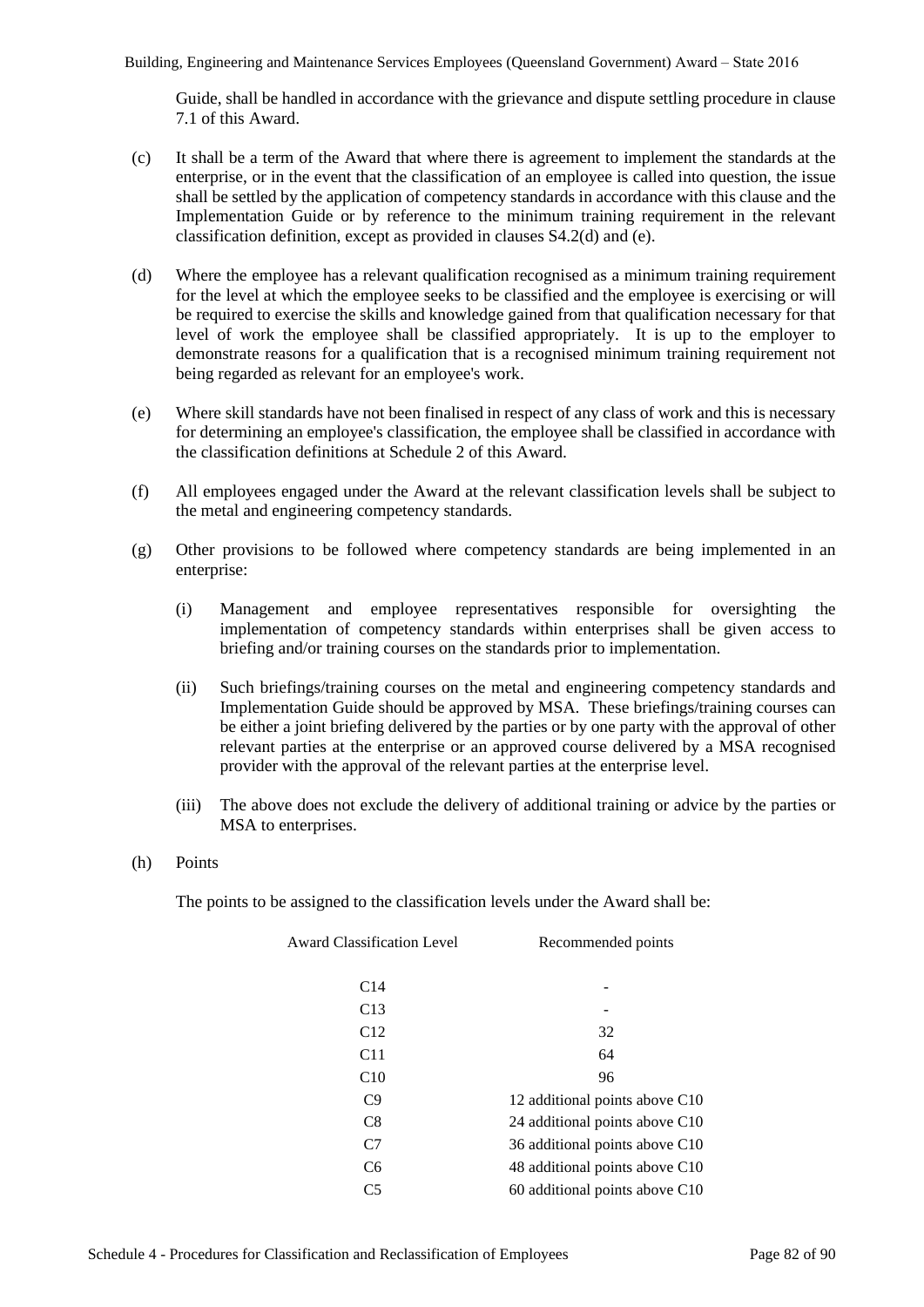Guide, shall be handled in accordance with the grievance and dispute settling procedure in clause 7.1 of this Award.

(c) It shall be a term of the Award that where there is agreement to implement the standards at the enterprise, or in the event that the classification of an employee is called into question, the issue shall be settled by the application of competency standards in accordance with this clause and the Implementation Guide or by reference to the minimum training requirement in the relevant classification definition, except as provided in clauses S4.2(d) and (e).

(d) Where the employee has a relevant qualification recognised as a minimum training requirement for the level at which the employee seeks to be classified and the employee is exercising or will be required to exercise the skills and knowledge gained from that qualification necessary for that level of work the employee shall be classified appropriately. It is up to the employer to demonstrate reasons for a qualification that is a recognised minimum training requirement not being regarded as relevant for an employee's work.

(e) Where skill standards have not been finalised in respect of any class of work and this is necessary for determining an employee's classification, the employee shall be classified in accordance with the classification definitions at Schedule 2 of this Award.

(f) All employees engaged under the Award at the relevant classification levels shall be subject to the metal and engineering competency standards.

(g) Other provisions to be followed where competency standards are being implemented in an enterprise:

(i) Management and employee representatives responsible for oversighting the implementation of competency standards within enterprises shall be given access to briefing and/or training courses on the standards prior to implementation.

(ii) Such briefings/training courses on the metal and engineering competency standards and Implementation Guide should be approved by MSA. These briefings/training courses can be either a joint briefing delivered by the parties or by one party with the approval of other relevant parties at the enterprise or an approved course delivered by a MSA recognised provider with the approval of the relevant parties at the enterprise level.

(iii) The above does not exclude the delivery of additional training or advice by the parties or MSA to enterprises.

(h) Points

The points to be assigned to the classification levels under the Award shall be:

| Award Classification Level | Recommended points |
|---|---|
| C14 | - |
| C13 | - |
| C12 | 32 |
| C11 | 64 |
| C10 | 96 |
| C9 | 12 additional points above C10 |
| C8 | 24 additional points above C10 |
| C7 | 36 additional points above C10 |
| C6 | 48 additional points above C10 |
| C5 | 60 additional points above C10 |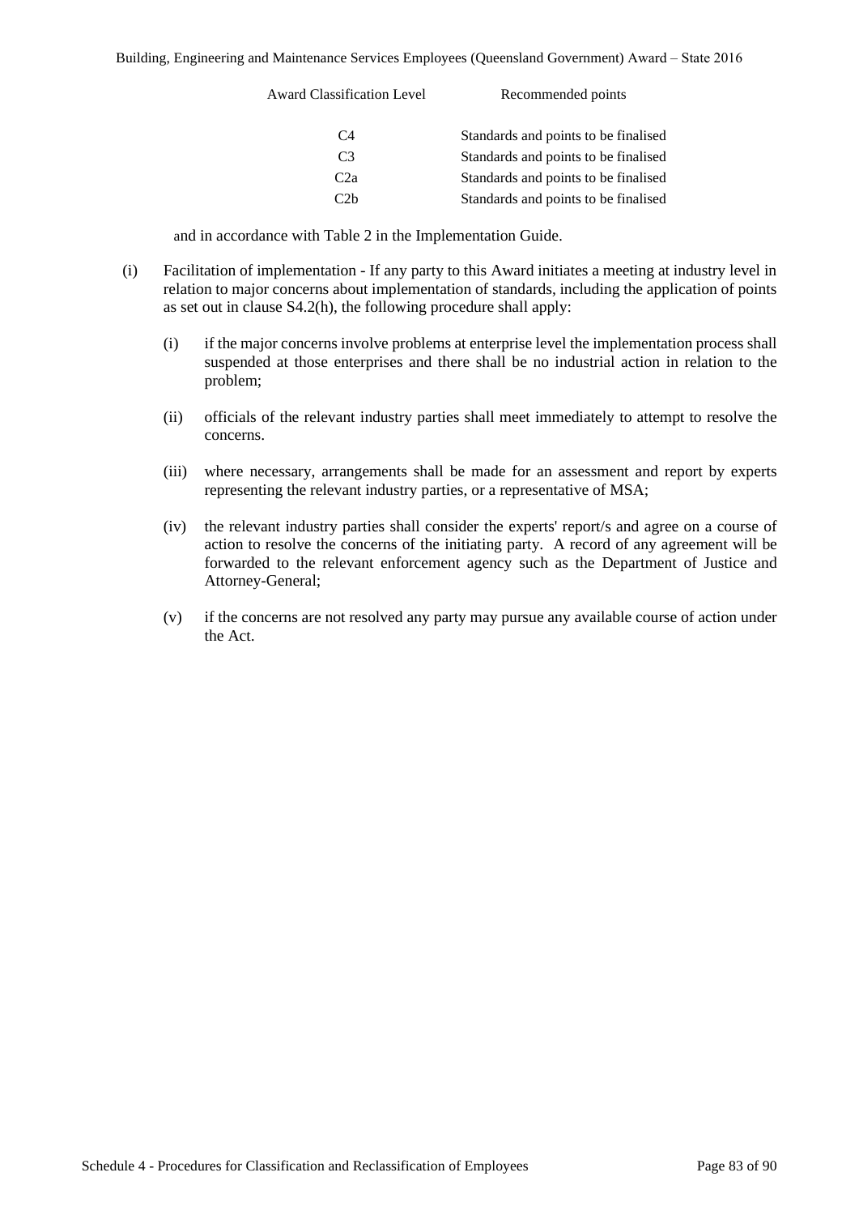| Award Classification Level | Recommended points |
|---|---|
| C4 | Standards and points to be finalised |
| C3 | Standards and points to be finalised |
| C2a | Standards and points to be finalised |
| C2b | Standards and points to be finalised |

and in accordance with Table 2 in the Implementation Guide.

(i) Facilitation of implementation - If any party to this Award initiates a meeting at industry level in relation to major concerns about implementation of standards, including the application of points as set out in clause S4.2(h), the following procedure shall apply:

   (i) if the major concerns involve problems at enterprise level the implementation process shall suspended at those enterprises and there shall be no industrial action in relation to the problem;

   (ii) officials of the relevant industry parties shall meet immediately to attempt to resolve the concerns.

   (iii) where necessary, arrangements shall be made for an assessment and report by experts representing the relevant industry parties, or a representative of MSA;

   (iv) the relevant industry parties shall consider the experts' report/s and agree on a course of action to resolve the concerns of the initiating party. A record of any agreement will be forwarded to the relevant enforcement agency such as the Department of Justice and Attorney-General;

   (v) if the concerns are not resolved any party may pursue any available course of action under the Act.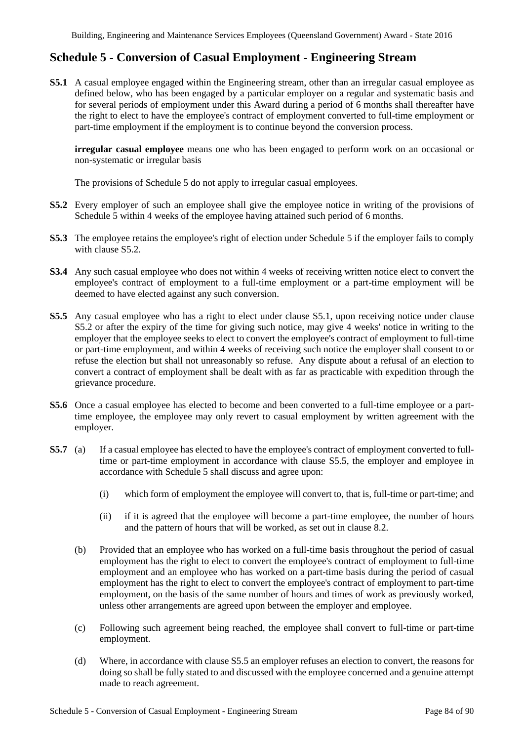## Schedule 5 - Conversion of Casual Employment - Engineering Stream

**S5.1** A casual employee engaged within the Engineering stream, other than an irregular casual employee as defined below, who has been engaged by a particular employer on a regular and systematic basis and for several periods of employment under this Award during a period of 6 months shall thereafter have the right to elect to have the employee's contract of employment converted to full-time employment or part-time employment if the employment is to continue beyond the conversion process.

**irregular casual employee** means one who has been engaged to perform work on an occasional or non-systematic or irregular basis

The provisions of Schedule 5 do not apply to irregular casual employees.

**S5.2** Every employer of such an employee shall give the employee notice in writing of the provisions of Schedule 5 within 4 weeks of the employee having attained such period of 6 months.

**S5.3** The employee retains the employee's right of election under Schedule 5 if the employer fails to comply with clause S5.2.

**S3.4** Any such casual employee who does not within 4 weeks of receiving written notice elect to convert the employee's contract of employment to a full-time employment or a part-time employment will be deemed to have elected against any such conversion.

**S5.5** Any casual employee who has a right to elect under clause S5.1, upon receiving notice under clause S5.2 or after the expiry of the time for giving such notice, may give 4 weeks' notice in writing to the employer that the employee seeks to elect to convert the employee's contract of employment to full-time or part-time employment, and within 4 weeks of receiving such notice the employer shall consent to or refuse the election but shall not unreasonably so refuse. Any dispute about a refusal of an election to convert a contract of employment shall be dealt with as far as practicable with expedition through the grievance procedure.

**S5.6** Once a casual employee has elected to become and been converted to a full-time employee or a part-time employee, the employee may only revert to casual employment by written agreement with the employer.

**S5.7** (a) If a casual employee has elected to have the employee's contract of employment converted to full-time or part-time employment in accordance with clause S5.5, the employer and employee in accordance with Schedule 5 shall discuss and agree upon:

(i) which form of employment the employee will convert to, that is, full-time or part-time; and

(ii) if it is agreed that the employee will become a part-time employee, the number of hours and the pattern of hours that will be worked, as set out in clause 8.2.

(b) Provided that an employee who has worked on a full-time basis throughout the period of casual employment has the right to elect to convert the employee's contract of employment to full-time employment and an employee who has worked on a part-time basis during the period of casual employment has the right to elect to convert the employee's contract of employment to part-time employment, on the basis of the same number of hours and times of work as previously worked, unless other arrangements are agreed upon between the employer and employee.

(c) Following such agreement being reached, the employee shall convert to full-time or part-time employment.

(d) Where, in accordance with clause S5.5 an employer refuses an election to convert, the reasons for doing so shall be fully stated to and discussed with the employee concerned and a genuine attempt made to reach agreement.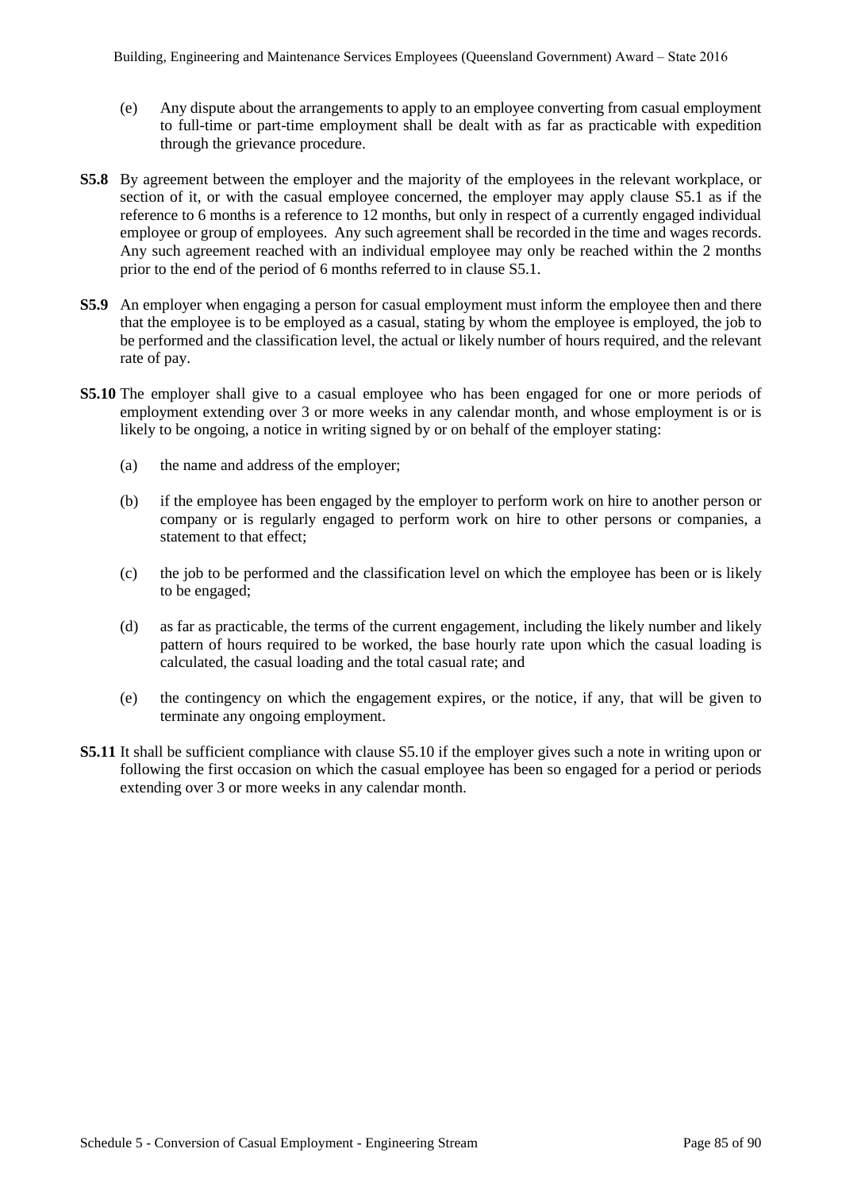(e) Any dispute about the arrangements to apply to an employee converting from casual employment to full-time or part-time employment shall be dealt with as far as practicable with expedition through the grievance procedure.

**S5.8** By agreement between the employer and the majority of the employees in the relevant workplace, or section of it, or with the casual employee concerned, the employer may apply clause S5.1 as if the reference to 6 months is a reference to 12 months, but only in respect of a currently engaged individual employee or group of employees. Any such agreement shall be recorded in the time and wages records. Any such agreement reached with an individual employee may only be reached within the 2 months prior to the end of the period of 6 months referred to in clause S5.1.

**S5.9** An employer when engaging a person for casual employment must inform the employee then and there that the employee is to be employed as a casual, stating by whom the employee is employed, the job to be performed and the classification level, the actual or likely number of hours required, and the relevant rate of pay.

**S5.10** The employer shall give to a casual employee who has been engaged for one or more periods of employment extending over 3 or more weeks in any calendar month, and whose employment is or is likely to be ongoing, a notice in writing signed by or on behalf of the employer stating:

(a) the name and address of the employer;

(b) if the employee has been engaged by the employer to perform work on hire to another person or company or is regularly engaged to perform work on hire to other persons or companies, a statement to that effect;

(c) the job to be performed and the classification level on which the employee has been or is likely to be engaged;

(d) as far as practicable, the terms of the current engagement, including the likely number and likely pattern of hours required to be worked, the base hourly rate upon which the casual loading is calculated, the casual loading and the total casual rate; and

(e) the contingency on which the engagement expires, or the notice, if any, that will be given to terminate any ongoing employment.

**S5.11** It shall be sufficient compliance with clause S5.10 if the employer gives such a note in writing upon or following the first occasion on which the casual employee has been so engaged for a period or periods extending over 3 or more weeks in any calendar month.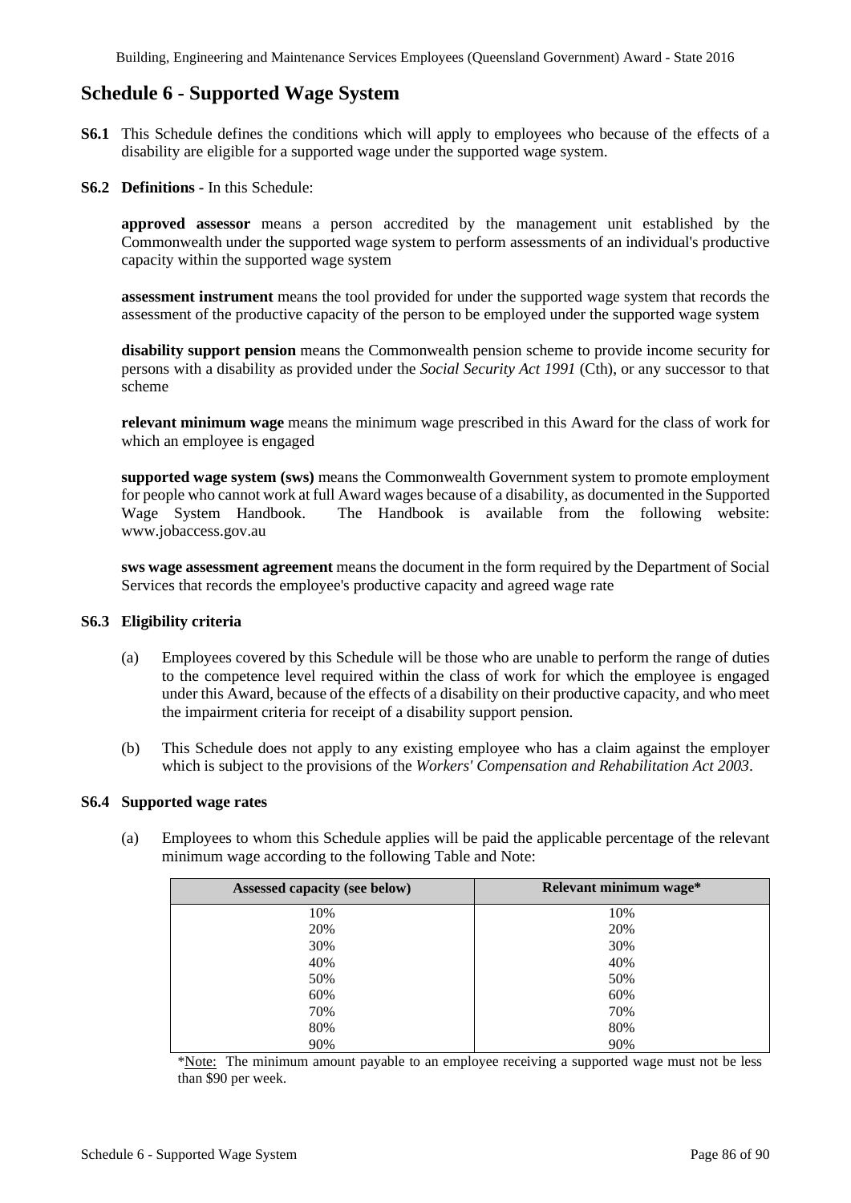# Schedule 6 - Supported Wage System

**S6.1** This Schedule defines the conditions which will apply to employees who because of the effects of a disability are eligible for a supported wage under the supported wage system.

**S6.2 Definitions** - In this Schedule:

**approved assessor** means a person accredited by the management unit established by the Commonwealth under the supported wage system to perform assessments of an individual's productive capacity within the supported wage system

**assessment instrument** means the tool provided for under the supported wage system that records the assessment of the productive capacity of the person to be employed under the supported wage system

**disability support pension** means the Commonwealth pension scheme to provide income security for persons with a disability as provided under the *Social Security Act 1991* (Cth), or any successor to that scheme

**relevant minimum wage** means the minimum wage prescribed in this Award for the class of work for which an employee is engaged

**supported wage system (sws)** means the Commonwealth Government system to promote employment for people who cannot work at full Award wages because of a disability, as documented in the Supported Wage System Handbook. The Handbook is available from the following website: www.jobaccess.gov.au

**sws wage assessment agreement** means the document in the form required by the Department of Social Services that records the employee's productive capacity and agreed wage rate

**S6.3 Eligibility criteria**

(a) Employees covered by this Schedule will be those who are unable to perform the range of duties to the competence level required within the class of work for which the employee is engaged under this Award, because of the effects of a disability on their productive capacity, and who meet the impairment criteria for receipt of a disability support pension.

(b) This Schedule does not apply to any existing employee who has a claim against the employer which is subject to the provisions of the *Workers' Compensation and Rehabilitation Act 2003*.

**S6.4 Supported wage rates**

(a) Employees to whom this Schedule applies will be paid the applicable percentage of the relevant minimum wage according to the following Table and Note:

| Assessed capacity (see below) | Relevant minimum wage* |
|---|---|
| 10% | 10% |
| 20% | 20% |
| 30% | 30% |
| 40% | 40% |
| 50% | 50% |
| 60% | 60% |
| 70% | 70% |
| 80% | 80% |
| 90% | 90% |

*Note: The minimum amount payable to an employee receiving a supported wage must not be less than $90 per week.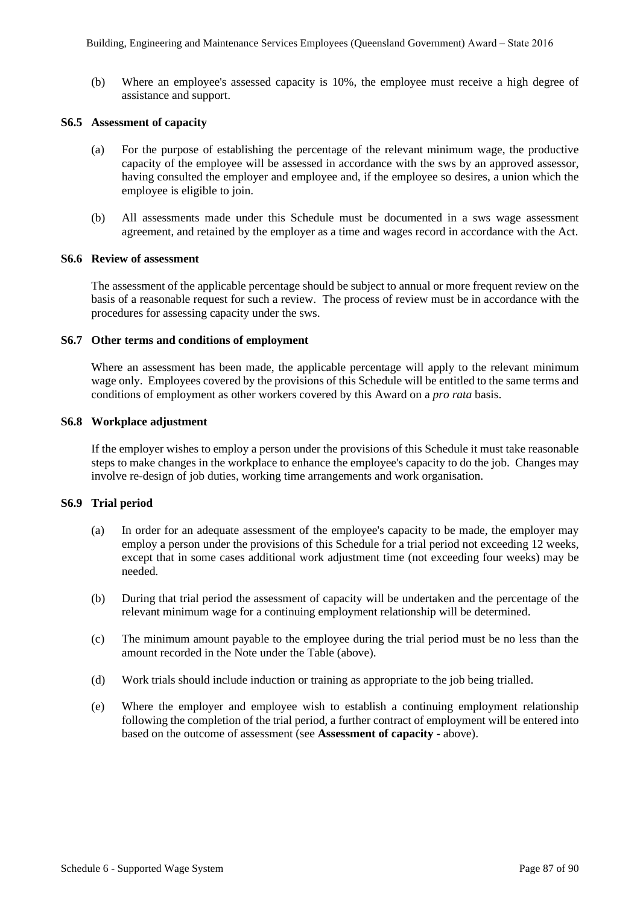(b) Where an employee's assessed capacity is 10%, the employee must receive a high degree of assistance and support.

### S6.5 Assessment of capacity

(a) For the purpose of establishing the percentage of the relevant minimum wage, the productive capacity of the employee will be assessed in accordance with the sws by an approved assessor, having consulted the employer and employee and, if the employee so desires, a union which the employee is eligible to join.

(b) All assessments made under this Schedule must be documented in a sws wage assessment agreement, and retained by the employer as a time and wages record in accordance with the Act.

### S6.6 Review of assessment

The assessment of the applicable percentage should be subject to annual or more frequent review on the basis of a reasonable request for such a review. The process of review must be in accordance with the procedures for assessing capacity under the sws.

### S6.7 Other terms and conditions of employment

Where an assessment has been made, the applicable percentage will apply to the relevant minimum wage only. Employees covered by the provisions of this Schedule will be entitled to the same terms and conditions of employment as other workers covered by this Award on a *pro rata* basis.

### S6.8 Workplace adjustment

If the employer wishes to employ a person under the provisions of this Schedule it must take reasonable steps to make changes in the workplace to enhance the employee's capacity to do the job. Changes may involve re-design of job duties, working time arrangements and work organisation.

### S6.9 Trial period

(a) In order for an adequate assessment of the employee's capacity to be made, the employer may employ a person under the provisions of this Schedule for a trial period not exceeding 12 weeks, except that in some cases additional work adjustment time (not exceeding four weeks) may be needed.

(b) During that trial period the assessment of capacity will be undertaken and the percentage of the relevant minimum wage for a continuing employment relationship will be determined.

(c) The minimum amount payable to the employee during the trial period must be no less than the amount recorded in the Note under the Table (above).

(d) Work trials should include induction or training as appropriate to the job being trialled.

(e) Where the employer and employee wish to establish a continuing employment relationship following the completion of the trial period, a further contract of employment will be entered into based on the outcome of assessment (see **Assessment of capacity -** above).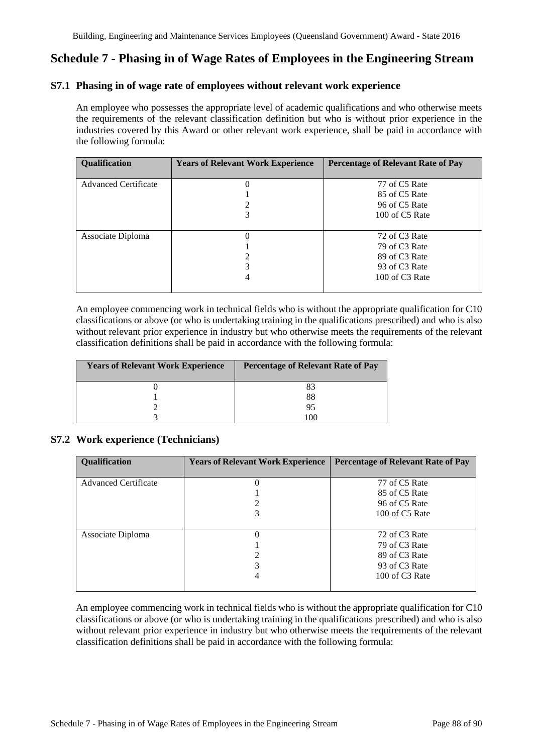## Schedule 7 - Phasing in of Wage Rates of Employees in the Engineering Stream

### S7.1 Phasing in of wage rate of employees without relevant work experience

An employee who possesses the appropriate level of academic qualifications and who otherwise meets the requirements of the relevant classification definition but who is without prior experience in the industries covered by this Award or other relevant work experience, shall be paid in accordance with the following formula:

| Qualification | Years of Relevant Work Experience | Percentage of Relevant Rate of Pay |
|---|---|---|
| Advanced Certificate | 0 | 77 of C5 Rate |
| | 1 | 85 of C5 Rate |
| | 2 | 96 of C5 Rate |
| | 3 | 100 of C5 Rate |
| Associate Diploma | 0 | 72 of C3 Rate |
| | 1 | 79 of C3 Rate |
| | 2 | 89 of C3 Rate |
| | 3 | 93 of C3 Rate |
| | 4 | 100 of C3 Rate |

An employee commencing work in technical fields who is without the appropriate qualification for C10 classifications or above (or who is undertaking training in the qualifications prescribed) and who is also without relevant prior experience in industry but who otherwise meets the requirements of the relevant classification definitions shall be paid in accordance with the following formula:

| Years of Relevant Work Experience | Percentage of Relevant Rate of Pay |
|---|---|
| 0 | 83 |
| 1 | 88 |
| 2 | 95 |
| 3 | 100 |

### S7.2 Work experience (Technicians)

| Qualification | Years of Relevant Work Experience | Percentage of Relevant Rate of Pay |
|---|---|---|
| Advanced Certificate | 0 | 77 of C5 Rate |
| | 1 | 85 of C5 Rate |
| | 2 | 96 of C5 Rate |
| | 3 | 100 of C5 Rate |
| Associate Diploma | 0 | 72 of C3 Rate |
| | 1 | 79 of C3 Rate |
| | 2 | 89 of C3 Rate |
| | 3 | 93 of C3 Rate |
| | 4 | 100 of C3 Rate |

An employee commencing work in technical fields who is without the appropriate qualification for C10 classifications or above (or who is undertaking training in the qualifications prescribed) and who is also without relevant prior experience in industry but who otherwise meets the requirements of the relevant classification definitions shall be paid in accordance with the following formula: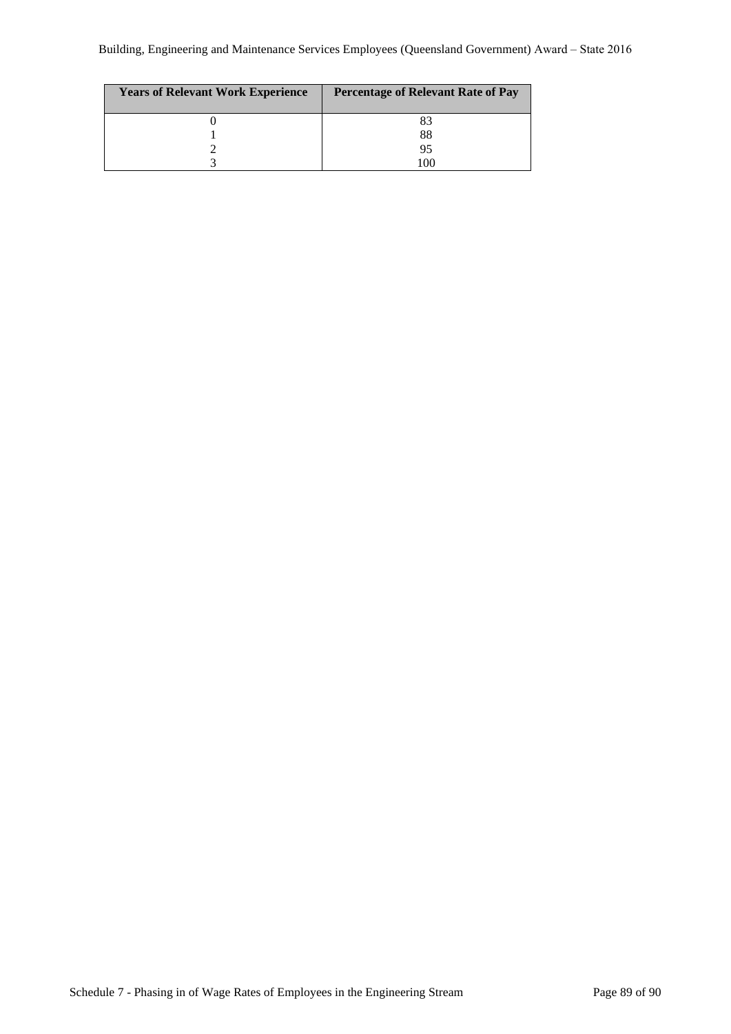| Years of Relevant Work Experience | Percentage of Relevant Rate of Pay |
|---|---|
| 0 | 83 |
| 1 | 88 |
| 2 | 95 |
| 3 | 100 |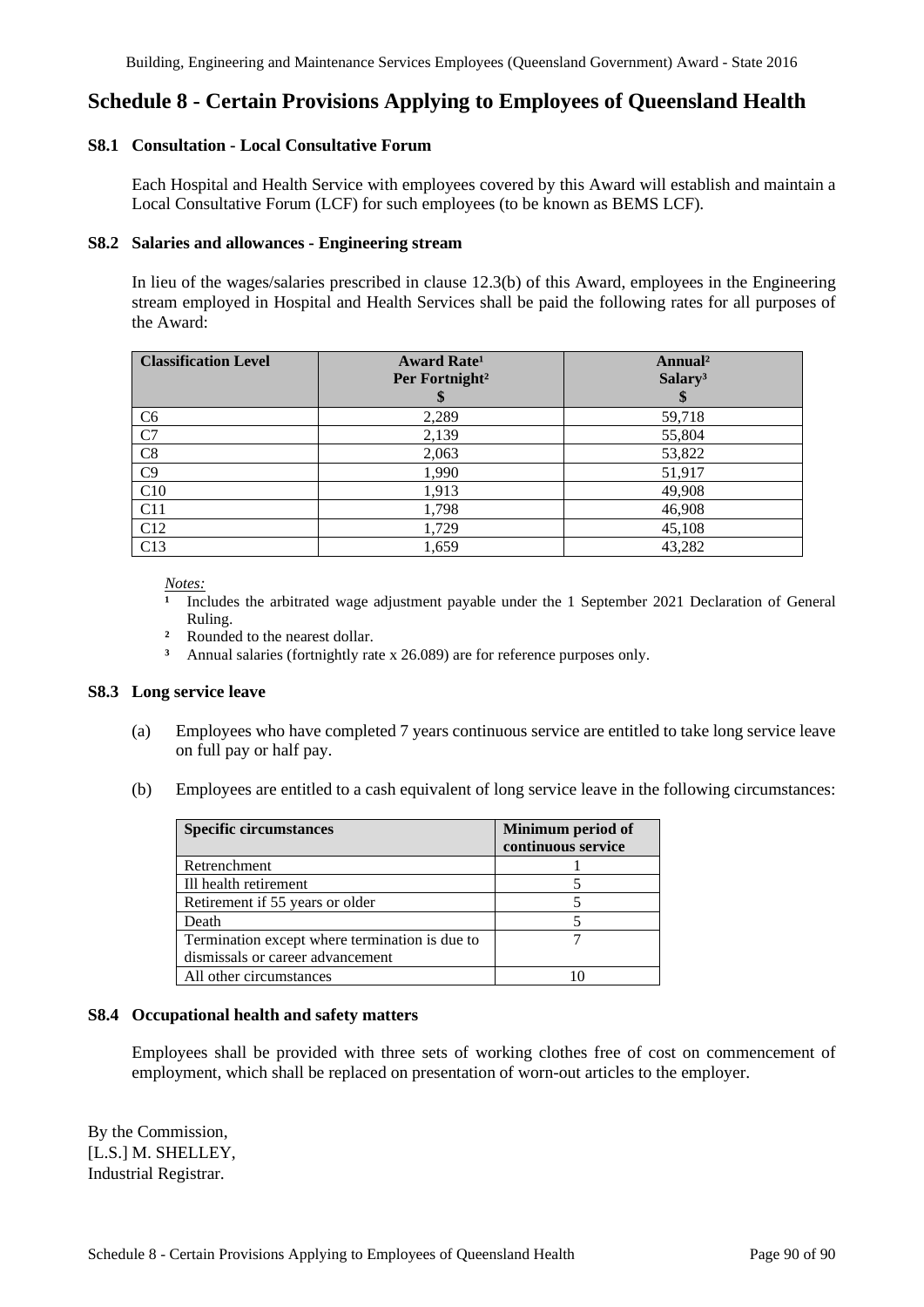# Schedule 8 - Certain Provisions Applying to Employees of Queensland Health

### S8.1 Consultation - Local Consultative Forum

Each Hospital and Health Service with employees covered by this Award will establish and maintain a Local Consultative Forum (LCF) for such employees (to be known as BEMS LCF).

### S8.2 Salaries and allowances - Engineering stream

In lieu of the wages/salaries prescribed in clause 12.3(b) of this Award, employees in the Engineering stream employed in Hospital and Health Services shall be paid the following rates for all purposes of the Award:

| Classification Level | Award Rate[1] Per Fortnight[2] $ | Annual[2] Salary[3] $ |
|---|---|---|
| C6 | 2,289 | 59,718 |
| C7 | 2,139 | 55,804 |
| C8 | 2,063 | 53,822 |
| C9 | 1,990 | 51,917 |
| C10 | 1,913 | 49,908 |
| C11 | 1,798 | 46,908 |
| C12 | 1,729 | 45,108 |
| C13 | 1,659 | 43,282 |

*Notes:*

[1] Includes the arbitrated wage adjustment payable under the 1 September 2021 Declaration of General Ruling.

[2] Rounded to the nearest dollar.

[3] Annual salaries (fortnightly rate x 26.089) are for reference purposes only.

### S8.3 Long service leave

(a) Employees who have completed 7 years continuous service are entitled to take long service leave on full pay or half pay.

(b) Employees are entitled to a cash equivalent of long service leave in the following circumstances:

| Specific circumstances | Minimum period of continuous service |
|---|---|
| Retrenchment | 1 |
| Ill health retirement | 5 |
| Retirement if 55 years or older | 5 |
| Death | 5 |
| Termination except where termination is due to dismissals or career advancement | 7 |
| All other circumstances | 10 |

### S8.4 Occupational health and safety matters

Employees shall be provided with three sets of working clothes free of cost on commencement of employment, which shall be replaced on presentation of worn-out articles to the employer.

By the Commission,
[L.S.] M. SHELLEY,
Industrial Registrar.